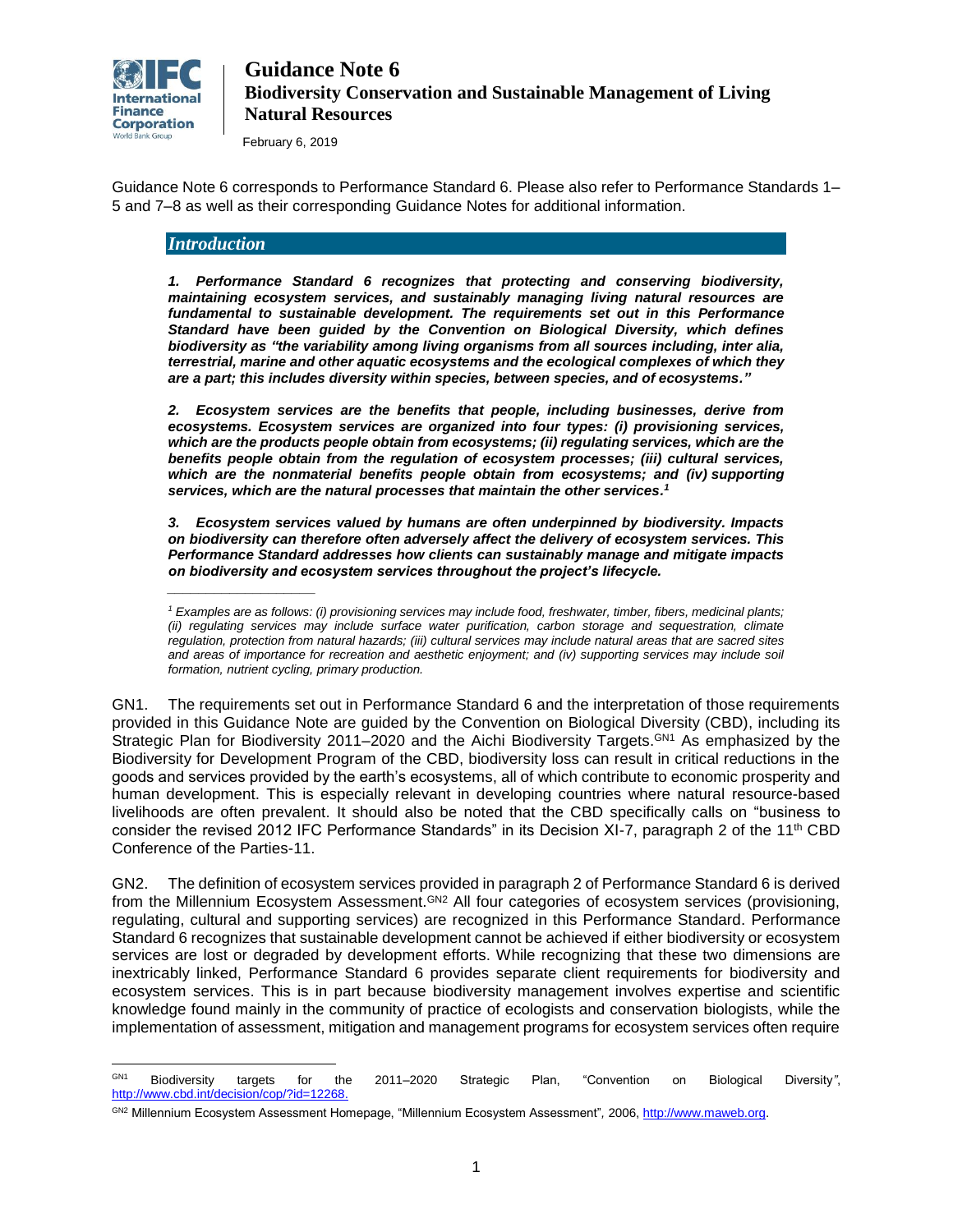# Guidance Note 6

## Biodiversity Conservation and Sustainable Management of Living Natural Resources

February 6, 2019

Guidance Note 6 corresponds to Performance Standard 6. Please also refer to Performance Standards 1–5 and 7–8 as well as their corresponding Guidance Notes for additional information.

### *Introduction*

***1. Performance Standard 6 recognizes that protecting and conserving biodiversity, maintaining ecosystem services, and sustainably managing living natural resources are fundamental to sustainable development. The requirements set out in this Performance Standard have been guided by the Convention on Biological Diversity, which defines biodiversity as "the variability among living organisms from all sources including, inter alia, terrestrial, marine and other aquatic ecosystems and the ecological complexes of which they are a part; this includes diversity within species, between species, and of ecosystems."***

***2. Ecosystem services are the benefits that people, including businesses, derive from ecosystems. Ecosystem services are organized into four types: (i) provisioning services, which are the products people obtain from ecosystems; (ii) regulating services, which are the benefits people obtain from the regulation of ecosystem processes; (iii) cultural services, which are the nonmaterial benefits people obtain from ecosystems; and (iv) supporting services, which are the natural processes that maintain the other services.[1]***

***3. Ecosystem services valued by humans are often underpinned by biodiversity. Impacts on biodiversity can therefore often adversely affect the delivery of ecosystem services. This Performance Standard addresses how clients can sustainably manage and mitigate impacts on biodiversity and ecosystem services throughout the project's lifecycle.***

---

*[1] Examples are as follows: (i) provisioning services may include food, freshwater, timber, fibers, medicinal plants; (ii) regulating services may include surface water purification, carbon storage and sequestration, climate regulation, protection from natural hazards; (iii) cultural services may include natural areas that are sacred sites and areas of importance for recreation and aesthetic enjoyment; and (iv) supporting services may include soil formation, nutrient cycling, primary production.*

GN1. The requirements set out in Performance Standard 6 and the interpretation of those requirements provided in this Guidance Note are guided by the Convention on Biological Diversity (CBD), including its Strategic Plan for Biodiversity 2011–2020 and the Aichi Biodiversity Targets.[GN1] As emphasized by the Biodiversity for Development Program of the CBD, biodiversity loss can result in critical reductions in the goods and services provided by the earth's ecosystems, all of which contribute to economic prosperity and human development. This is especially relevant in developing countries where natural resource-based livelihoods are often prevalent. It should also be noted that the CBD specifically calls on "business to consider the revised 2012 IFC Performance Standards" in its Decision XI-7, paragraph 2 of the 11th CBD Conference of the Parties-11.

GN2. The definition of ecosystem services provided in paragraph 2 of Performance Standard 6 is derived from the Millennium Ecosystem Assessment.[GN2] All four categories of ecosystem services (provisioning, regulating, cultural and supporting services) are recognized in this Performance Standard. Performance Standard 6 recognizes that sustainable development cannot be achieved if either biodiversity or ecosystem services are lost or degraded by development efforts. While recognizing that these two dimensions are inextricably linked, Performance Standard 6 provides separate client requirements for biodiversity and ecosystem services. This is in part because biodiversity management involves expertise and scientific knowledge found mainly in the community of practice of ecologists and conservation biologists, while the implementation of assessment, mitigation and management programs for ecosystem services often require

---

[GN1] Biodiversity targets for the 2011–2020 Strategic Plan, "Convention on Biological Diversity", http://www.cbd.int/decision/cop/?id=12268.

[GN2] Millennium Ecosystem Assessment Homepage, "Millennium Ecosystem Assessment", 2006, http://www.maweb.org.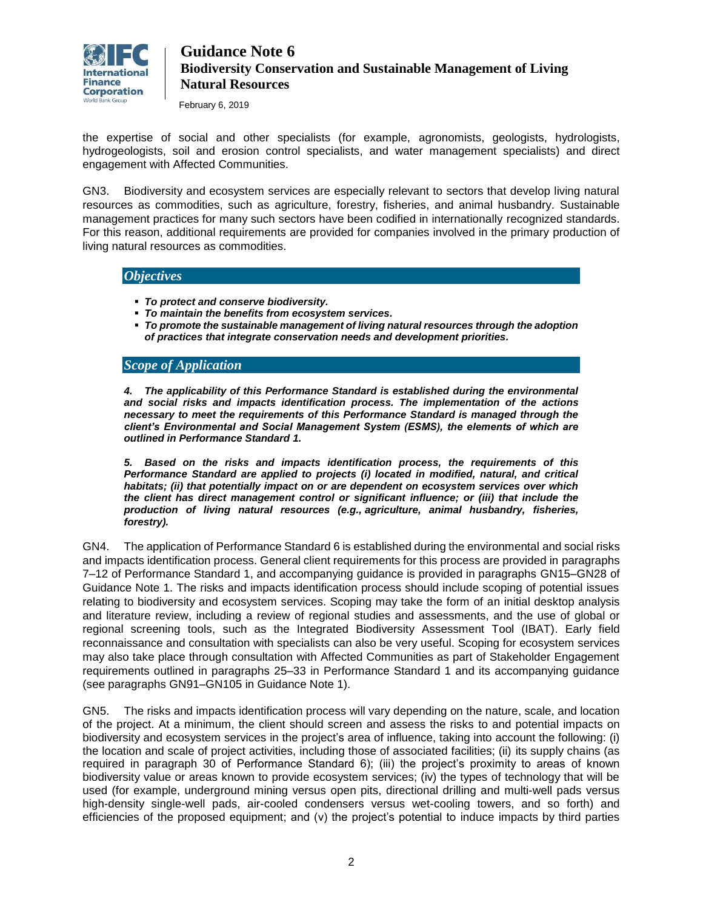the expertise of social and other specialists (for example, agronomists, geologists, hydrologists, hydrogeologists, soil and erosion control specialists, and water management specialists) and direct engagement with Affected Communities.

GN3. Biodiversity and ecosystem services are especially relevant to sectors that develop living natural resources as commodities, such as agriculture, forestry, fisheries, and animal husbandry. Sustainable management practices for many such sectors have been codified in internationally recognized standards. For this reason, additional requirements are provided for companies involved in the primary production of living natural resources as commodities.

## *Objectives*

- ***To protect and conserve biodiversity.***
- ***To maintain the benefits from ecosystem services.***
- ***To promote the sustainable management of living natural resources through the adoption of practices that integrate conservation needs and development priorities.***

## *Scope of Application*

***4. The applicability of this Performance Standard is established during the environmental and social risks and impacts identification process. The implementation of the actions necessary to meet the requirements of this Performance Standard is managed through the client's Environmental and Social Management System (ESMS), the elements of which are outlined in Performance Standard 1.***

***5. Based on the risks and impacts identification process, the requirements of this Performance Standard are applied to projects (i) located in modified, natural, and critical habitats; (ii) that potentially impact on or are dependent on ecosystem services over which the client has direct management control or significant influence; or (iii) that include the production of living natural resources (e.g., agriculture, animal husbandry, fisheries, forestry).***

GN4. The application of Performance Standard 6 is established during the environmental and social risks and impacts identification process. General client requirements for this process are provided in paragraphs 7–12 of Performance Standard 1, and accompanying guidance is provided in paragraphs GN15–GN28 of Guidance Note 1. The risks and impacts identification process should include scoping of potential issues relating to biodiversity and ecosystem services. Scoping may take the form of an initial desktop analysis and literature review, including a review of regional studies and assessments, and the use of global or regional screening tools, such as the Integrated Biodiversity Assessment Tool (IBAT). Early field reconnaissance and consultation with specialists can also be very useful. Scoping for ecosystem services may also take place through consultation with Affected Communities as part of Stakeholder Engagement requirements outlined in paragraphs 25–33 in Performance Standard 1 and its accompanying guidance (see paragraphs GN91–GN105 in Guidance Note 1).

GN5. The risks and impacts identification process will vary depending on the nature, scale, and location of the project. At a minimum, the client should screen and assess the risks to and potential impacts on biodiversity and ecosystem services in the project's area of influence, taking into account the following: (i) the location and scale of project activities, including those of associated facilities; (ii) its supply chains (as required in paragraph 30 of Performance Standard 6); (iii) the project's proximity to areas of known biodiversity value or areas known to provide ecosystem services; (iv) the types of technology that will be used (for example, underground mining versus open pits, directional drilling and multi-well pads versus high-density single-well pads, air-cooled condensers versus wet-cooling towers, and so forth) and efficiencies of the proposed equipment; and (v) the project's potential to induce impacts by third parties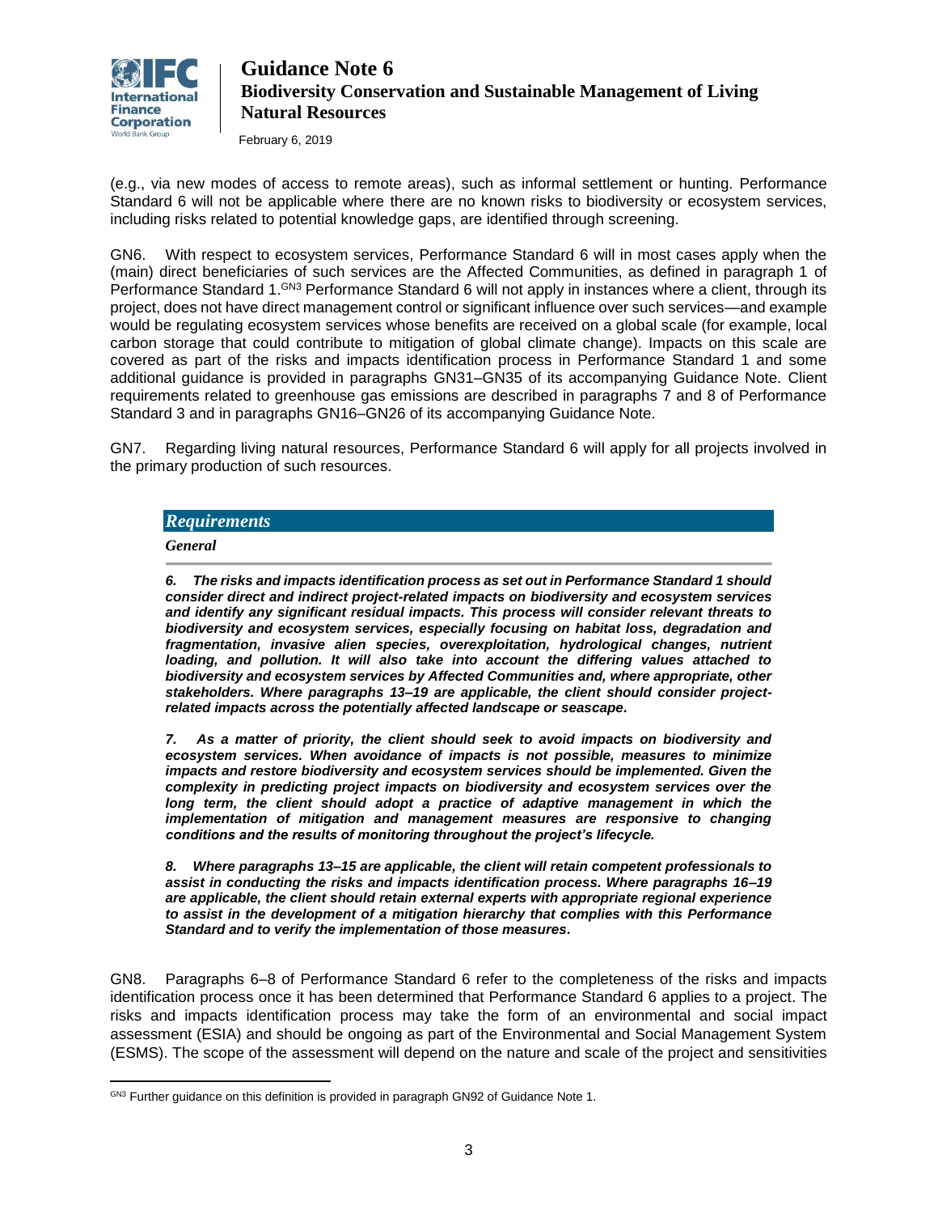(e.g., via new modes of access to remote areas), such as informal settlement or hunting. Performance Standard 6 will not be applicable where there are no known risks to biodiversity or ecosystem services, including risks related to potential knowledge gaps, are identified through screening.

GN6. With respect to ecosystem services, Performance Standard 6 will in most cases apply when the (main) direct beneficiaries of such services are the Affected Communities, as defined in paragraph 1 of Performance Standard 1.[GN3] Performance Standard 6 will not apply in instances where a client, through its project, does not have direct management control or significant influence over such services—and example would be regulating ecosystem services whose benefits are received on a global scale (for example, local carbon storage that could contribute to mitigation of global climate change). Impacts on this scale are covered as part of the risks and impacts identification process in Performance Standard 1 and some additional guidance is provided in paragraphs GN31–GN35 of its accompanying Guidance Note. Client requirements related to greenhouse gas emissions are described in paragraphs 7 and 8 of Performance Standard 3 and in paragraphs GN16–GN26 of its accompanying Guidance Note.

GN7. Regarding living natural resources, Performance Standard 6 will apply for all projects involved in the primary production of such resources.

## *Requirements*

### *General*

***6. The risks and impacts identification process as set out in Performance Standard 1 should consider direct and indirect project-related impacts on biodiversity and ecosystem services and identify any significant residual impacts. This process will consider relevant threats to biodiversity and ecosystem services, especially focusing on habitat loss, degradation and fragmentation, invasive alien species, overexploitation, hydrological changes, nutrient loading, and pollution. It will also take into account the differing values attached to biodiversity and ecosystem services by Affected Communities and, where appropriate, other stakeholders. Where paragraphs 13–19 are applicable, the client should consider project-related impacts across the potentially affected landscape or seascape.***

***7. As a matter of priority, the client should seek to avoid impacts on biodiversity and ecosystem services. When avoidance of impacts is not possible, measures to minimize impacts and restore biodiversity and ecosystem services should be implemented. Given the complexity in predicting project impacts on biodiversity and ecosystem services over the long term, the client should adopt a practice of adaptive management in which the implementation of mitigation and management measures are responsive to changing conditions and the results of monitoring throughout the project's lifecycle.***

***8. Where paragraphs 13–15 are applicable, the client will retain competent professionals to assist in conducting the risks and impacts identification process. Where paragraphs 16–19 are applicable, the client should retain external experts with appropriate regional experience to assist in the development of a mitigation hierarchy that complies with this Performance Standard and to verify the implementation of those measures.***

GN8. Paragraphs 6–8 of Performance Standard 6 refer to the completeness of the risks and impacts identification process once it has been determined that Performance Standard 6 applies to a project. The risks and impacts identification process may take the form of an environmental and social impact assessment (ESIA) and should be ongoing as part of the Environmental and Social Management System (ESMS). The scope of the assessment will depend on the nature and scale of the project and sensitivities

---

[GN3] Further guidance on this definition is provided in paragraph GN92 of Guidance Note 1.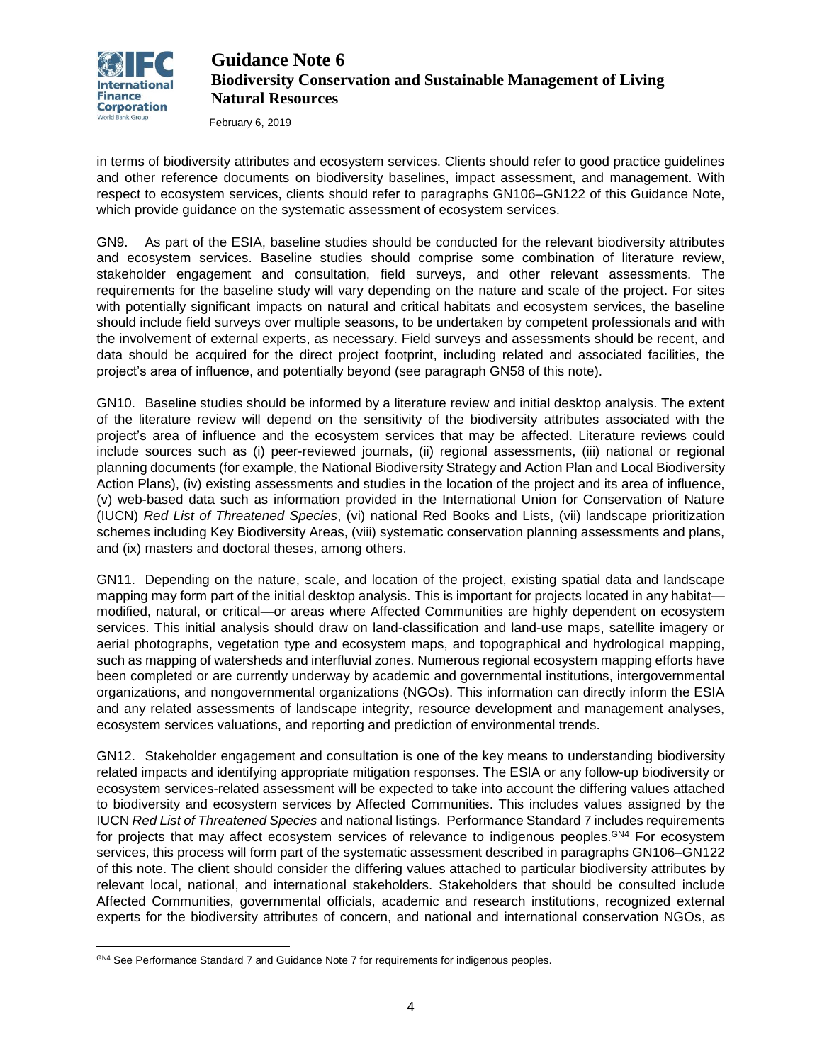in terms of biodiversity attributes and ecosystem services. Clients should refer to good practice guidelines and other reference documents on biodiversity baselines, impact assessment, and management. With respect to ecosystem services, clients should refer to paragraphs GN106–GN122 of this Guidance Note, which provide guidance on the systematic assessment of ecosystem services.

GN9. As part of the ESIA, baseline studies should be conducted for the relevant biodiversity attributes and ecosystem services. Baseline studies should comprise some combination of literature review, stakeholder engagement and consultation, field surveys, and other relevant assessments. The requirements for the baseline study will vary depending on the nature and scale of the project. For sites with potentially significant impacts on natural and critical habitats and ecosystem services, the baseline should include field surveys over multiple seasons, to be undertaken by competent professionals and with the involvement of external experts, as necessary. Field surveys and assessments should be recent, and data should be acquired for the direct project footprint, including related and associated facilities, the project's area of influence, and potentially beyond (see paragraph GN58 of this note).

GN10. Baseline studies should be informed by a literature review and initial desktop analysis. The extent of the literature review will depend on the sensitivity of the biodiversity attributes associated with the project's area of influence and the ecosystem services that may be affected. Literature reviews could include sources such as (i) peer-reviewed journals, (ii) regional assessments, (iii) national or regional planning documents (for example, the National Biodiversity Strategy and Action Plan and Local Biodiversity Action Plans), (iv) existing assessments and studies in the location of the project and its area of influence, (v) web-based data such as information provided in the International Union for Conservation of Nature (IUCN) *Red List of Threatened Species*, (vi) national Red Books and Lists, (vii) landscape prioritization schemes including Key Biodiversity Areas, (viii) systematic conservation planning assessments and plans, and (ix) masters and doctoral theses, among others.

GN11. Depending on the nature, scale, and location of the project, existing spatial data and landscape mapping may form part of the initial desktop analysis. This is important for projects located in any habitat—modified, natural, or critical—or areas where Affected Communities are highly dependent on ecosystem services. This initial analysis should draw on land-classification and land-use maps, satellite imagery or aerial photographs, vegetation type and ecosystem maps, and topographical and hydrological mapping, such as mapping of watersheds and interfluvial zones. Numerous regional ecosystem mapping efforts have been completed or are currently underway by academic and governmental institutions, intergovernmental organizations, and nongovernmental organizations (NGOs). This information can directly inform the ESIA and any related assessments of landscape integrity, resource development and management analyses, ecosystem services valuations, and reporting and prediction of environmental trends.

GN12. Stakeholder engagement and consultation is one of the key means to understanding biodiversity related impacts and identifying appropriate mitigation responses. The ESIA or any follow-up biodiversity or ecosystem services-related assessment will be expected to take into account the differing values attached to biodiversity and ecosystem services by Affected Communities. This includes values assigned by the IUCN *Red List of Threatened Species* and national listings. Performance Standard 7 includes requirements for projects that may affect ecosystem services of relevance to indigenous peoples.[GN4] For ecosystem services, this process will form part of the systematic assessment described in paragraphs GN106–GN122 of this note. The client should consider the differing values attached to particular biodiversity attributes by relevant local, national, and international stakeholders. Stakeholders that should be consulted include Affected Communities, governmental officials, academic and research institutions, recognized external experts for the biodiversity attributes of concern, and national and international conservation NGOs, as

---

[GN4] See Performance Standard 7 and Guidance Note 7 for requirements for indigenous peoples.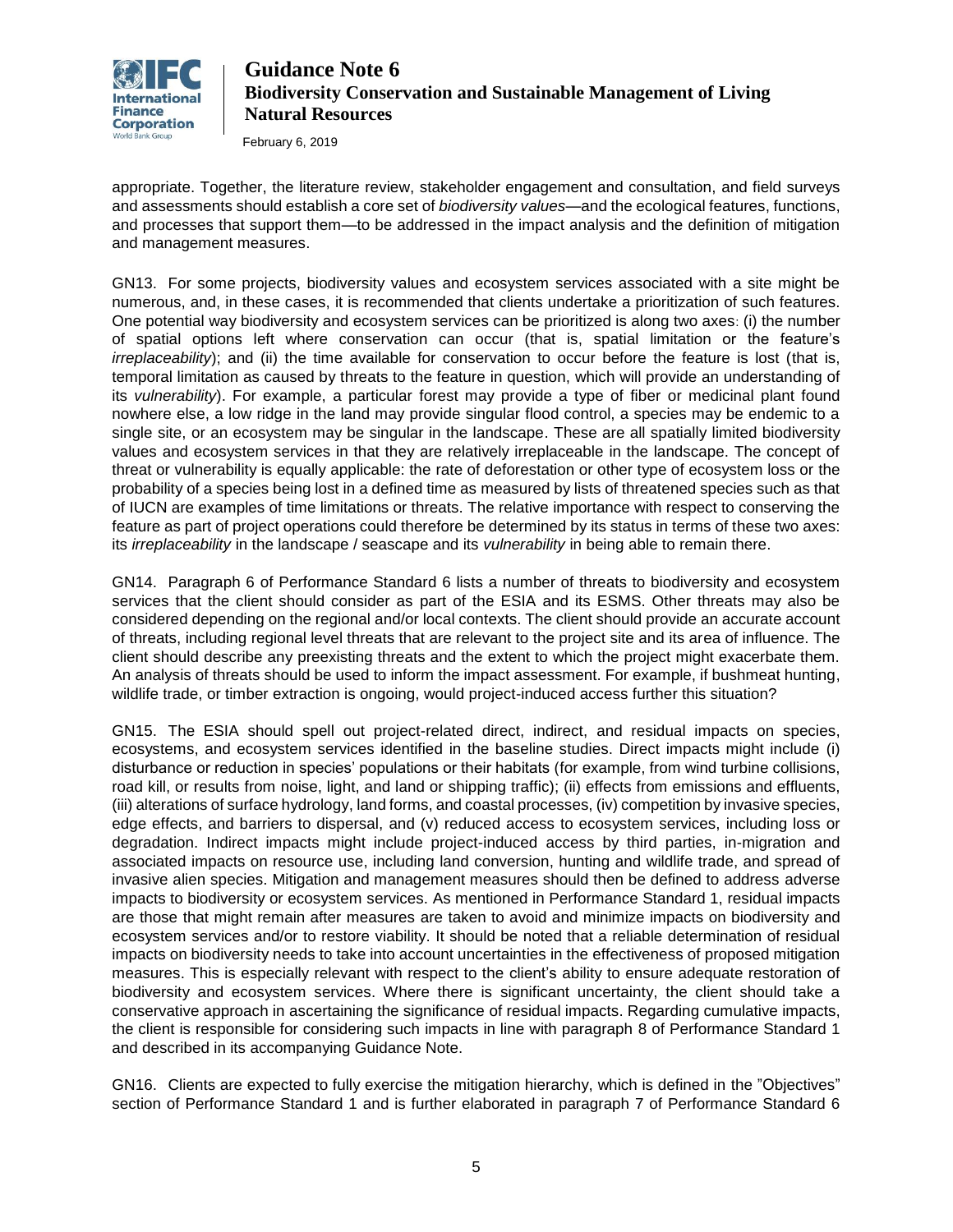appropriate. Together, the literature review, stakeholder engagement and consultation, and field surveys and assessments should establish a core set of *biodiversity values*—and the ecological features, functions, and processes that support them—to be addressed in the impact analysis and the definition of mitigation and management measures.

GN13. For some projects, biodiversity values and ecosystem services associated with a site might be numerous, and, in these cases, it is recommended that clients undertake a prioritization of such features. One potential way biodiversity and ecosystem services can be prioritized is along two axes: (i) the number of spatial options left where conservation can occur (that is, spatial limitation or the feature's *irreplaceability*); and (ii) the time available for conservation to occur before the feature is lost (that is, temporal limitation as caused by threats to the feature in question, which will provide an understanding of its *vulnerability*). For example, a particular forest may provide a type of fiber or medicinal plant found nowhere else, a low ridge in the land may provide singular flood control, a species may be endemic to a single site, or an ecosystem may be singular in the landscape. These are all spatially limited biodiversity values and ecosystem services in that they are relatively irreplaceable in the landscape. The concept of threat or vulnerability is equally applicable: the rate of deforestation or other type of ecosystem loss or the probability of a species being lost in a defined time as measured by lists of threatened species such as that of IUCN are examples of time limitations or threats. The relative importance with respect to conserving the feature as part of project operations could therefore be determined by its status in terms of these two axes: its *irreplaceability* in the landscape / seascape and its *vulnerability* in being able to remain there.

GN14. Paragraph 6 of Performance Standard 6 lists a number of threats to biodiversity and ecosystem services that the client should consider as part of the ESIA and its ESMS. Other threats may also be considered depending on the regional and/or local contexts. The client should provide an accurate account of threats, including regional level threats that are relevant to the project site and its area of influence. The client should describe any preexisting threats and the extent to which the project might exacerbate them. An analysis of threats should be used to inform the impact assessment. For example, if bushmeat hunting, wildlife trade, or timber extraction is ongoing, would project-induced access further this situation?

GN15. The ESIA should spell out project-related direct, indirect, and residual impacts on species, ecosystems, and ecosystem services identified in the baseline studies. Direct impacts might include (i) disturbance or reduction in species' populations or their habitats (for example, from wind turbine collisions, road kill, or results from noise, light, and land or shipping traffic); (ii) effects from emissions and effluents, (iii) alterations of surface hydrology, land forms, and coastal processes, (iv) competition by invasive species, edge effects, and barriers to dispersal, and (v) reduced access to ecosystem services, including loss or degradation. Indirect impacts might include project-induced access by third parties, in-migration and associated impacts on resource use, including land conversion, hunting and wildlife trade, and spread of invasive alien species. Mitigation and management measures should then be defined to address adverse impacts to biodiversity or ecosystem services. As mentioned in Performance Standard 1, residual impacts are those that might remain after measures are taken to avoid and minimize impacts on biodiversity and ecosystem services and/or to restore viability. It should be noted that a reliable determination of residual impacts on biodiversity needs to take into account uncertainties in the effectiveness of proposed mitigation measures. This is especially relevant with respect to the client's ability to ensure adequate restoration of biodiversity and ecosystem services. Where there is significant uncertainty, the client should take a conservative approach in ascertaining the significance of residual impacts. Regarding cumulative impacts, the client is responsible for considering such impacts in line with paragraph 8 of Performance Standard 1 and described in its accompanying Guidance Note.

GN16. Clients are expected to fully exercise the mitigation hierarchy, which is defined in the "Objectives" section of Performance Standard 1 and is further elaborated in paragraph 7 of Performance Standard 6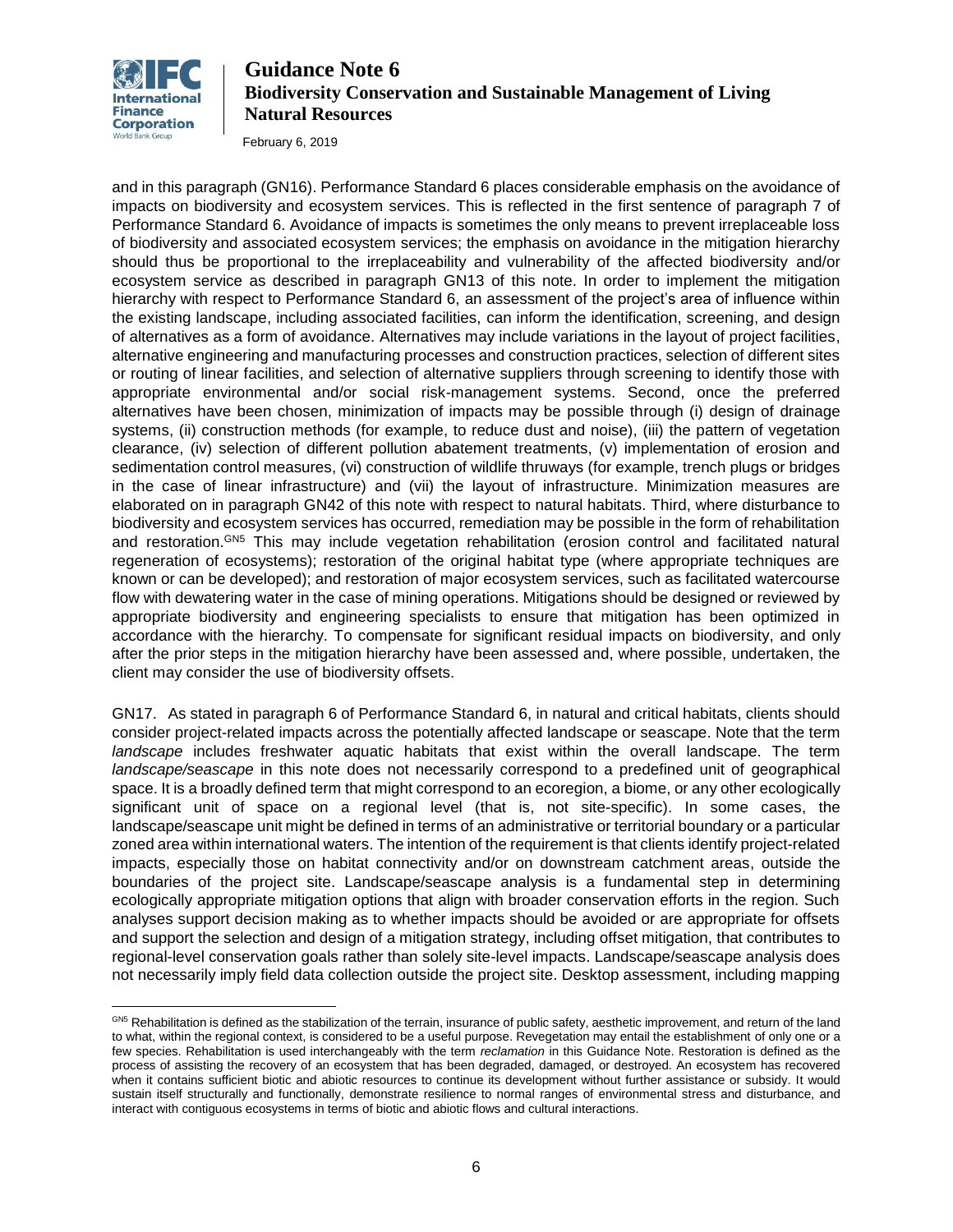and in this paragraph (GN16). Performance Standard 6 places considerable emphasis on the avoidance of impacts on biodiversity and ecosystem services. This is reflected in the first sentence of paragraph 7 of Performance Standard 6. Avoidance of impacts is sometimes the only means to prevent irreplaceable loss of biodiversity and associated ecosystem services; the emphasis on avoidance in the mitigation hierarchy should thus be proportional to the irreplaceability and vulnerability of the affected biodiversity and/or ecosystem service as described in paragraph GN13 of this note. In order to implement the mitigation hierarchy with respect to Performance Standard 6, an assessment of the project's area of influence within the existing landscape, including associated facilities, can inform the identification, screening, and design of alternatives as a form of avoidance. Alternatives may include variations in the layout of project facilities, alternative engineering and manufacturing processes and construction practices, selection of different sites or routing of linear facilities, and selection of alternative suppliers through screening to identify those with appropriate environmental and/or social risk-management systems. Second, once the preferred alternatives have been chosen, minimization of impacts may be possible through (i) design of drainage systems, (ii) construction methods (for example, to reduce dust and noise), (iii) the pattern of vegetation clearance, (iv) selection of different pollution abatement treatments, (v) implementation of erosion and sedimentation control measures, (vi) construction of wildlife thruways (for example, trench plugs or bridges in the case of linear infrastructure) and (vii) the layout of infrastructure. Minimization measures are elaborated on in paragraph GN42 of this note with respect to natural habitats. Third, where disturbance to biodiversity and ecosystem services has occurred, remediation may be possible in the form of rehabilitation and restoration.[GN5] This may include vegetation rehabilitation (erosion control and facilitated natural regeneration of ecosystems); restoration of the original habitat type (where appropriate techniques are known or can be developed); and restoration of major ecosystem services, such as facilitated watercourse flow with dewatering water in the case of mining operations. Mitigations should be designed or reviewed by appropriate biodiversity and engineering specialists to ensure that mitigation has been optimized in accordance with the hierarchy. To compensate for significant residual impacts on biodiversity, and only after the prior steps in the mitigation hierarchy have been assessed and, where possible, undertaken, the client may consider the use of biodiversity offsets.

GN17. As stated in paragraph 6 of Performance Standard 6, in natural and critical habitats, clients should consider project-related impacts across the potentially affected landscape or seascape. Note that the term *landscape* includes freshwater aquatic habitats that exist within the overall landscape. The term *landscape/seascape* in this note does not necessarily correspond to a predefined unit of geographical space. It is a broadly defined term that might correspond to an ecoregion, a biome, or any other ecologically significant unit of space on a regional level (that is, not site-specific). In some cases, the landscape/seascape unit might be defined in terms of an administrative or territorial boundary or a particular zoned area within international waters. The intention of the requirement is that clients identify project-related impacts, especially those on habitat connectivity and/or on downstream catchment areas, outside the boundaries of the project site. Landscape/seascape analysis is a fundamental step in determining ecologically appropriate mitigation options that align with broader conservation efforts in the region. Such analyses support decision making as to whether impacts should be avoided or are appropriate for offsets and support the selection and design of a mitigation strategy, including offset mitigation, that contributes to regional-level conservation goals rather than solely site-level impacts. Landscape/seascape analysis does not necessarily imply field data collection outside the project site. Desktop assessment, including mapping

---

[GN5] Rehabilitation is defined as the stabilization of the terrain, insurance of public safety, aesthetic improvement, and return of the land to what, within the regional context, is considered to be a useful purpose. Revegetation may entail the establishment of only one or a few species. Rehabilitation is used interchangeably with the term *reclamation* in this Guidance Note. Restoration is defined as the process of assisting the recovery of an ecosystem that has been degraded, damaged, or destroyed. An ecosystem has recovered when it contains sufficient biotic and abiotic resources to continue its development without further assistance or subsidy. It would sustain itself structurally and functionally, demonstrate resilience to normal ranges of environmental stress and disturbance, and interact with contiguous ecosystems in terms of biotic and abiotic flows and cultural interactions.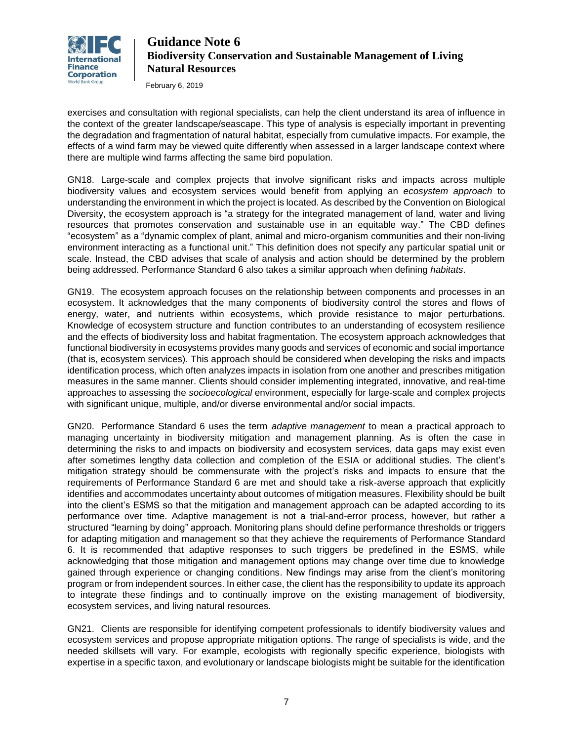exercises and consultation with regional specialists, can help the client understand its area of influence in the context of the greater landscape/seascape. This type of analysis is especially important in preventing the degradation and fragmentation of natural habitat, especially from cumulative impacts. For example, the effects of a wind farm may be viewed quite differently when assessed in a larger landscape context where there are multiple wind farms affecting the same bird population.

GN18. Large-scale and complex projects that involve significant risks and impacts across multiple biodiversity values and ecosystem services would benefit from applying an *ecosystem approach* to understanding the environment in which the project is located. As described by the Convention on Biological Diversity, the ecosystem approach is "a strategy for the integrated management of land, water and living resources that promotes conservation and sustainable use in an equitable way." The CBD defines "ecosystem" as a "dynamic complex of plant, animal and micro-organism communities and their non-living environment interacting as a functional unit." This definition does not specify any particular spatial unit or scale. Instead, the CBD advises that scale of analysis and action should be determined by the problem being addressed. Performance Standard 6 also takes a similar approach when defining *habitats*.

GN19. The ecosystem approach focuses on the relationship between components and processes in an ecosystem. It acknowledges that the many components of biodiversity control the stores and flows of energy, water, and nutrients within ecosystems, which provide resistance to major perturbations. Knowledge of ecosystem structure and function contributes to an understanding of ecosystem resilience and the effects of biodiversity loss and habitat fragmentation. The ecosystem approach acknowledges that functional biodiversity in ecosystems provides many goods and services of economic and social importance (that is, ecosystem services). This approach should be considered when developing the risks and impacts identification process, which often analyzes impacts in isolation from one another and prescribes mitigation measures in the same manner. Clients should consider implementing integrated, innovative, and real-time approaches to assessing the *socioecological* environment, especially for large-scale and complex projects with significant unique, multiple, and/or diverse environmental and/or social impacts.

GN20. Performance Standard 6 uses the term *adaptive management* to mean a practical approach to managing uncertainty in biodiversity mitigation and management planning. As is often the case in determining the risks to and impacts on biodiversity and ecosystem services, data gaps may exist even after sometimes lengthy data collection and completion of the ESIA or additional studies. The client's mitigation strategy should be commensurate with the project's risks and impacts to ensure that the requirements of Performance Standard 6 are met and should take a risk-averse approach that explicitly identifies and accommodates uncertainty about outcomes of mitigation measures. Flexibility should be built into the client's ESMS so that the mitigation and management approach can be adapted according to its performance over time. Adaptive management is not a trial-and-error process, however, but rather a structured "learning by doing" approach. Monitoring plans should define performance thresholds or triggers for adapting mitigation and management so that they achieve the requirements of Performance Standard 6. It is recommended that adaptive responses to such triggers be predefined in the ESMS, while acknowledging that those mitigation and management options may change over time due to knowledge gained through experience or changing conditions. New findings may arise from the client's monitoring program or from independent sources. In either case, the client has the responsibility to update its approach to integrate these findings and to continually improve on the existing management of biodiversity, ecosystem services, and living natural resources.

GN21. Clients are responsible for identifying competent professionals to identify biodiversity values and ecosystem services and propose appropriate mitigation options. The range of specialists is wide, and the needed skillsets will vary. For example, ecologists with regionally specific experience, biologists with expertise in a specific taxon, and evolutionary or landscape biologists might be suitable for the identification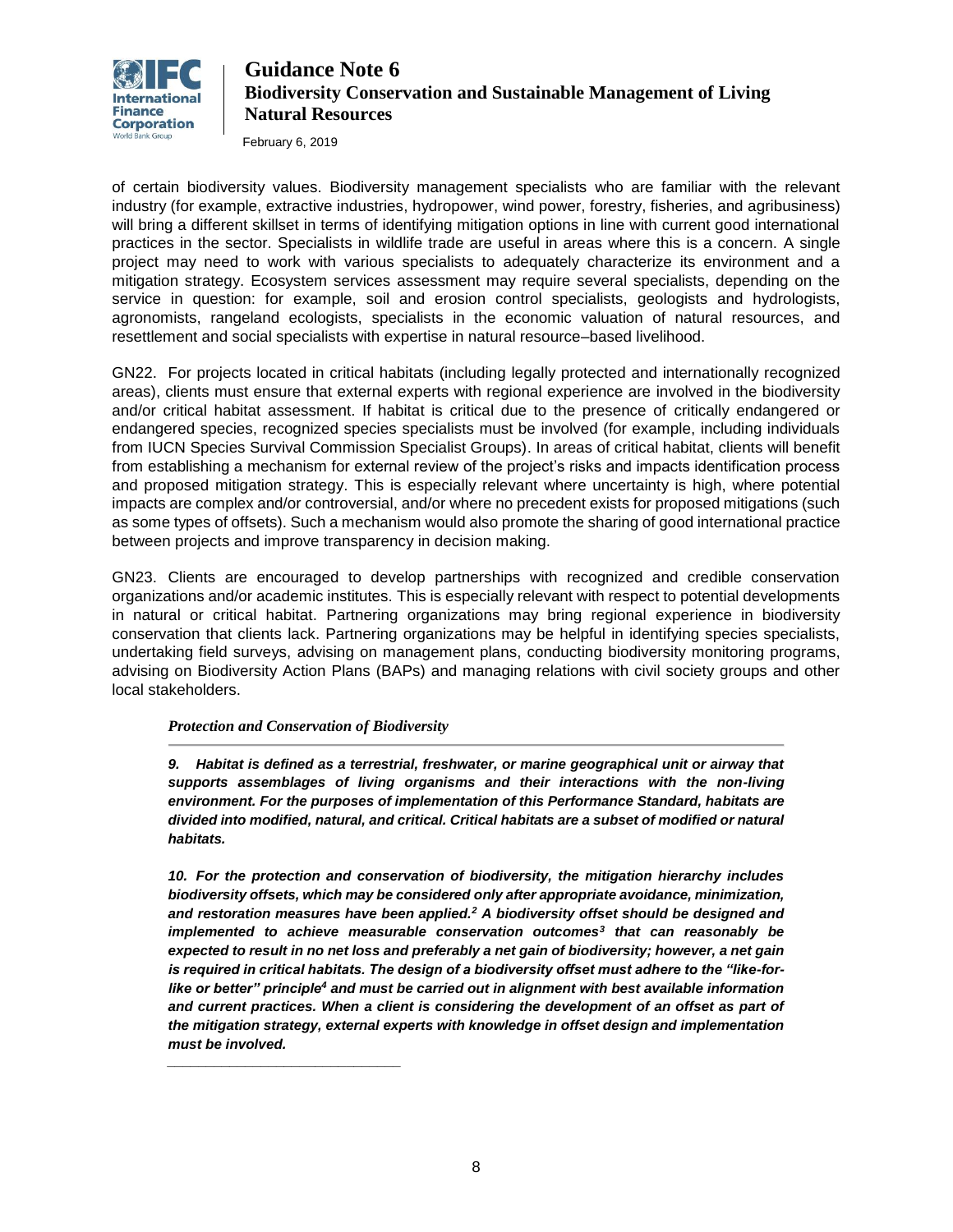of certain biodiversity values. Biodiversity management specialists who are familiar with the relevant industry (for example, extractive industries, hydropower, wind power, forestry, fisheries, and agribusiness) will bring a different skillset in terms of identifying mitigation options in line with current good international practices in the sector. Specialists in wildlife trade are useful in areas where this is a concern. A single project may need to work with various specialists to adequately characterize its environment and a mitigation strategy. Ecosystem services assessment may require several specialists, depending on the service in question: for example, soil and erosion control specialists, geologists and hydrologists, agronomists, rangeland ecologists, specialists in the economic valuation of natural resources, and resettlement and social specialists with expertise in natural resource–based livelihood.

GN22. For projects located in critical habitats (including legally protected and internationally recognized areas), clients must ensure that external experts with regional experience are involved in the biodiversity and/or critical habitat assessment. If habitat is critical due to the presence of critically endangered or endangered species, recognized species specialists must be involved (for example, including individuals from IUCN Species Survival Commission Specialist Groups). In areas of critical habitat, clients will benefit from establishing a mechanism for external review of the project's risks and impacts identification process and proposed mitigation strategy. This is especially relevant where uncertainty is high, where potential impacts are complex and/or controversial, and/or where no precedent exists for proposed mitigations (such as some types of offsets). Such a mechanism would also promote the sharing of good international practice between projects and improve transparency in decision making.

GN23. Clients are encouraged to develop partnerships with recognized and credible conservation organizations and/or academic institutes. This is especially relevant with respect to potential developments in natural or critical habitat. Partnering organizations may bring regional experience in biodiversity conservation that clients lack. Partnering organizations may be helpful in identifying species specialists, undertaking field surveys, advising on management plans, conducting biodiversity monitoring programs, advising on Biodiversity Action Plans (BAPs) and managing relations with civil society groups and other local stakeholders.

### *Protection and Conservation of Biodiversity*

***9. Habitat is defined as a terrestrial, freshwater, or marine geographical unit or airway that supports assemblages of living organisms and their interactions with the non-living environment. For the purposes of implementation of this Performance Standard, habitats are divided into modified, natural, and critical. Critical habitats are a subset of modified or natural habitats.***

***10. For the protection and conservation of biodiversity, the mitigation hierarchy includes biodiversity offsets, which may be considered only after appropriate avoidance, minimization, and restoration measures have been applied.[2] A biodiversity offset should be designed and implemented to achieve measurable conservation outcomes[3] that can reasonably be expected to result in no net loss and preferably a net gain of biodiversity; however, a net gain is required in critical habitats. The design of a biodiversity offset must adhere to the "like-for-like or better" principle[4] and must be carried out in alignment with best available information and current practices. When a client is considering the development of an offset as part of the mitigation strategy, external experts with knowledge in offset design and implementation must be involved.***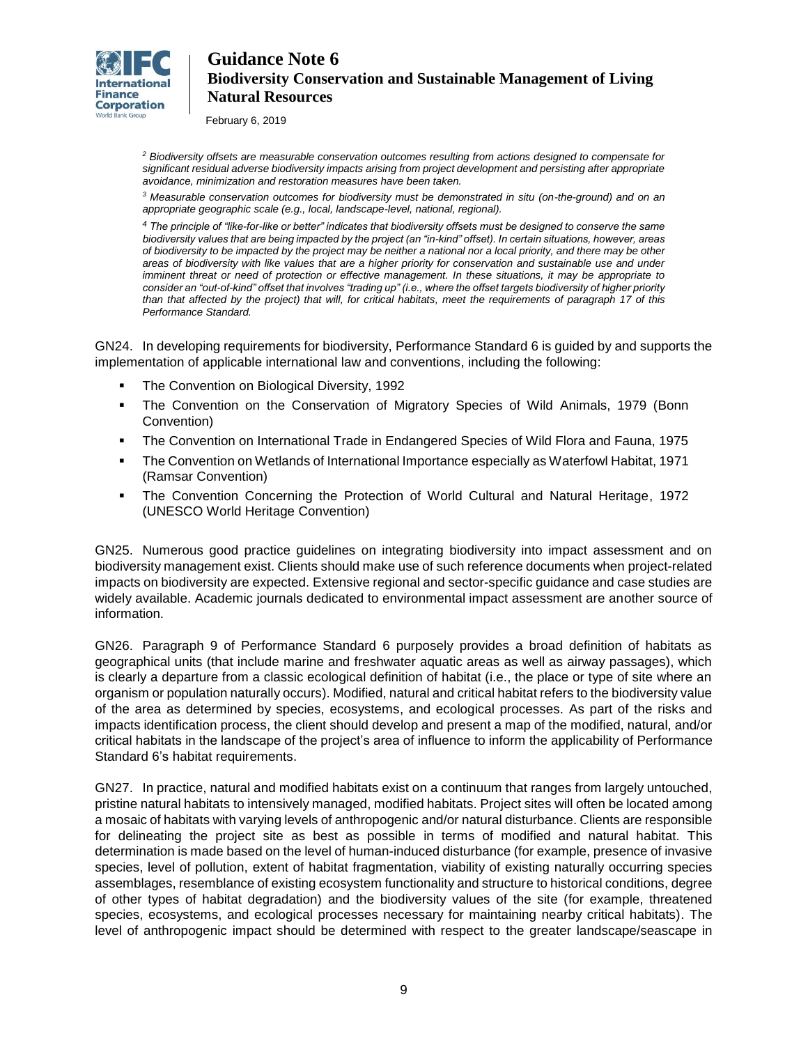*[2] Biodiversity offsets are measurable conservation outcomes resulting from actions designed to compensate for significant residual adverse biodiversity impacts arising from project development and persisting after appropriate avoidance, minimization and restoration measures have been taken.*

*[3] Measurable conservation outcomes for biodiversity must be demonstrated in situ (on-the-ground) and on an appropriate geographic scale (e.g., local, landscape-level, national, regional).*

*[4] The principle of "like-for-like or better" indicates that biodiversity offsets must be designed to conserve the same biodiversity values that are being impacted by the project (an "in-kind" offset). In certain situations, however, areas of biodiversity to be impacted by the project may be neither a national nor a local priority, and there may be other areas of biodiversity with like values that are a higher priority for conservation and sustainable use and under imminent threat or need of protection or effective management. In these situations, it may be appropriate to consider an "out-of-kind" offset that involves "trading up" (i.e., where the offset targets biodiversity of higher priority than that affected by the project) that will, for critical habitats, meet the requirements of paragraph 17 of this Performance Standard.*

GN24. In developing requirements for biodiversity, Performance Standard 6 is guided by and supports the implementation of applicable international law and conventions, including the following:

- The Convention on Biological Diversity, 1992
- The Convention on the Conservation of Migratory Species of Wild Animals, 1979 (Bonn Convention)
- The Convention on International Trade in Endangered Species of Wild Flora and Fauna, 1975
- The Convention on Wetlands of International Importance especially as Waterfowl Habitat, 1971 (Ramsar Convention)
- The Convention Concerning the Protection of World Cultural and Natural Heritage, 1972 (UNESCO World Heritage Convention)

GN25. Numerous good practice guidelines on integrating biodiversity into impact assessment and on biodiversity management exist. Clients should make use of such reference documents when project-related impacts on biodiversity are expected. Extensive regional and sector-specific guidance and case studies are widely available. Academic journals dedicated to environmental impact assessment are another source of information.

GN26. Paragraph 9 of Performance Standard 6 purposely provides a broad definition of habitats as geographical units (that include marine and freshwater aquatic areas as well as airway passages), which is clearly a departure from a classic ecological definition of habitat (i.e., the place or type of site where an organism or population naturally occurs). Modified, natural and critical habitat refers to the biodiversity value of the area as determined by species, ecosystems, and ecological processes. As part of the risks and impacts identification process, the client should develop and present a map of the modified, natural, and/or critical habitats in the landscape of the project's area of influence to inform the applicability of Performance Standard 6's habitat requirements.

GN27. In practice, natural and modified habitats exist on a continuum that ranges from largely untouched, pristine natural habitats to intensively managed, modified habitats. Project sites will often be located among a mosaic of habitats with varying levels of anthropogenic and/or natural disturbance. Clients are responsible for delineating the project site as best as possible in terms of modified and natural habitat. This determination is made based on the level of human-induced disturbance (for example, presence of invasive species, level of pollution, extent of habitat fragmentation, viability of existing naturally occurring species assemblages, resemblance of existing ecosystem functionality and structure to historical conditions, degree of other types of habitat degradation) and the biodiversity values of the site (for example, threatened species, ecosystems, and ecological processes necessary for maintaining nearby critical habitats). The level of anthropogenic impact should be determined with respect to the greater landscape/seascape in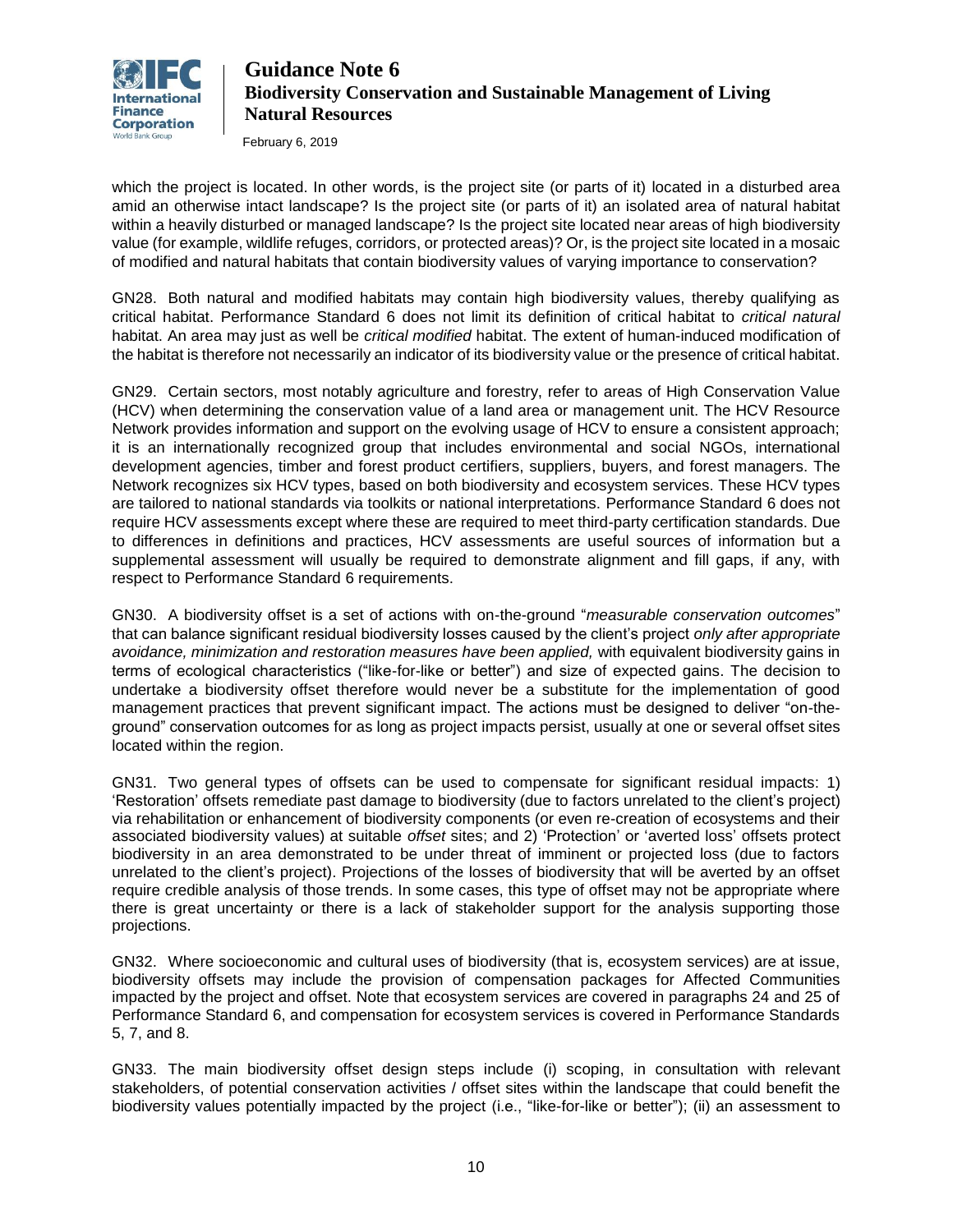which the project is located. In other words, is the project site (or parts of it) located in a disturbed area amid an otherwise intact landscape? Is the project site (or parts of it) an isolated area of natural habitat within a heavily disturbed or managed landscape? Is the project site located near areas of high biodiversity value (for example, wildlife refuges, corridors, or protected areas)? Or, is the project site located in a mosaic of modified and natural habitats that contain biodiversity values of varying importance to conservation?

GN28. Both natural and modified habitats may contain high biodiversity values, thereby qualifying as critical habitat. Performance Standard 6 does not limit its definition of critical habitat to *critical natural* habitat. An area may just as well be *critical modified* habitat. The extent of human-induced modification of the habitat is therefore not necessarily an indicator of its biodiversity value or the presence of critical habitat.

GN29. Certain sectors, most notably agriculture and forestry, refer to areas of High Conservation Value (HCV) when determining the conservation value of a land area or management unit. The HCV Resource Network provides information and support on the evolving usage of HCV to ensure a consistent approach; it is an internationally recognized group that includes environmental and social NGOs, international development agencies, timber and forest product certifiers, suppliers, buyers, and forest managers. The Network recognizes six HCV types, based on both biodiversity and ecosystem services. These HCV types are tailored to national standards via toolkits or national interpretations. Performance Standard 6 does not require HCV assessments except where these are required to meet third-party certification standards. Due to differences in definitions and practices, HCV assessments are useful sources of information but a supplemental assessment will usually be required to demonstrate alignment and fill gaps, if any, with respect to Performance Standard 6 requirements.

GN30. A biodiversity offset is a set of actions with on-the-ground "*measurable conservation outcomes*" that can balance significant residual biodiversity losses caused by the client's project *only after appropriate avoidance, minimization and restoration measures have been applied,* with equivalent biodiversity gains in terms of ecological characteristics ("like-for-like or better") and size of expected gains. The decision to undertake a biodiversity offset therefore would never be a substitute for the implementation of good management practices that prevent significant impact. The actions must be designed to deliver "on-the-ground" conservation outcomes for as long as project impacts persist, usually at one or several offset sites located within the region.

GN31. Two general types of offsets can be used to compensate for significant residual impacts: 1) 'Restoration' offsets remediate past damage to biodiversity (due to factors unrelated to the client's project) via rehabilitation or enhancement of biodiversity components (or even re-creation of ecosystems and their associated biodiversity values) at suitable *offset* sites; and 2) 'Protection' or 'averted loss' offsets protect biodiversity in an area demonstrated to be under threat of imminent or projected loss (due to factors unrelated to the client's project). Projections of the losses of biodiversity that will be averted by an offset require credible analysis of those trends. In some cases, this type of offset may not be appropriate where there is great uncertainty or there is a lack of stakeholder support for the analysis supporting those projections.

GN32. Where socioeconomic and cultural uses of biodiversity (that is, ecosystem services) are at issue, biodiversity offsets may include the provision of compensation packages for Affected Communities impacted by the project and offset. Note that ecosystem services are covered in paragraphs 24 and 25 of Performance Standard 6, and compensation for ecosystem services is covered in Performance Standards 5, 7, and 8.

GN33. The main biodiversity offset design steps include (i) scoping, in consultation with relevant stakeholders, of potential conservation activities / offset sites within the landscape that could benefit the biodiversity values potentially impacted by the project (i.e., "like-for-like or better"); (ii) an assessment to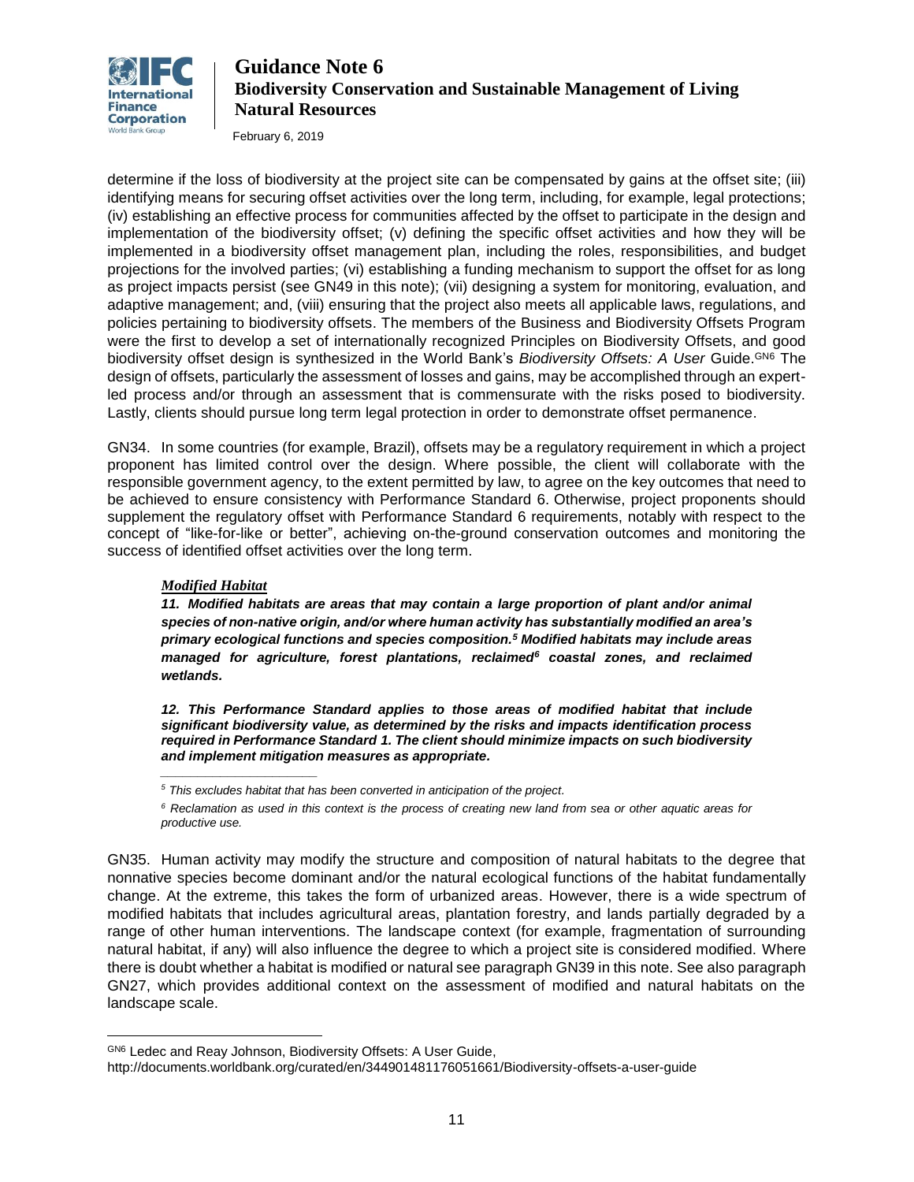determine if the loss of biodiversity at the project site can be compensated by gains at the offset site; (iii) identifying means for securing offset activities over the long term, including, for example, legal protections; (iv) establishing an effective process for communities affected by the offset to participate in the design and implementation of the biodiversity offset; (v) defining the specific offset activities and how they will be implemented in a biodiversity offset management plan, including the roles, responsibilities, and budget projections for the involved parties; (vi) establishing a funding mechanism to support the offset for as long as project impacts persist (see GN49 in this note); (vii) designing a system for monitoring, evaluation, and adaptive management; and, (viii) ensuring that the project also meets all applicable laws, regulations, and policies pertaining to biodiversity offsets. The members of the Business and Biodiversity Offsets Program were the first to develop a set of internationally recognized Principles on Biodiversity Offsets, and good biodiversity offset design is synthesized in the World Bank's *Biodiversity Offsets: A User* Guide.[GN6] The design of offsets, particularly the assessment of losses and gains, may be accomplished through an expert-led process and/or through an assessment that is commensurate with the risks posed to biodiversity. Lastly, clients should pursue long term legal protection in order to demonstrate offset permanence.

GN34. In some countries (for example, Brazil), offsets may be a regulatory requirement in which a project proponent has limited control over the design. Where possible, the client will collaborate with the responsible government agency, to the extent permitted by law, to agree on the key outcomes that need to be achieved to ensure consistency with Performance Standard 6. Otherwise, project proponents should supplement the regulatory offset with Performance Standard 6 requirements, notably with respect to the concept of "like-for-like or better", achieving on-the-ground conservation outcomes and monitoring the success of identified offset activities over the long term.

### *Modified Habitat*

***11. Modified habitats are areas that may contain a large proportion of plant and/or animal species of non-native origin, and/or where human activity has substantially modified an area's primary ecological functions and species composition.[5] Modified habitats may include areas managed for agriculture, forest plantations, reclaimed[6] coastal zones, and reclaimed wetlands.***

***12. This Performance Standard applies to those areas of modified habitat that include significant biodiversity value, as determined by the risks and impacts identification process required in Performance Standard 1. The client should minimize impacts on such biodiversity and implement mitigation measures as appropriate.***

*[5] This excludes habitat that has been converted in anticipation of the project.*

*[6] Reclamation as used in this context is the process of creating new land from sea or other aquatic areas for productive use.*

GN35. Human activity may modify the structure and composition of natural habitats to the degree that nonnative species become dominant and/or the natural ecological functions of the habitat fundamentally change. At the extreme, this takes the form of urbanized areas. However, there is a wide spectrum of modified habitats that includes agricultural areas, plantation forestry, and lands partially degraded by a range of other human interventions. The landscape context (for example, fragmentation of surrounding natural habitat, if any) will also influence the degree to which a project site is considered modified. Where there is doubt whether a habitat is modified or natural see paragraph GN39 in this note. See also paragraph GN27, which provides additional context on the assessment of modified and natural habitats on the landscape scale.

[GN6] Ledec and Reay Johnson, Biodiversity Offsets: A User Guide, http://documents.worldbank.org/curated/en/344901481176051661/Biodiversity-offsets-a-user-guide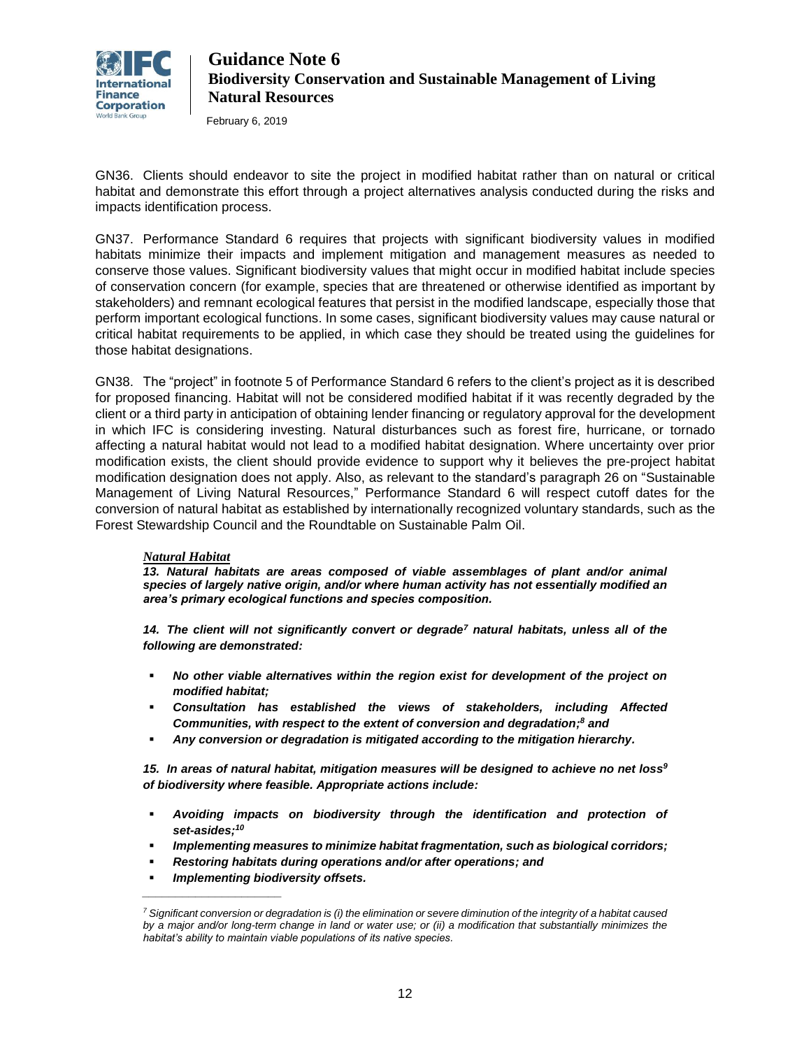GN36. Clients should endeavor to site the project in modified habitat rather than on natural or critical habitat and demonstrate this effort through a project alternatives analysis conducted during the risks and impacts identification process.

GN37. Performance Standard 6 requires that projects with significant biodiversity values in modified habitats minimize their impacts and implement mitigation and management measures as needed to conserve those values. Significant biodiversity values that might occur in modified habitat include species of conservation concern (for example, species that are threatened or otherwise identified as important by stakeholders) and remnant ecological features that persist in the modified landscape, especially those that perform important ecological functions. In some cases, significant biodiversity values may cause natural or critical habitat requirements to be applied, in which case they should be treated using the guidelines for those habitat designations.

GN38. The "project" in footnote 5 of Performance Standard 6 refers to the client's project as it is described for proposed financing. Habitat will not be considered modified habitat if it was recently degraded by the client or a third party in anticipation of obtaining lender financing or regulatory approval for the development in which IFC is considering investing. Natural disturbances such as forest fire, hurricane, or tornado affecting a natural habitat would not lead to a modified habitat designation. Where uncertainty over prior modification exists, the client should provide evidence to support why it believes the pre-project habitat modification designation does not apply. Also, as relevant to the standard's paragraph 26 on "Sustainable Management of Living Natural Resources," Performance Standard 6 will respect cutoff dates for the conversion of natural habitat as established by internationally recognized voluntary standards, such as the Forest Stewardship Council and the Roundtable on Sustainable Palm Oil.

***Natural Habitat***

***13. Natural habitats are areas composed of viable assemblages of plant and/or animal species of largely native origin, and/or where human activity has not essentially modified an area's primary ecological functions and species composition.***

***14. The client will not significantly convert or degrade[7] natural habitats, unless all of the following are demonstrated:***

- ***No other viable alternatives within the region exist for development of the project on modified habitat;***
- ***Consultation has established the views of stakeholders, including Affected Communities, with respect to the extent of conversion and degradation;[8] and***
- ***Any conversion or degradation is mitigated according to the mitigation hierarchy.***

***15. In areas of natural habitat, mitigation measures will be designed to achieve no net loss[9] of biodiversity where feasible. Appropriate actions include:***

- ***Avoiding impacts on biodiversity through the identification and protection of set-asides;[10]***
- ***Implementing measures to minimize habitat fragmentation, such as biological corridors;***
- ***Restoring habitats during operations and/or after operations; and***
- ***Implementing biodiversity offsets.***

---

*[7] Significant conversion or degradation is (i) the elimination or severe diminution of the integrity of a habitat caused by a major and/or long-term change in land or water use; or (ii) a modification that substantially minimizes the habitat's ability to maintain viable populations of its native species.*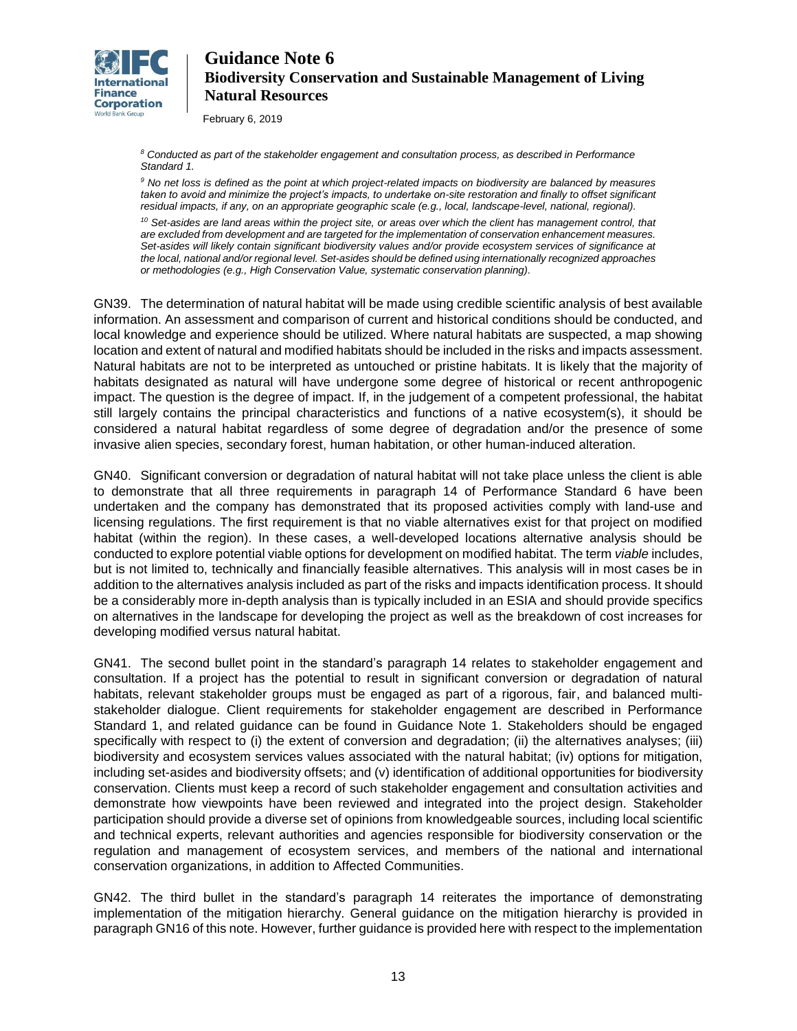[8] *Conducted as part of the stakeholder engagement and consultation process, as described in Performance Standard 1.*

[9] *No net loss is defined as the point at which project-related impacts on biodiversity are balanced by measures taken to avoid and minimize the project's impacts, to undertake on-site restoration and finally to offset significant residual impacts, if any, on an appropriate geographic scale (e.g., local, landscape-level, national, regional).*

[10] *Set-asides are land areas within the project site, or areas over which the client has management control, that are excluded from development and are targeted for the implementation of conservation enhancement measures. Set-asides will likely contain significant biodiversity values and/or provide ecosystem services of significance at the local, national and/or regional level. Set-asides should be defined using internationally recognized approaches or methodologies (e.g., High Conservation Value, systematic conservation planning).*

GN39. The determination of natural habitat will be made using credible scientific analysis of best available information. An assessment and comparison of current and historical conditions should be conducted, and local knowledge and experience should be utilized. Where natural habitats are suspected, a map showing location and extent of natural and modified habitats should be included in the risks and impacts assessment. Natural habitats are not to be interpreted as untouched or pristine habitats. It is likely that the majority of habitats designated as natural will have undergone some degree of historical or recent anthropogenic impact. The question is the degree of impact. If, in the judgement of a competent professional, the habitat still largely contains the principal characteristics and functions of a native ecosystem(s), it should be considered a natural habitat regardless of some degree of degradation and/or the presence of some invasive alien species, secondary forest, human habitation, or other human-induced alteration.

GN40. Significant conversion or degradation of natural habitat will not take place unless the client is able to demonstrate that all three requirements in paragraph 14 of Performance Standard 6 have been undertaken and the company has demonstrated that its proposed activities comply with land-use and licensing regulations. The first requirement is that no viable alternatives exist for that project on modified habitat (within the region). In these cases, a well-developed locations alternative analysis should be conducted to explore potential viable options for development on modified habitat. The term *viable* includes, but is not limited to, technically and financially feasible alternatives. This analysis will in most cases be in addition to the alternatives analysis included as part of the risks and impacts identification process. It should be a considerably more in-depth analysis than is typically included in an ESIA and should provide specifics on alternatives in the landscape for developing the project as well as the breakdown of cost increases for developing modified versus natural habitat.

GN41. The second bullet point in the standard's paragraph 14 relates to stakeholder engagement and consultation. If a project has the potential to result in significant conversion or degradation of natural habitats, relevant stakeholder groups must be engaged as part of a rigorous, fair, and balanced multi-stakeholder dialogue. Client requirements for stakeholder engagement are described in Performance Standard 1, and related guidance can be found in Guidance Note 1. Stakeholders should be engaged specifically with respect to (i) the extent of conversion and degradation; (ii) the alternatives analyses; (iii) biodiversity and ecosystem services values associated with the natural habitat; (iv) options for mitigation, including set-asides and biodiversity offsets; and (v) identification of additional opportunities for biodiversity conservation. Clients must keep a record of such stakeholder engagement and consultation activities and demonstrate how viewpoints have been reviewed and integrated into the project design. Stakeholder participation should provide a diverse set of opinions from knowledgeable sources, including local scientific and technical experts, relevant authorities and agencies responsible for biodiversity conservation or the regulation and management of ecosystem services, and members of the national and international conservation organizations, in addition to Affected Communities.

GN42. The third bullet in the standard's paragraph 14 reiterates the importance of demonstrating implementation of the mitigation hierarchy. General guidance on the mitigation hierarchy is provided in paragraph GN16 of this note. However, further guidance is provided here with respect to the implementation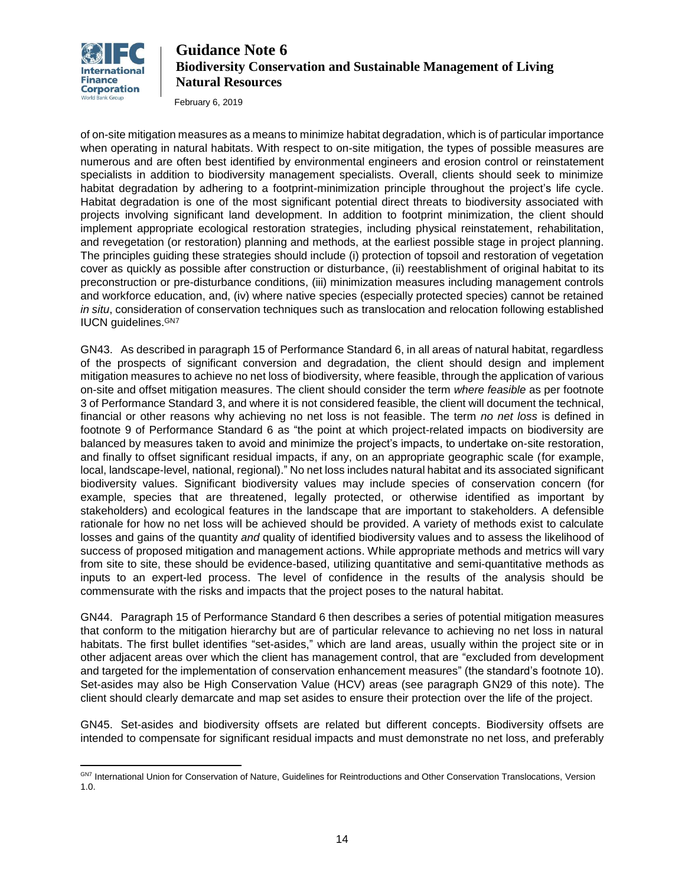of on-site mitigation measures as a means to minimize habitat degradation, which is of particular importance when operating in natural habitats. With respect to on-site mitigation, the types of possible measures are numerous and are often best identified by environmental engineers and erosion control or reinstatement specialists in addition to biodiversity management specialists. Overall, clients should seek to minimize habitat degradation by adhering to a footprint-minimization principle throughout the project's life cycle. Habitat degradation is one of the most significant potential direct threats to biodiversity associated with projects involving significant land development. In addition to footprint minimization, the client should implement appropriate ecological restoration strategies, including physical reinstatement, rehabilitation, and revegetation (or restoration) planning and methods, at the earliest possible stage in project planning. The principles guiding these strategies should include (i) protection of topsoil and restoration of vegetation cover as quickly as possible after construction or disturbance, (ii) reestablishment of original habitat to its preconstruction or pre-disturbance conditions, (iii) minimization measures including management controls and workforce education, and, (iv) where native species (especially protected species) cannot be retained *in situ*, consideration of conservation techniques such as translocation and relocation following established IUCN guidelines.[GN7]

GN43. As described in paragraph 15 of Performance Standard 6, in all areas of natural habitat, regardless of the prospects of significant conversion and degradation, the client should design and implement mitigation measures to achieve no net loss of biodiversity, where feasible, through the application of various on-site and offset mitigation measures. The client should consider the term *where feasible* as per footnote 3 of Performance Standard 3, and where it is not considered feasible, the client will document the technical, financial or other reasons why achieving no net loss is not feasible. The term *no net loss* is defined in footnote 9 of Performance Standard 6 as "the point at which project-related impacts on biodiversity are balanced by measures taken to avoid and minimize the project's impacts, to undertake on-site restoration, and finally to offset significant residual impacts, if any, on an appropriate geographic scale (for example, local, landscape-level, national, regional)." No net loss includes natural habitat and its associated significant biodiversity values. Significant biodiversity values may include species of conservation concern (for example, species that are threatened, legally protected, or otherwise identified as important by stakeholders) and ecological features in the landscape that are important to stakeholders. A defensible rationale for how no net loss will be achieved should be provided. A variety of methods exist to calculate losses and gains of the quantity *and* quality of identified biodiversity values and to assess the likelihood of success of proposed mitigation and management actions. While appropriate methods and metrics will vary from site to site, these should be evidence-based, utilizing quantitative and semi-quantitative methods as inputs to an expert-led process. The level of confidence in the results of the analysis should be commensurate with the risks and impacts that the project poses to the natural habitat.

GN44. Paragraph 15 of Performance Standard 6 then describes a series of potential mitigation measures that conform to the mitigation hierarchy but are of particular relevance to achieving no net loss in natural habitats. The first bullet identifies "set-asides," which are land areas, usually within the project site or in other adjacent areas over which the client has management control, that are "excluded from development and targeted for the implementation of conservation enhancement measures" (the standard's footnote 10). Set-asides may also be High Conservation Value (HCV) areas (see paragraph GN29 of this note). The client should clearly demarcate and map set asides to ensure their protection over the life of the project.

GN45. Set-asides and biodiversity offsets are related but different concepts. Biodiversity offsets are intended to compensate for significant residual impacts and must demonstrate no net loss, and preferably

---

[GN7] International Union for Conservation of Nature, Guidelines for Reintroductions and Other Conservation Translocations, Version 1.0.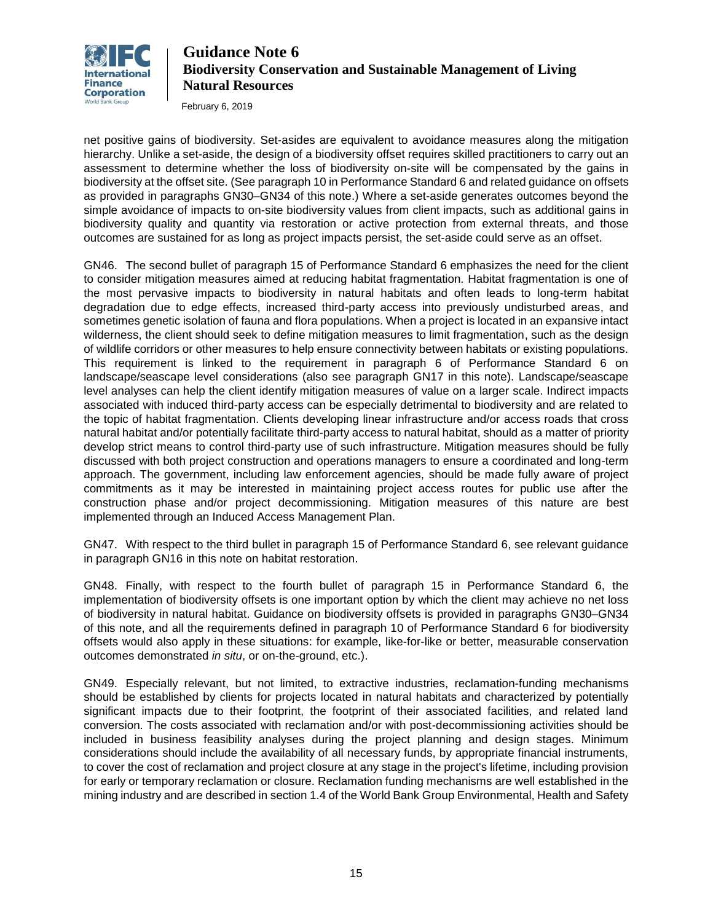net positive gains of biodiversity. Set-asides are equivalent to avoidance measures along the mitigation hierarchy. Unlike a set-aside, the design of a biodiversity offset requires skilled practitioners to carry out an assessment to determine whether the loss of biodiversity on-site will be compensated by the gains in biodiversity at the offset site. (See paragraph 10 in Performance Standard 6 and related guidance on offsets as provided in paragraphs GN30–GN34 of this note.) Where a set-aside generates outcomes beyond the simple avoidance of impacts to on-site biodiversity values from client impacts, such as additional gains in biodiversity quality and quantity via restoration or active protection from external threats, and those outcomes are sustained for as long as project impacts persist, the set-aside could serve as an offset.

GN46. The second bullet of paragraph 15 of Performance Standard 6 emphasizes the need for the client to consider mitigation measures aimed at reducing habitat fragmentation. Habitat fragmentation is one of the most pervasive impacts to biodiversity in natural habitats and often leads to long-term habitat degradation due to edge effects, increased third-party access into previously undisturbed areas, and sometimes genetic isolation of fauna and flora populations. When a project is located in an expansive intact wilderness, the client should seek to define mitigation measures to limit fragmentation, such as the design of wildlife corridors or other measures to help ensure connectivity between habitats or existing populations. This requirement is linked to the requirement in paragraph 6 of Performance Standard 6 on landscape/seascape level considerations (also see paragraph GN17 in this note). Landscape/seascape level analyses can help the client identify mitigation measures of value on a larger scale. Indirect impacts associated with induced third-party access can be especially detrimental to biodiversity and are related to the topic of habitat fragmentation. Clients developing linear infrastructure and/or access roads that cross natural habitat and/or potentially facilitate third-party access to natural habitat, should as a matter of priority develop strict means to control third-party use of such infrastructure. Mitigation measures should be fully discussed with both project construction and operations managers to ensure a coordinated and long-term approach. The government, including law enforcement agencies, should be made fully aware of project commitments as it may be interested in maintaining project access routes for public use after the construction phase and/or project decommissioning. Mitigation measures of this nature are best implemented through an Induced Access Management Plan.

GN47. With respect to the third bullet in paragraph 15 of Performance Standard 6, see relevant guidance in paragraph GN16 in this note on habitat restoration.

GN48. Finally, with respect to the fourth bullet of paragraph 15 in Performance Standard 6, the implementation of biodiversity offsets is one important option by which the client may achieve no net loss of biodiversity in natural habitat. Guidance on biodiversity offsets is provided in paragraphs GN30–GN34 of this note, and all the requirements defined in paragraph 10 of Performance Standard 6 for biodiversity offsets would also apply in these situations: for example, like-for-like or better, measurable conservation outcomes demonstrated *in situ*, or on-the-ground, etc.).

GN49. Especially relevant, but not limited, to extractive industries, reclamation-funding mechanisms should be established by clients for projects located in natural habitats and characterized by potentially significant impacts due to their footprint, the footprint of their associated facilities, and related land conversion. The costs associated with reclamation and/or with post-decommissioning activities should be included in business feasibility analyses during the project planning and design stages. Minimum considerations should include the availability of all necessary funds, by appropriate financial instruments, to cover the cost of reclamation and project closure at any stage in the project's lifetime, including provision for early or temporary reclamation or closure. Reclamation funding mechanisms are well established in the mining industry and are described in section 1.4 of the World Bank Group Environmental, Health and Safety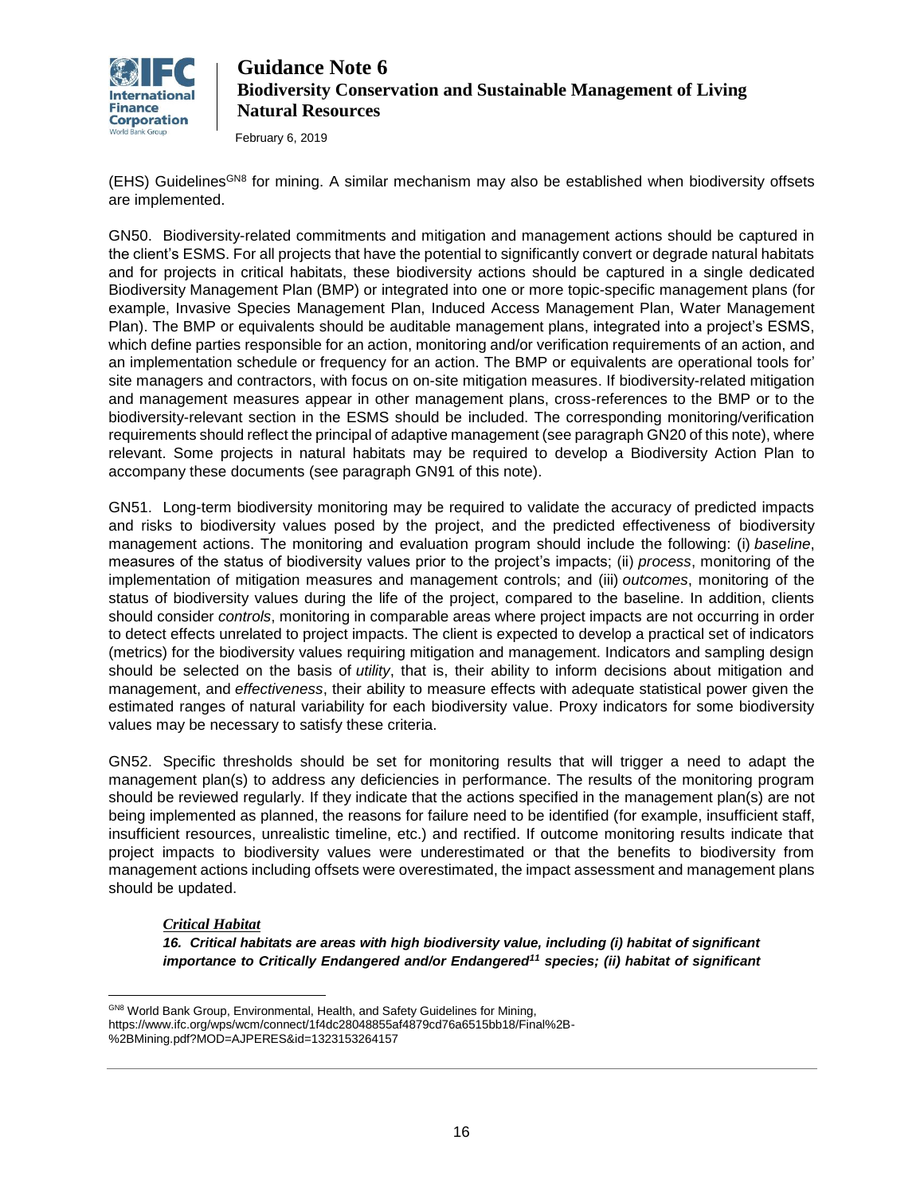(EHS) Guidelines[GN8] for mining. A similar mechanism may also be established when biodiversity offsets are implemented.

GN50. Biodiversity-related commitments and mitigation and management actions should be captured in the client's ESMS. For all projects that have the potential to significantly convert or degrade natural habitats and for projects in critical habitats, these biodiversity actions should be captured in a single dedicated Biodiversity Management Plan (BMP) or integrated into one or more topic-specific management plans (for example, Invasive Species Management Plan, Induced Access Management Plan, Water Management Plan). The BMP or equivalents should be auditable management plans, integrated into a project's ESMS, which define parties responsible for an action, monitoring and/or verification requirements of an action, and an implementation schedule or frequency for an action. The BMP or equivalents are operational tools for' site managers and contractors, with focus on on-site mitigation measures. If biodiversity-related mitigation and management measures appear in other management plans, cross-references to the BMP or to the biodiversity-relevant section in the ESMS should be included. The corresponding monitoring/verification requirements should reflect the principal of adaptive management (see paragraph GN20 of this note), where relevant. Some projects in natural habitats may be required to develop a Biodiversity Action Plan to accompany these documents (see paragraph GN91 of this note).

GN51. Long-term biodiversity monitoring may be required to validate the accuracy of predicted impacts and risks to biodiversity values posed by the project, and the predicted effectiveness of biodiversity management actions. The monitoring and evaluation program should include the following: (i) *baseline*, measures of the status of biodiversity values prior to the project's impacts; (ii) *process*, monitoring of the implementation of mitigation measures and management controls; and (iii) *outcomes*, monitoring of the status of biodiversity values during the life of the project, compared to the baseline. In addition, clients should consider *controls*, monitoring in comparable areas where project impacts are not occurring in order to detect effects unrelated to project impacts. The client is expected to develop a practical set of indicators (metrics) for the biodiversity values requiring mitigation and management. Indicators and sampling design should be selected on the basis of *utility*, that is, their ability to inform decisions about mitigation and management, and *effectiveness*, their ability to measure effects with adequate statistical power given the estimated ranges of natural variability for each biodiversity value. Proxy indicators for some biodiversity values may be necessary to satisfy these criteria.

GN52. Specific thresholds should be set for monitoring results that will trigger a need to adapt the management plan(s) to address any deficiencies in performance. The results of the monitoring program should be reviewed regularly. If they indicate that the actions specified in the management plan(s) are not being implemented as planned, the reasons for failure need to be identified (for example, insufficient staff, insufficient resources, unrealistic timeline, etc.) and rectified. If outcome monitoring results indicate that project impacts to biodiversity values were underestimated or that the benefits to biodiversity from management actions including offsets were overestimated, the impact assessment and management plans should be updated.

***Critical Habitat***

***16. Critical habitats are areas with high biodiversity value, including (i) habitat of significant importance to Critically Endangered and/or Endangered[11] species; (ii) habitat of significant***

---

[GN8] World Bank Group, Environmental, Health, and Safety Guidelines for Mining, https://www.ifc.org/wps/wcm/connect/1f4dc28048855af4879cd76a6515bb18/Final%2B-%2BMining.pdf?MOD=AJPERES&id=1323153264157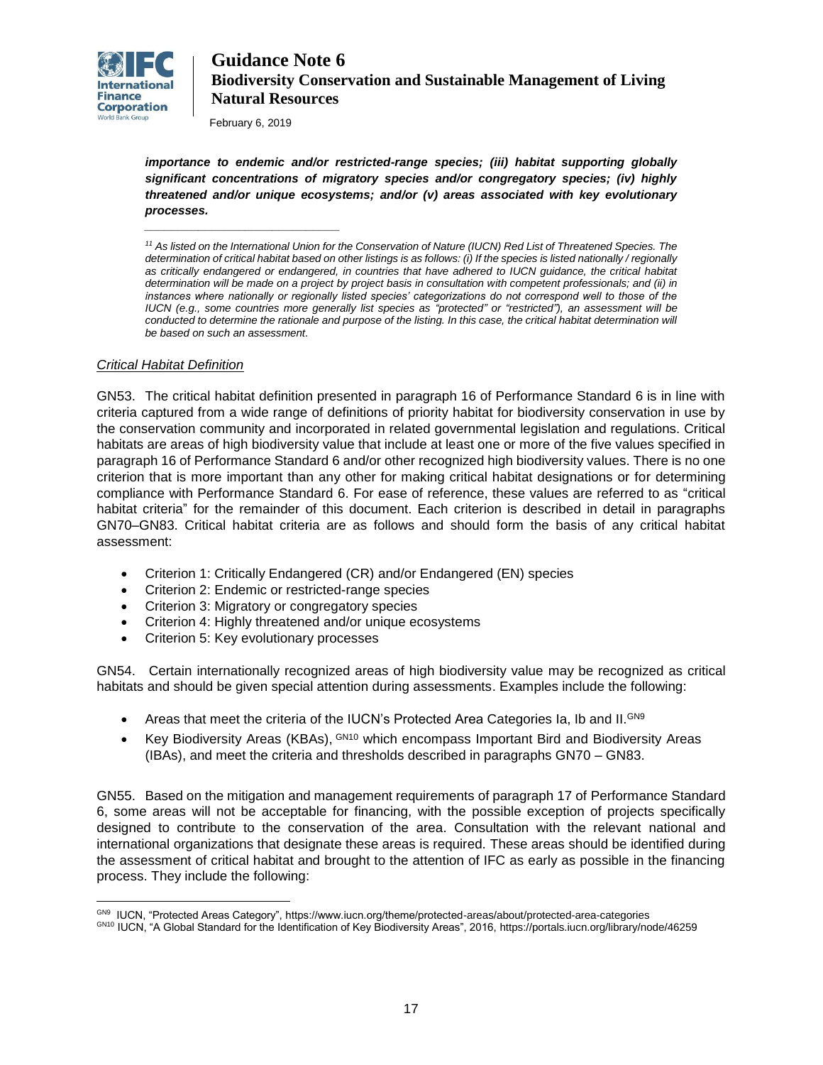***importance to endemic and/or restricted-range species; (iii) habitat supporting globally significant concentrations of migratory species and/or congregatory species; (iv) highly threatened and/or unique ecosystems; and/or (v) areas associated with key evolutionary processes.***

---

*[11] As listed on the International Union for the Conservation of Nature (IUCN) Red List of Threatened Species. The determination of critical habitat based on other listings is as follows: (i) If the species is listed nationally / regionally as critically endangered or endangered, in countries that have adhered to IUCN guidance, the critical habitat determination will be made on a project by project basis in consultation with competent professionals; and (ii) in instances where nationally or regionally listed species' categorizations do not correspond well to those of the IUCN (e.g., some countries more generally list species as "protected" or "restricted"), an assessment will be conducted to determine the rationale and purpose of the listing. In this case, the critical habitat determination will be based on such an assessment.*

*Critical Habitat Definition*

GN53. The critical habitat definition presented in paragraph 16 of Performance Standard 6 is in line with criteria captured from a wide range of definitions of priority habitat for biodiversity conservation in use by the conservation community and incorporated in related governmental legislation and regulations. Critical habitats are areas of high biodiversity value that include at least one or more of the five values specified in paragraph 16 of Performance Standard 6 and/or other recognized high biodiversity values. There is no one criterion that is more important than any other for making critical habitat designations or for determining compliance with Performance Standard 6. For ease of reference, these values are referred to as "critical habitat criteria" for the remainder of this document. Each criterion is described in detail in paragraphs GN70–GN83. Critical habitat criteria are as follows and should form the basis of any critical habitat assessment:

- Criterion 1: Critically Endangered (CR) and/or Endangered (EN) species
- Criterion 2: Endemic or restricted-range species
- Criterion 3: Migratory or congregatory species
- Criterion 4: Highly threatened and/or unique ecosystems
- Criterion 5: Key evolutionary processes

GN54. Certain internationally recognized areas of high biodiversity value may be recognized as critical habitats and should be given special attention during assessments. Examples include the following:

- Areas that meet the criteria of the IUCN's Protected Area Categories Ia, Ib and II.[GN9]
- Key Biodiversity Areas (KBAs), [GN10] which encompass Important Bird and Biodiversity Areas (IBAs), and meet the criteria and thresholds described in paragraphs GN70 – GN83.

GN55. Based on the mitigation and management requirements of paragraph 17 of Performance Standard 6, some areas will not be acceptable for financing, with the possible exception of projects specifically designed to contribute to the conservation of the area. Consultation with the relevant national and international organizations that designate these areas is required. These areas should be identified during the assessment of critical habitat and brought to the attention of IFC as early as possible in the financing process. They include the following:

---

[GN9] IUCN, "Protected Areas Category", https://www.iucn.org/theme/protected-areas/about/protected-area-categories

[GN10] IUCN, "A Global Standard for the Identification of Key Biodiversity Areas", 2016, https://portals.iucn.org/library/node/46259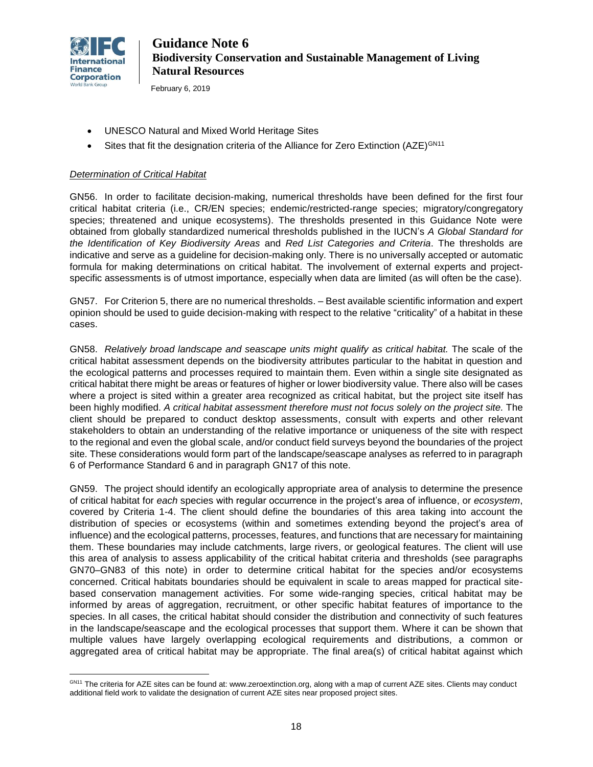- UNESCO Natural and Mixed World Heritage Sites
- Sites that fit the designation criteria of the Alliance for Zero Extinction (AZE)[GN11]

*Determination of Critical Habitat*

GN56. In order to facilitate decision-making, numerical thresholds have been defined for the first four critical habitat criteria (i.e., CR/EN species; endemic/restricted-range species; migratory/congregatory species; threatened and unique ecosystems). The thresholds presented in this Guidance Note were obtained from globally standardized numerical thresholds published in the IUCN's *A Global Standard for the Identification of Key Biodiversity Areas* and *Red List Categories and Criteria*. The thresholds are indicative and serve as a guideline for decision-making only. There is no universally accepted or automatic formula for making determinations on critical habitat. The involvement of external experts and project-specific assessments is of utmost importance, especially when data are limited (as will often be the case).

GN57. For Criterion 5, there are no numerical thresholds. – Best available scientific information and expert opinion should be used to guide decision-making with respect to the relative "criticality" of a habitat in these cases.

GN58. *Relatively broad landscape and seascape units might qualify as critical habitat.* The scale of the critical habitat assessment depends on the biodiversity attributes particular to the habitat in question and the ecological patterns and processes required to maintain them. Even within a single site designated as critical habitat there might be areas or features of higher or lower biodiversity value. There also will be cases where a project is sited within a greater area recognized as critical habitat, but the project site itself has been highly modified. *A critical habitat assessment therefore must not focus solely on the project site.* The client should be prepared to conduct desktop assessments, consult with experts and other relevant stakeholders to obtain an understanding of the relative importance or uniqueness of the site with respect to the regional and even the global scale, and/or conduct field surveys beyond the boundaries of the project site. These considerations would form part of the landscape/seascape analyses as referred to in paragraph 6 of Performance Standard 6 and in paragraph GN17 of this note.

GN59. The project should identify an ecologically appropriate area of analysis to determine the presence of critical habitat for *each* species with regular occurrence in the project's area of influence, or *ecosystem*, covered by Criteria 1-4. The client should define the boundaries of this area taking into account the distribution of species or ecosystems (within and sometimes extending beyond the project's area of influence) and the ecological patterns, processes, features, and functions that are necessary for maintaining them. These boundaries may include catchments, large rivers, or geological features. The client will use this area of analysis to assess applicability of the critical habitat criteria and thresholds (see paragraphs GN70–GN83 of this note) in order to determine critical habitat for the species and/or ecosystems concerned. Critical habitats boundaries should be equivalent in scale to areas mapped for practical site-based conservation management activities. For some wide-ranging species, critical habitat may be informed by areas of aggregation, recruitment, or other specific habitat features of importance to the species. In all cases, the critical habitat should consider the distribution and connectivity of such features in the landscape/seascape and the ecological processes that support them. Where it can be shown that multiple values have largely overlapping ecological requirements and distributions, a common or aggregated area of critical habitat may be appropriate. The final area(s) of critical habitat against which

[GN11] The criteria for AZE sites can be found at: www.zeroextinction.org, along with a map of current AZE sites. Clients may conduct additional field work to validate the designation of current AZE sites near proposed project sites.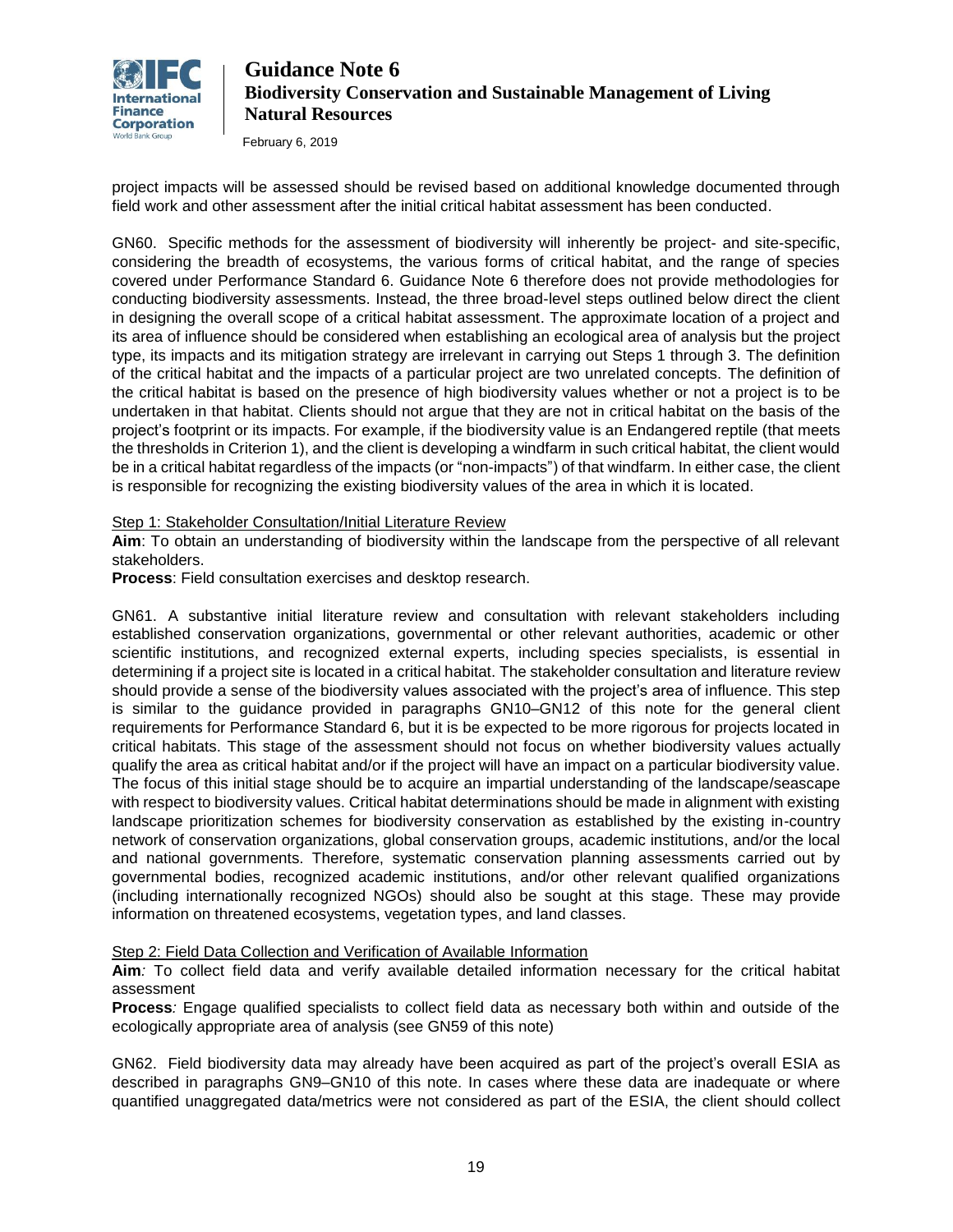project impacts will be assessed should be revised based on additional knowledge documented through field work and other assessment after the initial critical habitat assessment has been conducted.

GN60. Specific methods for the assessment of biodiversity will inherently be project- and site-specific, considering the breadth of ecosystems, the various forms of critical habitat, and the range of species covered under Performance Standard 6. Guidance Note 6 therefore does not provide methodologies for conducting biodiversity assessments. Instead, the three broad-level steps outlined below direct the client in designing the overall scope of a critical habitat assessment. The approximate location of a project and its area of influence should be considered when establishing an ecological area of analysis but the project type, its impacts and its mitigation strategy are irrelevant in carrying out Steps 1 through 3. The definition of the critical habitat and the impacts of a particular project are two unrelated concepts. The definition of the critical habitat is based on the presence of high biodiversity values whether or not a project is to be undertaken in that habitat. Clients should not argue that they are not in critical habitat on the basis of the project's footprint or its impacts. For example, if the biodiversity value is an Endangered reptile (that meets the thresholds in Criterion 1), and the client is developing a windfarm in such critical habitat, the client would be in a critical habitat regardless of the impacts (or "non-impacts") of that windfarm. In either case, the client is responsible for recognizing the existing biodiversity values of the area in which it is located.

Step 1: Stakeholder Consultation/Initial Literature Review

**Aim**: To obtain an understanding of biodiversity within the landscape from the perspective of all relevant stakeholders.

**Process**: Field consultation exercises and desktop research.

GN61. A substantive initial literature review and consultation with relevant stakeholders including established conservation organizations, governmental or other relevant authorities, academic or other scientific institutions, and recognized external experts, including species specialists, is essential in determining if a project site is located in a critical habitat. The stakeholder consultation and literature review should provide a sense of the biodiversity values associated with the project's area of influence. This step is similar to the guidance provided in paragraphs GN10–GN12 of this note for the general client requirements for Performance Standard 6, but it is be expected to be more rigorous for projects located in critical habitats. This stage of the assessment should not focus on whether biodiversity values actually qualify the area as critical habitat and/or if the project will have an impact on a particular biodiversity value. The focus of this initial stage should be to acquire an impartial understanding of the landscape/seascape with respect to biodiversity values. Critical habitat determinations should be made in alignment with existing landscape prioritization schemes for biodiversity conservation as established by the existing in-country network of conservation organizations, global conservation groups, academic institutions, and/or the local and national governments. Therefore, systematic conservation planning assessments carried out by governmental bodies, recognized academic institutions, and/or other relevant qualified organizations (including internationally recognized NGOs) should also be sought at this stage. These may provide information on threatened ecosystems, vegetation types, and land classes.

Step 2: Field Data Collection and Verification of Available Information

**Aim***:* To collect field data and verify available detailed information necessary for the critical habitat assessment

**Process***:* Engage qualified specialists to collect field data as necessary both within and outside of the ecologically appropriate area of analysis (see GN59 of this note)

GN62. Field biodiversity data may already have been acquired as part of the project's overall ESIA as described in paragraphs GN9–GN10 of this note. In cases where these data are inadequate or where quantified unaggregated data/metrics were not considered as part of the ESIA, the client should collect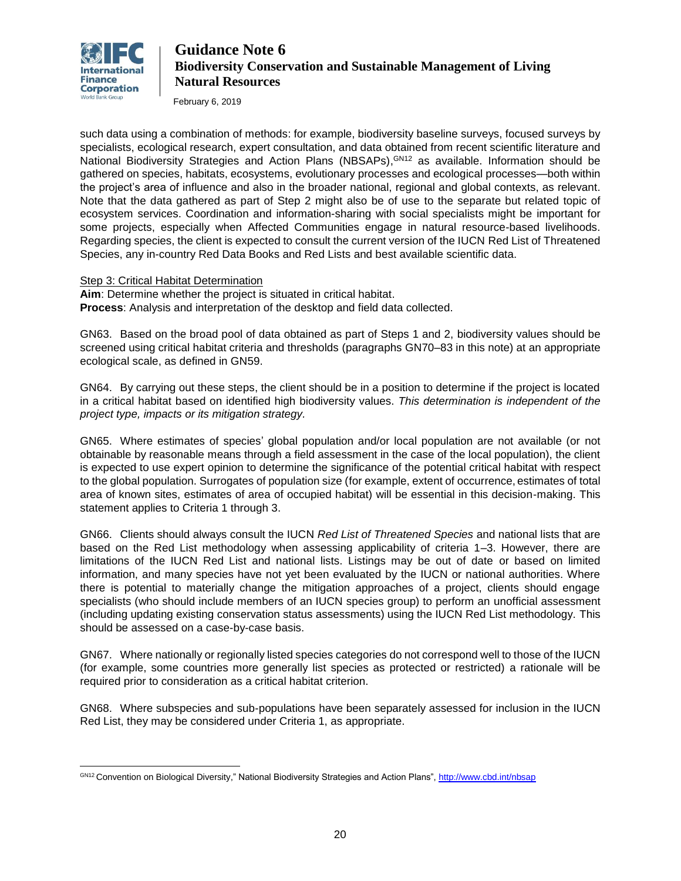such data using a combination of methods: for example, biodiversity baseline surveys, focused surveys by specialists, ecological research, expert consultation, and data obtained from recent scientific literature and National Biodiversity Strategies and Action Plans (NBSAPs),[GN12] as available. Information should be gathered on species, habitats, ecosystems, evolutionary processes and ecological processes—both within the project's area of influence and also in the broader national, regional and global contexts, as relevant. Note that the data gathered as part of Step 2 might also be of use to the separate but related topic of ecosystem services. Coordination and information-sharing with social specialists might be important for some projects, especially when Affected Communities engage in natural resource-based livelihoods. Regarding species, the client is expected to consult the current version of the IUCN Red List of Threatened Species, any in-country Red Data Books and Red Lists and best available scientific data.

Step 3: Critical Habitat Determination

**Aim**: Determine whether the project is situated in critical habitat.
**Process**: Analysis and interpretation of the desktop and field data collected.

GN63. Based on the broad pool of data obtained as part of Steps 1 and 2, biodiversity values should be screened using critical habitat criteria and thresholds (paragraphs GN70–83 in this note) at an appropriate ecological scale, as defined in GN59.

GN64. By carrying out these steps, the client should be in a position to determine if the project is located in a critical habitat based on identified high biodiversity values. *This determination is independent of the project type, impacts or its mitigation strategy.*

GN65. Where estimates of species' global population and/or local population are not available (or not obtainable by reasonable means through a field assessment in the case of the local population), the client is expected to use expert opinion to determine the significance of the potential critical habitat with respect to the global population. Surrogates of population size (for example, extent of occurrence, estimates of total area of known sites, estimates of area of occupied habitat) will be essential in this decision-making. This statement applies to Criteria 1 through 3.

GN66. Clients should always consult the IUCN *Red List of Threatened Species* and national lists that are based on the Red List methodology when assessing applicability of criteria 1–3. However, there are limitations of the IUCN Red List and national lists. Listings may be out of date or based on limited information, and many species have not yet been evaluated by the IUCN or national authorities. Where there is potential to materially change the mitigation approaches of a project, clients should engage specialists (who should include members of an IUCN species group) to perform an unofficial assessment (including updating existing conservation status assessments) using the IUCN Red List methodology. This should be assessed on a case-by-case basis.

GN67. Where nationally or regionally listed species categories do not correspond well to those of the IUCN (for example, some countries more generally list species as protected or restricted) a rationale will be required prior to consideration as a critical habitat criterion.

GN68. Where subspecies and sub-populations have been separately assessed for inclusion in the IUCN Red List, they may be considered under Criteria 1, as appropriate.

---

[GN12] Convention on Biological Diversity," National Biodiversity Strategies and Action Plans", http://www.cbd.int/nbsap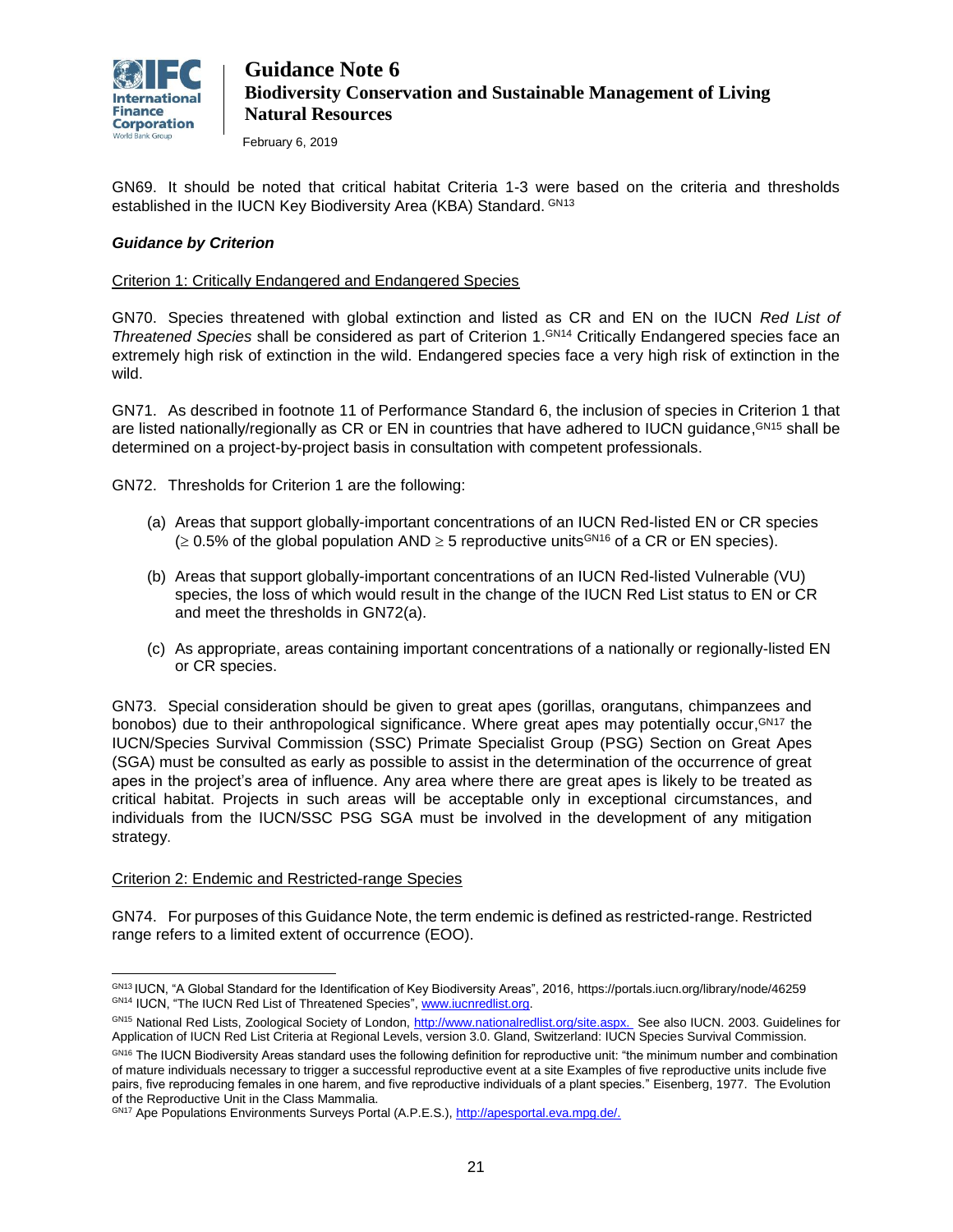GN69. It should be noted that critical habitat Criteria 1-3 were based on the criteria and thresholds established in the IUCN Key Biodiversity Area (KBA) Standard. [GN13]

***Guidance by Criterion***

Criterion 1: Critically Endangered and Endangered Species

GN70. Species threatened with global extinction and listed as CR and EN on the IUCN *Red List of Threatened Species* shall be considered as part of Criterion 1.[GN14] Critically Endangered species face an extremely high risk of extinction in the wild. Endangered species face a very high risk of extinction in the wild.

GN71. As described in footnote 11 of Performance Standard 6, the inclusion of species in Criterion 1 that are listed nationally/regionally as CR or EN in countries that have adhered to IUCN guidance,[GN15] shall be determined on a project-by-project basis in consultation with competent professionals.

GN72. Thresholds for Criterion 1 are the following:

(a) Areas that support globally-important concentrations of an IUCN Red-listed EN or CR species ($\geq$ 0.5% of the global population AND $\geq$ 5 reproductive units[GN16] of a CR or EN species).

(b) Areas that support globally-important concentrations of an IUCN Red-listed Vulnerable (VU) species, the loss of which would result in the change of the IUCN Red List status to EN or CR and meet the thresholds in GN72(a).

(c) As appropriate, areas containing important concentrations of a nationally or regionally-listed EN or CR species.

GN73. Special consideration should be given to great apes (gorillas, orangutans, chimpanzees and bonobos) due to their anthropological significance. Where great apes may potentially occur,[GN17] the IUCN/Species Survival Commission (SSC) Primate Specialist Group (PSG) Section on Great Apes (SGA) must be consulted as early as possible to assist in the determination of the occurrence of great apes in the project's area of influence. Any area where there are great apes is likely to be treated as critical habitat. Projects in such areas will be acceptable only in exceptional circumstances, and individuals from the IUCN/SSC PSG SGA must be involved in the development of any mitigation strategy.

Criterion 2: Endemic and Restricted-range Species

GN74. For purposes of this Guidance Note, the term endemic is defined as restricted-range. Restricted range refers to a limited extent of occurrence (EOO).

---

[GN13] IUCN, "A Global Standard for the Identification of Key Biodiversity Areas", 2016, https://portals.iucn.org/library/node/46259

[GN14] IUCN, "The IUCN Red List of Threatened Species", www.iucnredlist.org.

[GN15] National Red Lists, Zoological Society of London, http://www.nationalredlist.org/site.aspx. See also IUCN. 2003. Guidelines for Application of IUCN Red List Criteria at Regional Levels, version 3.0. Gland, Switzerland: IUCN Species Survival Commission.

[GN16] The IUCN Biodiversity Areas standard uses the following definition for reproductive unit: "the minimum number and combination of mature individuals necessary to trigger a successful reproductive event at a site Examples of five reproductive units include five pairs, five reproducing females in one harem, and five reproductive individuals of a plant species." Eisenberg, 1977. The Evolution of the Reproductive Unit in the Class Mammalia.

[GN17] Ape Populations Environments Surveys Portal (A.P.E.S.), http://apesportal.eva.mpg.de/.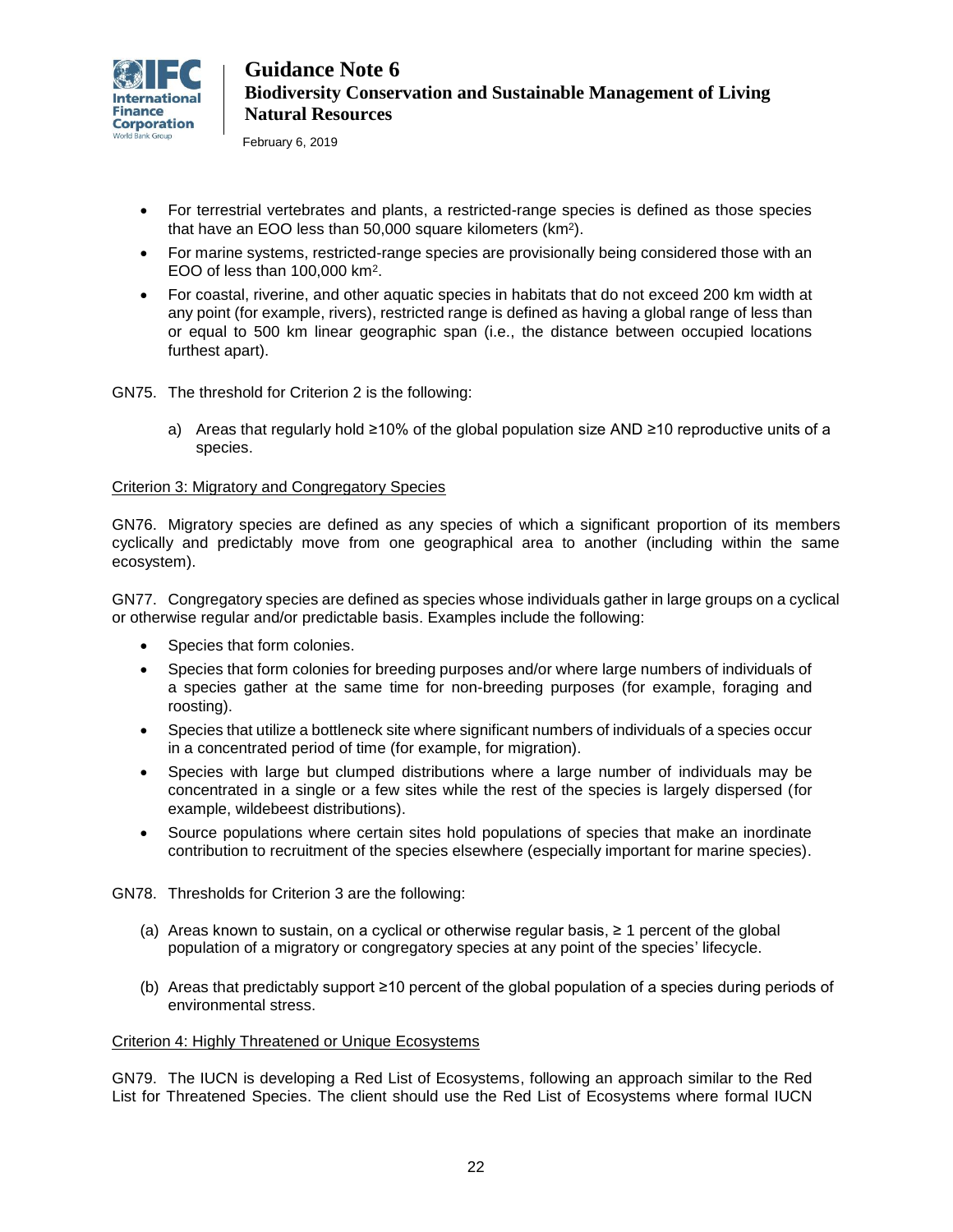- For terrestrial vertebrates and plants, a restricted-range species is defined as those species that have an EOO less than 50,000 square kilometers ($km^2$).
- For marine systems, restricted-range species are provisionally being considered those with an EOO of less than 100,000 $km^2$.
- For coastal, riverine, and other aquatic species in habitats that do not exceed 200 km width at any point (for example, rivers), restricted range is defined as having a global range of less than or equal to 500 km linear geographic span (i.e., the distance between occupied locations furthest apart).

GN75. The threshold for Criterion 2 is the following:

a) Areas that regularly hold ≥10% of the global population size AND ≥10 reproductive units of a species.

Criterion 3: Migratory and Congregatory Species

GN76. Migratory species are defined as any species of which a significant proportion of its members cyclically and predictably move from one geographical area to another (including within the same ecosystem).

GN77. Congregatory species are defined as species whose individuals gather in large groups on a cyclical or otherwise regular and/or predictable basis. Examples include the following:

- Species that form colonies.
- Species that form colonies for breeding purposes and/or where large numbers of individuals of a species gather at the same time for non-breeding purposes (for example, foraging and roosting).
- Species that utilize a bottleneck site where significant numbers of individuals of a species occur in a concentrated period of time (for example, for migration).
- Species with large but clumped distributions where a large number of individuals may be concentrated in a single or a few sites while the rest of the species is largely dispersed (for example, wildebeest distributions).
- Source populations where certain sites hold populations of species that make an inordinate contribution to recruitment of the species elsewhere (especially important for marine species).

GN78. Thresholds for Criterion 3 are the following:

(a) Areas known to sustain, on a cyclical or otherwise regular basis, ≥ 1 percent of the global population of a migratory or congregatory species at any point of the species' lifecycle.

(b) Areas that predictably support ≥10 percent of the global population of a species during periods of environmental stress.

Criterion 4: Highly Threatened or Unique Ecosystems

GN79. The IUCN is developing a Red List of Ecosystems, following an approach similar to the Red List for Threatened Species. The client should use the Red List of Ecosystems where formal IUCN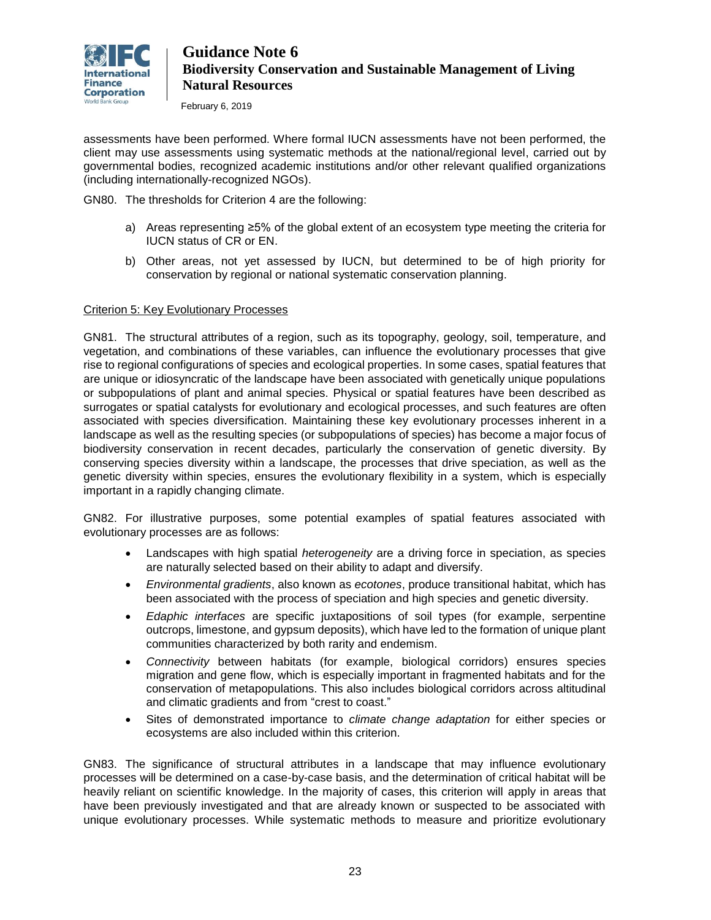assessments have been performed. Where formal IUCN assessments have not been performed, the client may use assessments using systematic methods at the national/regional level, carried out by governmental bodies, recognized academic institutions and/or other relevant qualified organizations (including internationally-recognized NGOs).

GN80. The thresholds for Criterion 4 are the following:

a) Areas representing ≥5% of the global extent of an ecosystem type meeting the criteria for IUCN status of CR or EN.

b) Other areas, not yet assessed by IUCN, but determined to be of high priority for conservation by regional or national systematic conservation planning.

Criterion 5: Key Evolutionary Processes

GN81. The structural attributes of a region, such as its topography, geology, soil, temperature, and vegetation, and combinations of these variables, can influence the evolutionary processes that give rise to regional configurations of species and ecological properties. In some cases, spatial features that are unique or idiosyncratic of the landscape have been associated with genetically unique populations or subpopulations of plant and animal species. Physical or spatial features have been described as surrogates or spatial catalysts for evolutionary and ecological processes, and such features are often associated with species diversification. Maintaining these key evolutionary processes inherent in a landscape as well as the resulting species (or subpopulations of species) has become a major focus of biodiversity conservation in recent decades, particularly the conservation of genetic diversity. By conserving species diversity within a landscape, the processes that drive speciation, as well as the genetic diversity within species, ensures the evolutionary flexibility in a system, which is especially important in a rapidly changing climate.

GN82. For illustrative purposes, some potential examples of spatial features associated with evolutionary processes are as follows:

- Landscapes with high spatial *heterogeneity* are a driving force in speciation, as species are naturally selected based on their ability to adapt and diversify.
- *Environmental gradients*, also known as *ecotones*, produce transitional habitat, which has been associated with the process of speciation and high species and genetic diversity.
- *Edaphic interfaces* are specific juxtapositions of soil types (for example, serpentine outcrops, limestone, and gypsum deposits), which have led to the formation of unique plant communities characterized by both rarity and endemism.
- *Connectivity* between habitats (for example, biological corridors) ensures species migration and gene flow, which is especially important in fragmented habitats and for the conservation of metapopulations. This also includes biological corridors across altitudinal and climatic gradients and from "crest to coast."
- Sites of demonstrated importance to *climate change adaptation* for either species or ecosystems are also included within this criterion.

GN83. The significance of structural attributes in a landscape that may influence evolutionary processes will be determined on a case-by-case basis, and the determination of critical habitat will be heavily reliant on scientific knowledge. In the majority of cases, this criterion will apply in areas that have been previously investigated and that are already known or suspected to be associated with unique evolutionary processes. While systematic methods to measure and prioritize evolutionary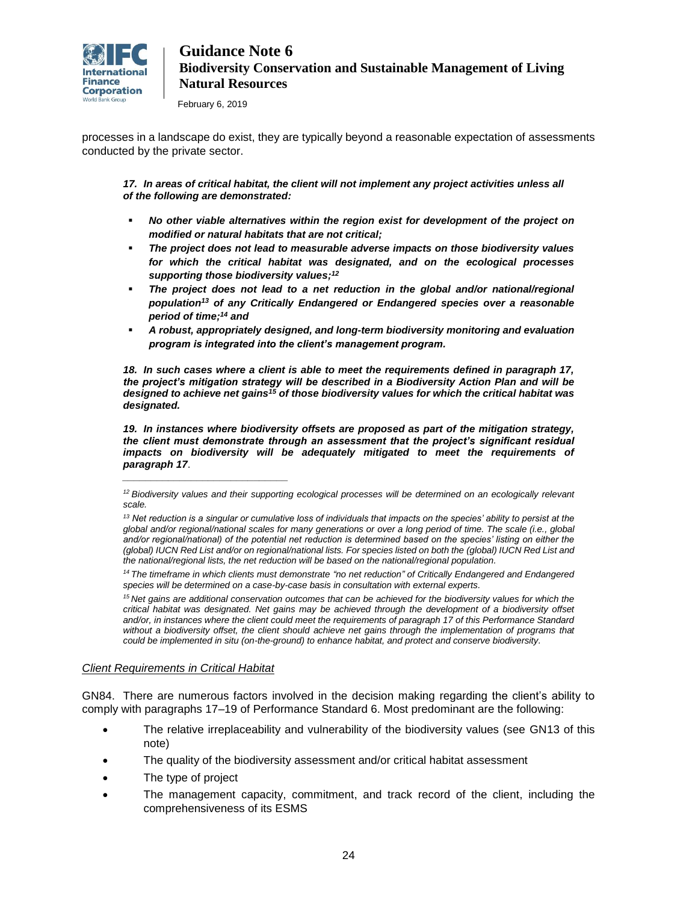processes in a landscape do exist, they are typically beyond a reasonable expectation of assessments conducted by the private sector.

***17. In areas of critical habitat, the client will not implement any project activities unless all of the following are demonstrated:***

- ***No other viable alternatives within the region exist for development of the project on modified or natural habitats that are not critical;***
- ***The project does not lead to measurable adverse impacts on those biodiversity values for which the critical habitat was designated, and on the ecological processes supporting those biodiversity values;[12]***
- ***The project does not lead to a net reduction in the global and/or national/regional population[13] of any Critically Endangered or Endangered species over a reasonable period of time;[14] and***
- ***A robust, appropriately designed, and long-term biodiversity monitoring and evaluation program is integrated into the client's management program.***

***18. In such cases where a client is able to meet the requirements defined in paragraph 17, the project's mitigation strategy will be described in a Biodiversity Action Plan and will be designed to achieve net gains[15] of those biodiversity values for which the critical habitat was designated.***

***19. In instances where biodiversity offsets are proposed as part of the mitigation strategy, the client must demonstrate through an assessment that the project's significant residual impacts on biodiversity will be adequately mitigated to meet the requirements of paragraph 17.***

---

*[12] Biodiversity values and their supporting ecological processes will be determined on an ecologically relevant scale.*

*[13] Net reduction is a singular or cumulative loss of individuals that impacts on the species' ability to persist at the global and/or regional/national scales for many generations or over a long period of time. The scale (i.e., global and/or regional/national) of the potential net reduction is determined based on the species' listing on either the (global) IUCN Red List and/or on regional/national lists. For species listed on both the (global) IUCN Red List and the national/regional lists, the net reduction will be based on the national/regional population.*

*[14] The timeframe in which clients must demonstrate "no net reduction" of Critically Endangered and Endangered species will be determined on a case-by-case basis in consultation with external experts.*

*[15] Net gains are additional conservation outcomes that can be achieved for the biodiversity values for which the critical habitat was designated. Net gains may be achieved through the development of a biodiversity offset and/or, in instances where the client could meet the requirements of paragraph 17 of this Performance Standard without a biodiversity offset, the client should achieve net gains through the implementation of programs that could be implemented in situ (on-the-ground) to enhance habitat, and protect and conserve biodiversity.*

*Client Requirements in Critical Habitat*

GN84. There are numerous factors involved in the decision making regarding the client's ability to comply with paragraphs 17–19 of Performance Standard 6. Most predominant are the following:

- The relative irreplaceability and vulnerability of the biodiversity values (see GN13 of this note)
- The quality of the biodiversity assessment and/or critical habitat assessment
- The type of project
- The management capacity, commitment, and track record of the client, including the comprehensiveness of its ESMS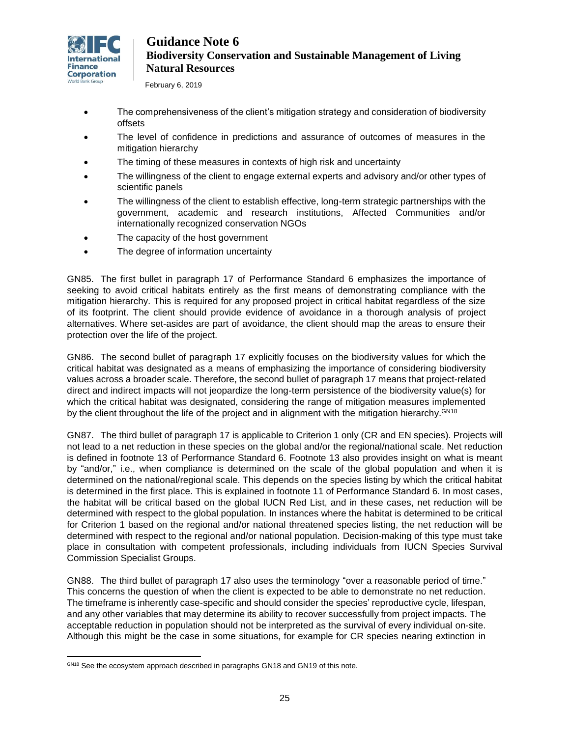- The comprehensiveness of the client's mitigation strategy and consideration of biodiversity offsets
- The level of confidence in predictions and assurance of outcomes of measures in the mitigation hierarchy
- The timing of these measures in contexts of high risk and uncertainty
- The willingness of the client to engage external experts and advisory and/or other types of scientific panels
- The willingness of the client to establish effective, long-term strategic partnerships with the government, academic and research institutions, Affected Communities and/or internationally recognized conservation NGOs
- The capacity of the host government
- The degree of information uncertainty

GN85. The first bullet in paragraph 17 of Performance Standard 6 emphasizes the importance of seeking to avoid critical habitats entirely as the first means of demonstrating compliance with the mitigation hierarchy. This is required for any proposed project in critical habitat regardless of the size of its footprint. The client should provide evidence of avoidance in a thorough analysis of project alternatives. Where set-asides are part of avoidance, the client should map the areas to ensure their protection over the life of the project.

GN86. The second bullet of paragraph 17 explicitly focuses on the biodiversity values for which the critical habitat was designated as a means of emphasizing the importance of considering biodiversity values across a broader scale. Therefore, the second bullet of paragraph 17 means that project-related direct and indirect impacts will not jeopardize the long-term persistence of the biodiversity value(s) for which the critical habitat was designated, considering the range of mitigation measures implemented by the client throughout the life of the project and in alignment with the mitigation hierarchy.[GN18]

GN87. The third bullet of paragraph 17 is applicable to Criterion 1 only (CR and EN species). Projects will not lead to a net reduction in these species on the global and/or the regional/national scale. Net reduction is defined in footnote 13 of Performance Standard 6. Footnote 13 also provides insight on what is meant by "and/or," i.e., when compliance is determined on the scale of the global population and when it is determined on the national/regional scale. This depends on the species listing by which the critical habitat is determined in the first place. This is explained in footnote 11 of Performance Standard 6. In most cases, the habitat will be critical based on the global IUCN Red List, and in these cases, net reduction will be determined with respect to the global population. In instances where the habitat is determined to be critical for Criterion 1 based on the regional and/or national threatened species listing, the net reduction will be determined with respect to the regional and/or national population. Decision-making of this type must take place in consultation with competent professionals, including individuals from IUCN Species Survival Commission Specialist Groups.

GN88. The third bullet of paragraph 17 also uses the terminology "over a reasonable period of time." This concerns the question of when the client is expected to be able to demonstrate no net reduction. The timeframe is inherently case-specific and should consider the species' reproductive cycle, lifespan, and any other variables that may determine its ability to recover successfully from project impacts. The acceptable reduction in population should not be interpreted as the survival of every individual on-site. Although this might be the case in some situations, for example for CR species nearing extinction in

---

[GN18] See the ecosystem approach described in paragraphs GN18 and GN19 of this note.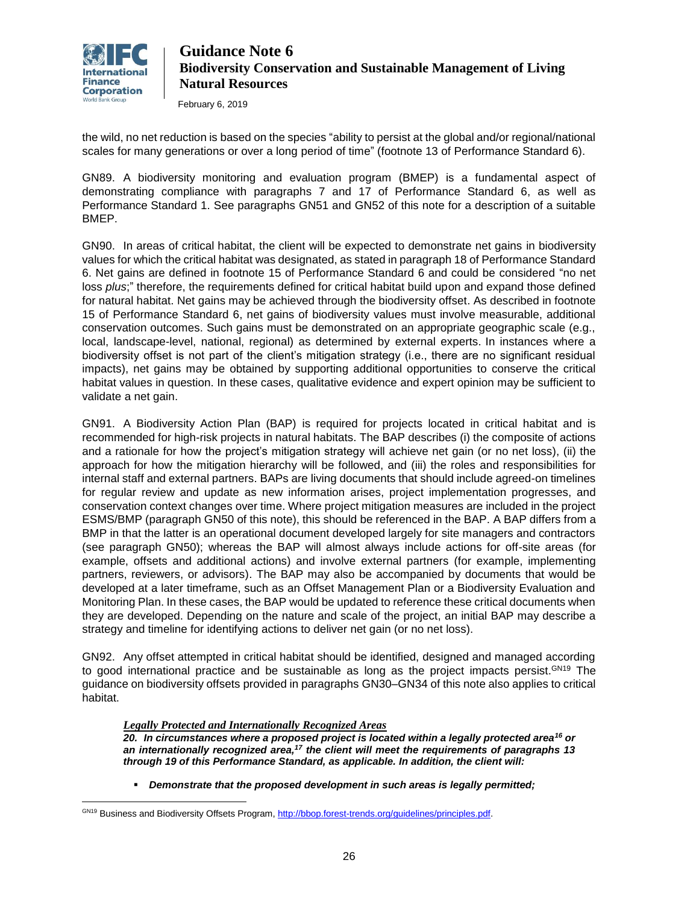the wild, no net reduction is based on the species "ability to persist at the global and/or regional/national scales for many generations or over a long period of time" (footnote 13 of Performance Standard 6).

GN89. A biodiversity monitoring and evaluation program (BMEP) is a fundamental aspect of demonstrating compliance with paragraphs 7 and 17 of Performance Standard 6, as well as Performance Standard 1. See paragraphs GN51 and GN52 of this note for a description of a suitable BMEP.

GN90. In areas of critical habitat, the client will be expected to demonstrate net gains in biodiversity values for which the critical habitat was designated, as stated in paragraph 18 of Performance Standard 6. Net gains are defined in footnote 15 of Performance Standard 6 and could be considered "no net loss *plus*;" therefore, the requirements defined for critical habitat build upon and expand those defined for natural habitat. Net gains may be achieved through the biodiversity offset. As described in footnote 15 of Performance Standard 6, net gains of biodiversity values must involve measurable, additional conservation outcomes. Such gains must be demonstrated on an appropriate geographic scale (e.g., local, landscape-level, national, regional) as determined by external experts. In instances where a biodiversity offset is not part of the client's mitigation strategy (i.e., there are no significant residual impacts), net gains may be obtained by supporting additional opportunities to conserve the critical habitat values in question. In these cases, qualitative evidence and expert opinion may be sufficient to validate a net gain.

GN91. A Biodiversity Action Plan (BAP) is required for projects located in critical habitat and is recommended for high-risk projects in natural habitats. The BAP describes (i) the composite of actions and a rationale for how the project's mitigation strategy will achieve net gain (or no net loss), (ii) the approach for how the mitigation hierarchy will be followed, and (iii) the roles and responsibilities for internal staff and external partners. BAPs are living documents that should include agreed-on timelines for regular review and update as new information arises, project implementation progresses, and conservation context changes over time. Where project mitigation measures are included in the project ESMS/BMP (paragraph GN50 of this note), this should be referenced in the BAP. A BAP differs from a BMP in that the latter is an operational document developed largely for site managers and contractors (see paragraph GN50); whereas the BAP will almost always include actions for off-site areas (for example, offsets and additional actions) and involve external partners (for example, implementing partners, reviewers, or advisors). The BAP may also be accompanied by documents that would be developed at a later timeframe, such as an Offset Management Plan or a Biodiversity Evaluation and Monitoring Plan. In these cases, the BAP would be updated to reference these critical documents when they are developed. Depending on the nature and scale of the project, an initial BAP may describe a strategy and timeline for identifying actions to deliver net gain (or no net loss).

GN92. Any offset attempted in critical habitat should be identified, designed and managed according to good international practice and be sustainable as long as the project impacts persist.[GN19] The guidance on biodiversity offsets provided in paragraphs GN30–GN34 of this note also applies to critical habitat.

***Legally Protected and Internationally Recognized Areas***

***20. In circumstances where a proposed project is located within a legally protected area[16] or an internationally recognized area,[17] the client will meet the requirements of paragraphs 13 through 19 of this Performance Standard, as applicable. In addition, the client will:***

- ***Demonstrate that the proposed development in such areas is legally permitted;***

---

[GN19] Business and Biodiversity Offsets Program, http://bbop.forest-trends.org/guidelines/principles.pdf.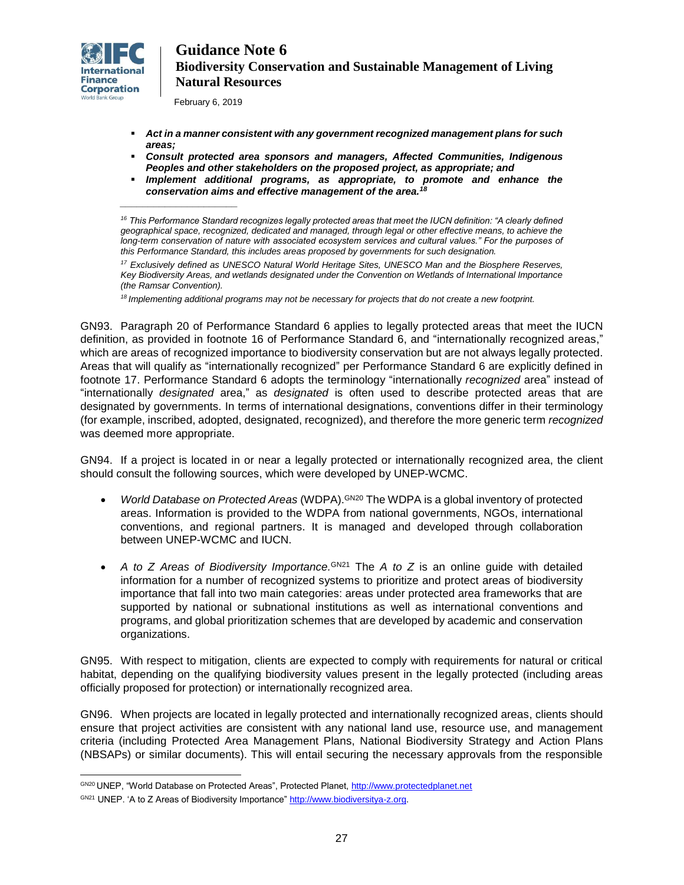- ***Act in a manner consistent with any government recognized management plans for such areas;***
- ***Consult protected area sponsors and managers, Affected Communities, Indigenous Peoples and other stakeholders on the proposed project, as appropriate; and***
- ***Implement additional programs, as appropriate, to promote and enhance the conservation aims and effective management of the area.[18]***

---

*[16] This Performance Standard recognizes legally protected areas that meet the IUCN definition: "A clearly defined geographical space, recognized, dedicated and managed, through legal or other effective means, to achieve the long-term conservation of nature with associated ecosystem services and cultural values." For the purposes of this Performance Standard, this includes areas proposed by governments for such designation.*

*[17] Exclusively defined as UNESCO Natural World Heritage Sites, UNESCO Man and the Biosphere Reserves, Key Biodiversity Areas, and wetlands designated under the Convention on Wetlands of International Importance (the Ramsar Convention).*

*[18] Implementing additional programs may not be necessary for projects that do not create a new footprint.*

GN93. Paragraph 20 of Performance Standard 6 applies to legally protected areas that meet the IUCN definition, as provided in footnote 16 of Performance Standard 6, and "internationally recognized areas," which are areas of recognized importance to biodiversity conservation but are not always legally protected. Areas that will qualify as "internationally recognized" per Performance Standard 6 are explicitly defined in footnote 17. Performance Standard 6 adopts the terminology "internationally *recognized* area" instead of "internationally *designated* area," as *designated* is often used to describe protected areas that are designated by governments. In terms of international designations, conventions differ in their terminology (for example, inscribed, adopted, designated, recognized), and therefore the more generic term *recognized* was deemed more appropriate.

GN94. If a project is located in or near a legally protected or internationally recognized area, the client should consult the following sources, which were developed by UNEP-WCMC.

- *World Database on Protected Areas* (WDPA).[GN20] The WDPA is a global inventory of protected areas. Information is provided to the WDPA from national governments, NGOs, international conventions, and regional partners. It is managed and developed through collaboration between UNEP-WCMC and IUCN.

- *A to Z Areas of Biodiversity Importance.*[GN21] The *A to Z* is an online guide with detailed information for a number of recognized systems to prioritize and protect areas of biodiversity importance that fall into two main categories: areas under protected area frameworks that are supported by national or subnational institutions as well as international conventions and programs, and global prioritization schemes that are developed by academic and conservation organizations.

GN95. With respect to mitigation, clients are expected to comply with requirements for natural or critical habitat, depending on the qualifying biodiversity values present in the legally protected (including areas officially proposed for protection) or internationally recognized area.

GN96. When projects are located in legally protected and internationally recognized areas, clients should ensure that project activities are consistent with any national land use, resource use, and management criteria (including Protected Area Management Plans, National Biodiversity Strategy and Action Plans (NBSAPs) or similar documents). This will entail securing the necessary approvals from the responsible

---

[GN20] UNEP, "World Database on Protected Areas", Protected Planet, http://www.protectedplanet.net

[GN21] UNEP. 'A to Z Areas of Biodiversity Importance" http://www.biodiversitya-z.org.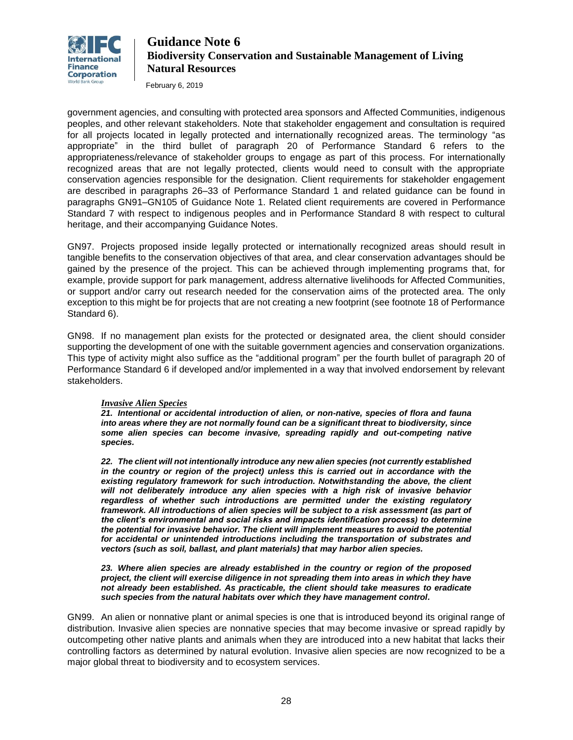government agencies, and consulting with protected area sponsors and Affected Communities, indigenous peoples, and other relevant stakeholders. Note that stakeholder engagement and consultation is required for all projects located in legally protected and internationally recognized areas. The terminology "as appropriate" in the third bullet of paragraph 20 of Performance Standard 6 refers to the appropriateness/relevance of stakeholder groups to engage as part of this process. For internationally recognized areas that are not legally protected, clients would need to consult with the appropriate conservation agencies responsible for the designation. Client requirements for stakeholder engagement are described in paragraphs 26–33 of Performance Standard 1 and related guidance can be found in paragraphs GN91–GN105 of Guidance Note 1. Related client requirements are covered in Performance Standard 7 with respect to indigenous peoples and in Performance Standard 8 with respect to cultural heritage, and their accompanying Guidance Notes.

GN97. Projects proposed inside legally protected or internationally recognized areas should result in tangible benefits to the conservation objectives of that area, and clear conservation advantages should be gained by the presence of the project. This can be achieved through implementing programs that, for example, provide support for park management, address alternative livelihoods for Affected Communities, or support and/or carry out research needed for the conservation aims of the protected area. The only exception to this might be for projects that are not creating a new footprint (see footnote 18 of Performance Standard 6).

GN98. If no management plan exists for the protected or designated area, the client should consider supporting the development of one with the suitable government agencies and conservation organizations. This type of activity might also suffice as the "additional program" per the fourth bullet of paragraph 20 of Performance Standard 6 if developed and/or implemented in a way that involved endorsement by relevant stakeholders.

***Invasive Alien Species***

***21. Intentional or accidental introduction of alien, or non-native, species of flora and fauna into areas where they are not normally found can be a significant threat to biodiversity, since some alien species can become invasive, spreading rapidly and out-competing native species.***

***22. The client will not intentionally introduce any new alien species (not currently established in the country or region of the project) unless this is carried out in accordance with the existing regulatory framework for such introduction. Notwithstanding the above, the client will not deliberately introduce any alien species with a high risk of invasive behavior regardless of whether such introductions are permitted under the existing regulatory framework. All introductions of alien species will be subject to a risk assessment (as part of the client's environmental and social risks and impacts identification process) to determine the potential for invasive behavior. The client will implement measures to avoid the potential for accidental or unintended introductions including the transportation of substrates and vectors (such as soil, ballast, and plant materials) that may harbor alien species.***

***23. Where alien species are already established in the country or region of the proposed project, the client will exercise diligence in not spreading them into areas in which they have not already been established. As practicable, the client should take measures to eradicate such species from the natural habitats over which they have management control.***

GN99. An alien or nonnative plant or animal species is one that is introduced beyond its original range of distribution. Invasive alien species are nonnative species that may become invasive or spread rapidly by outcompeting other native plants and animals when they are introduced into a new habitat that lacks their controlling factors as determined by natural evolution. Invasive alien species are now recognized to be a major global threat to biodiversity and to ecosystem services.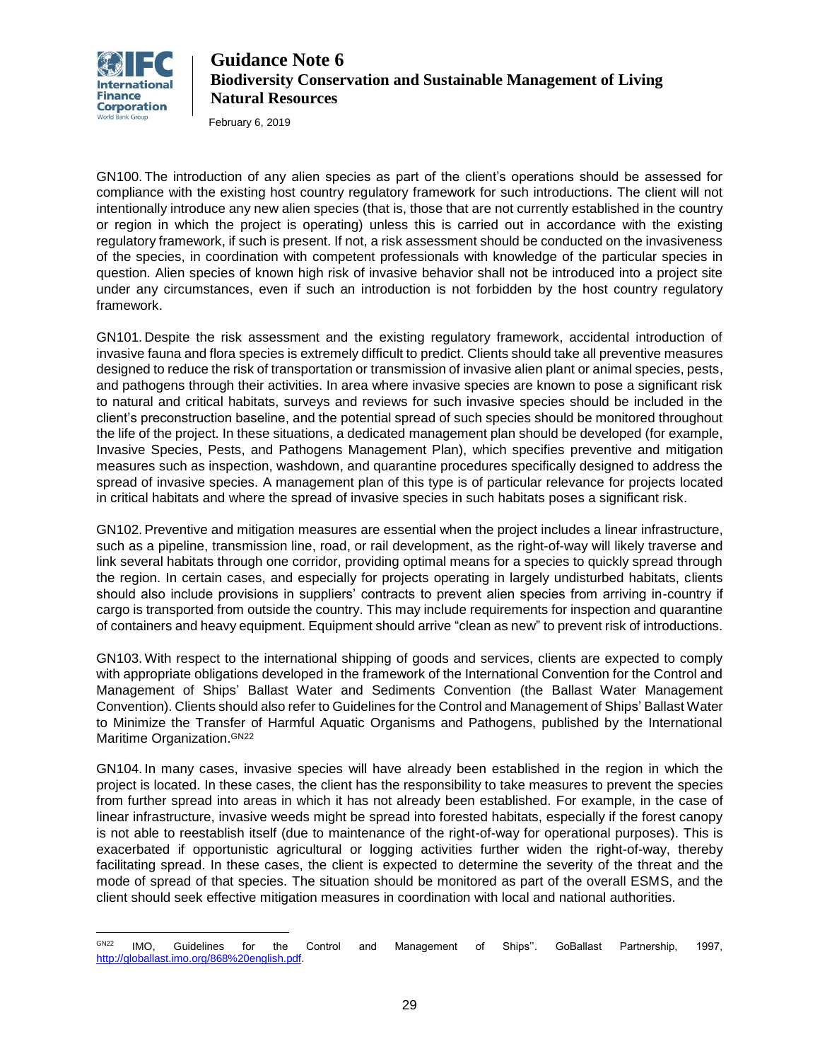GN100. The introduction of any alien species as part of the client's operations should be assessed for compliance with the existing host country regulatory framework for such introductions. The client will not intentionally introduce any new alien species (that is, those that are not currently established in the country or region in which the project is operating) unless this is carried out in accordance with the existing regulatory framework, if such is present. If not, a risk assessment should be conducted on the invasiveness of the species, in coordination with competent professionals with knowledge of the particular species in question. Alien species of known high risk of invasive behavior shall not be introduced into a project site under any circumstances, even if such an introduction is not forbidden by the host country regulatory framework.

GN101. Despite the risk assessment and the existing regulatory framework, accidental introduction of invasive fauna and flora species is extremely difficult to predict. Clients should take all preventive measures designed to reduce the risk of transportation or transmission of invasive alien plant or animal species, pests, and pathogens through their activities. In area where invasive species are known to pose a significant risk to natural and critical habitats, surveys and reviews for such invasive species should be included in the client's preconstruction baseline, and the potential spread of such species should be monitored throughout the life of the project. In these situations, a dedicated management plan should be developed (for example, Invasive Species, Pests, and Pathogens Management Plan), which specifies preventive and mitigation measures such as inspection, washdown, and quarantine procedures specifically designed to address the spread of invasive species. A management plan of this type is of particular relevance for projects located in critical habitats and where the spread of invasive species in such habitats poses a significant risk.

GN102. Preventive and mitigation measures are essential when the project includes a linear infrastructure, such as a pipeline, transmission line, road, or rail development, as the right-of-way will likely traverse and link several habitats through one corridor, providing optimal means for a species to quickly spread through the region. In certain cases, and especially for projects operating in largely undisturbed habitats, clients should also include provisions in suppliers' contracts to prevent alien species from arriving in-country if cargo is transported from outside the country. This may include requirements for inspection and quarantine of containers and heavy equipment. Equipment should arrive "clean as new" to prevent risk of introductions.

GN103. With respect to the international shipping of goods and services, clients are expected to comply with appropriate obligations developed in the framework of the International Convention for the Control and Management of Ships' Ballast Water and Sediments Convention (the Ballast Water Management Convention). Clients should also refer to Guidelines for the Control and Management of Ships' Ballast Water to Minimize the Transfer of Harmful Aquatic Organisms and Pathogens, published by the International Maritime Organization.[GN22]

GN104. In many cases, invasive species will have already been established in the region in which the project is located. In these cases, the client has the responsibility to take measures to prevent the species from further spread into areas in which it has not already been established. For example, in the case of linear infrastructure, invasive weeds might be spread into forested habitats, especially if the forest canopy is not able to reestablish itself (due to maintenance of the right-of-way for operational purposes). This is exacerbated if opportunistic agricultural or logging activities further widen the right-of-way, thereby facilitating spread. In these cases, the client is expected to determine the severity of the threat and the mode of spread of that species. The situation should be monitored as part of the overall ESMS, and the client should seek effective mitigation measures in coordination with local and national authorities.

---

[GN22] IMO, Guidelines for the Control and Management of Ships''. GoBallast Partnership, 1997, http://globallast.imo.org/868%20english.pdf.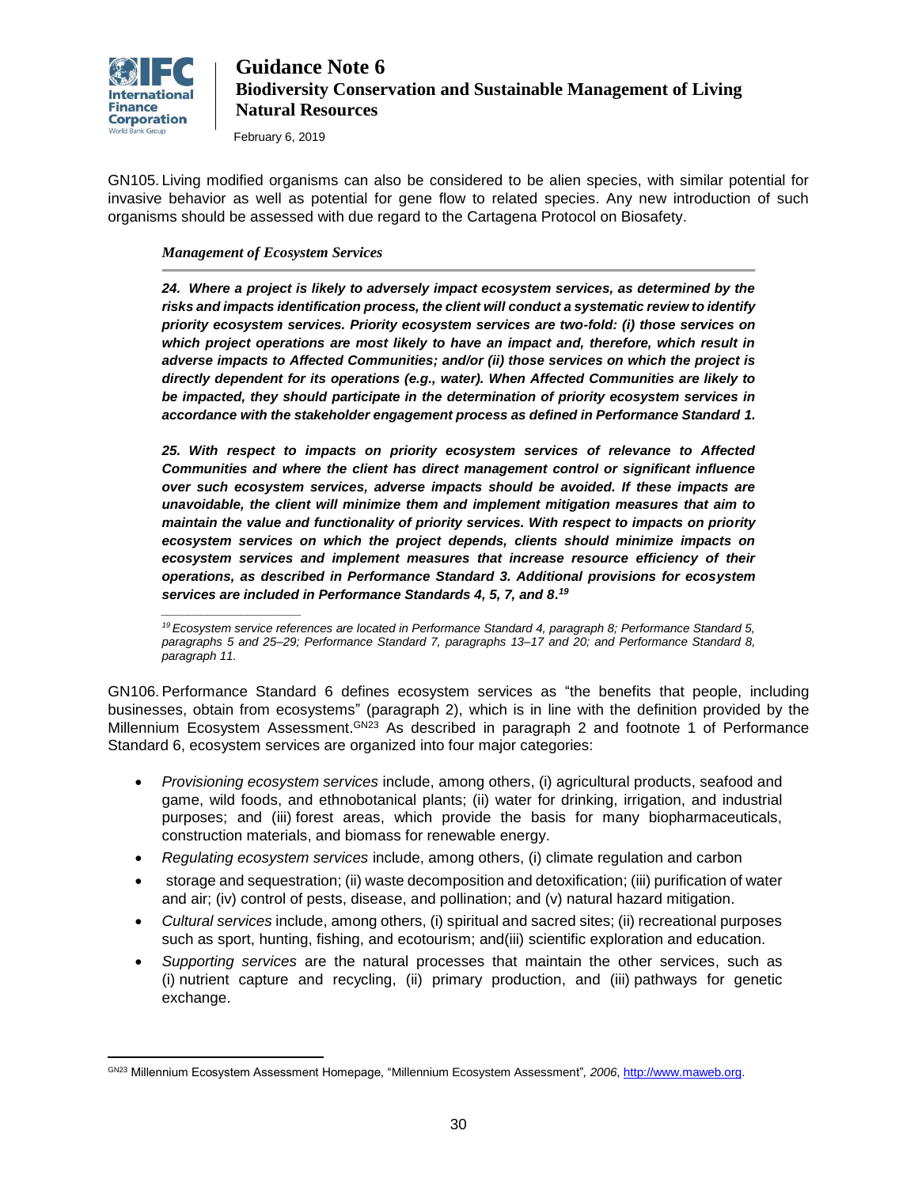GN105. Living modified organisms can also be considered to be alien species, with similar potential for invasive behavior as well as potential for gene flow to related species. Any new introduction of such organisms should be assessed with due regard to the Cartagena Protocol on Biosafety.

***Management of Ecosystem Services***

***24. Where a project is likely to adversely impact ecosystem services, as determined by the risks and impacts identification process, the client will conduct a systematic review to identify priority ecosystem services. Priority ecosystem services are two-fold: (i) those services on which project operations are most likely to have an impact and, therefore, which result in adverse impacts to Affected Communities; and/or (ii) those services on which the project is directly dependent for its operations (e.g., water). When Affected Communities are likely to be impacted, they should participate in the determination of priority ecosystem services in accordance with the stakeholder engagement process as defined in Performance Standard 1.***

***25. With respect to impacts on priority ecosystem services of relevance to Affected Communities and where the client has direct management control or significant influence over such ecosystem services, adverse impacts should be avoided. If these impacts are unavoidable, the client will minimize them and implement mitigation measures that aim to maintain the value and functionality of priority services. With respect to impacts on priority ecosystem services on which the project depends, clients should minimize impacts on ecosystem services and implement measures that increase resource efficiency of their operations, as described in Performance Standard 3. Additional provisions for ecosystem services are included in Performance Standards 4, 5, 7, and 8.[19]***

*[19] Ecosystem service references are located in Performance Standard 4, paragraph 8; Performance Standard 5, paragraphs 5 and 25–29; Performance Standard 7, paragraphs 13–17 and 20; and Performance Standard 8, paragraph 11.*

GN106. Performance Standard 6 defines ecosystem services as "the benefits that people, including businesses, obtain from ecosystems" (paragraph 2), which is in line with the definition provided by the Millennium Ecosystem Assessment.[GN23] As described in paragraph 2 and footnote 1 of Performance Standard 6, ecosystem services are organized into four major categories:

- *Provisioning ecosystem services* include, among others, (i) agricultural products, seafood and game, wild foods, and ethnobotanical plants; (ii) water for drinking, irrigation, and industrial purposes; and (iii) forest areas, which provide the basis for many biopharmaceuticals, construction materials, and biomass for renewable energy.
- *Regulating ecosystem services* include, among others, (i) climate regulation and carbon
- storage and sequestration; (ii) waste decomposition and detoxification; (iii) purification of water and air; (iv) control of pests, disease, and pollination; and (v) natural hazard mitigation.
- *Cultural services* include, among others, (i) spiritual and sacred sites; (ii) recreational purposes such as sport, hunting, fishing, and ecotourism; and(iii) scientific exploration and education.
- *Supporting services* are the natural processes that maintain the other services, such as (i) nutrient capture and recycling, (ii) primary production, and (iii) pathways for genetic exchange.

[GN23] Millennium Ecosystem Assessment Homepage, "Millennium Ecosystem Assessment", *2006*, http://www.maweb.org.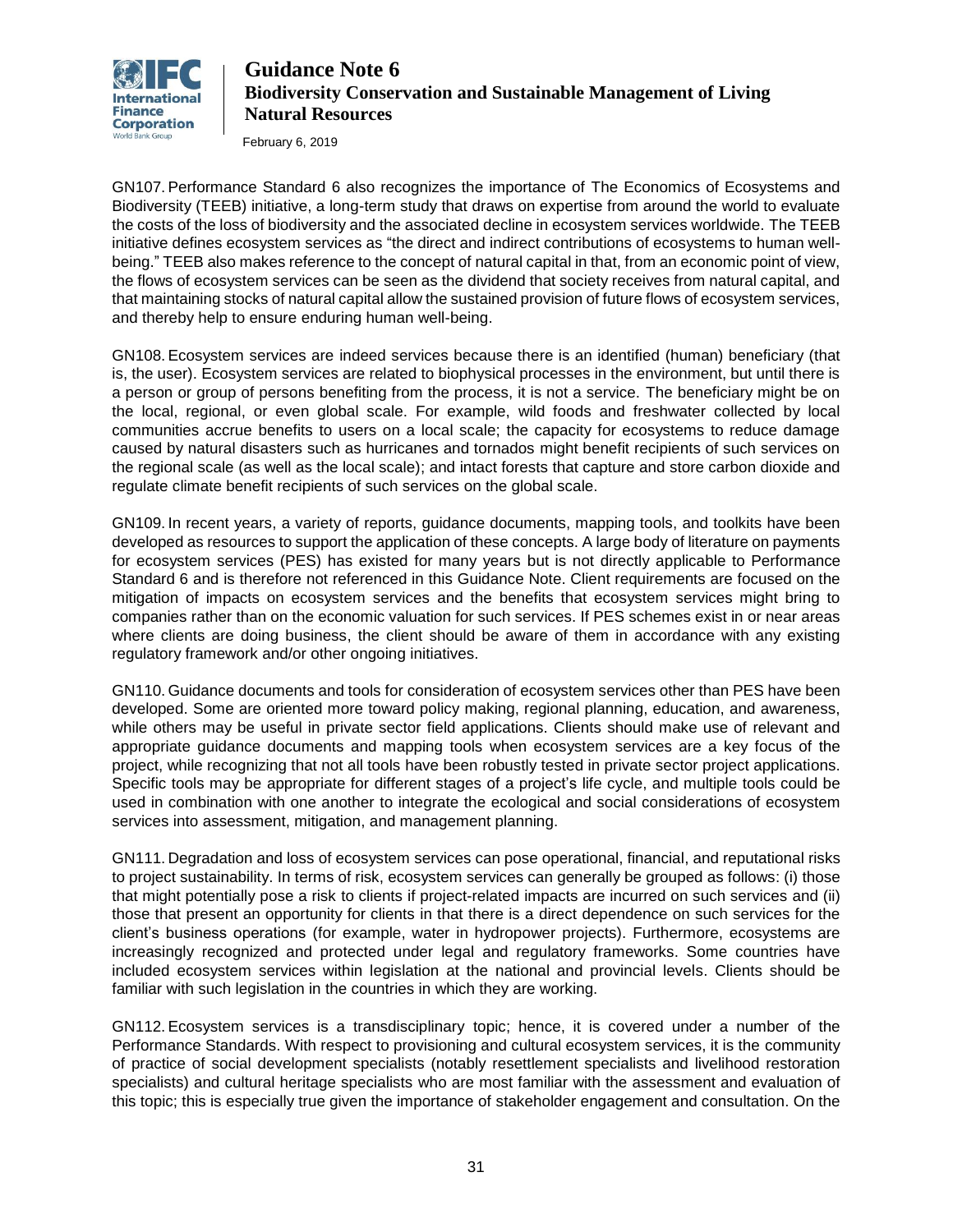GN107. Performance Standard 6 also recognizes the importance of The Economics of Ecosystems and Biodiversity (TEEB) initiative, a long-term study that draws on expertise from around the world to evaluate the costs of the loss of biodiversity and the associated decline in ecosystem services worldwide. The TEEB initiative defines ecosystem services as "the direct and indirect contributions of ecosystems to human well-being." TEEB also makes reference to the concept of natural capital in that, from an economic point of view, the flows of ecosystem services can be seen as the dividend that society receives from natural capital, and that maintaining stocks of natural capital allow the sustained provision of future flows of ecosystem services, and thereby help to ensure enduring human well-being.

GN108. Ecosystem services are indeed services because there is an identified (human) beneficiary (that is, the user). Ecosystem services are related to biophysical processes in the environment, but until there is a person or group of persons benefiting from the process, it is not a service. The beneficiary might be on the local, regional, or even global scale. For example, wild foods and freshwater collected by local communities accrue benefits to users on a local scale; the capacity for ecosystems to reduce damage caused by natural disasters such as hurricanes and tornados might benefit recipients of such services on the regional scale (as well as the local scale); and intact forests that capture and store carbon dioxide and regulate climate benefit recipients of such services on the global scale.

GN109. In recent years, a variety of reports, guidance documents, mapping tools, and toolkits have been developed as resources to support the application of these concepts. A large body of literature on payments for ecosystem services (PES) has existed for many years but is not directly applicable to Performance Standard 6 and is therefore not referenced in this Guidance Note. Client requirements are focused on the mitigation of impacts on ecosystem services and the benefits that ecosystem services might bring to companies rather than on the economic valuation for such services. If PES schemes exist in or near areas where clients are doing business, the client should be aware of them in accordance with any existing regulatory framework and/or other ongoing initiatives.

GN110. Guidance documents and tools for consideration of ecosystem services other than PES have been developed. Some are oriented more toward policy making, regional planning, education, and awareness, while others may be useful in private sector field applications. Clients should make use of relevant and appropriate guidance documents and mapping tools when ecosystem services are a key focus of the project, while recognizing that not all tools have been robustly tested in private sector project applications. Specific tools may be appropriate for different stages of a project's life cycle, and multiple tools could be used in combination with one another to integrate the ecological and social considerations of ecosystem services into assessment, mitigation, and management planning.

GN111. Degradation and loss of ecosystem services can pose operational, financial, and reputational risks to project sustainability. In terms of risk, ecosystem services can generally be grouped as follows: (i) those that might potentially pose a risk to clients if project-related impacts are incurred on such services and (ii) those that present an opportunity for clients in that there is a direct dependence on such services for the client's business operations (for example, water in hydropower projects). Furthermore, ecosystems are increasingly recognized and protected under legal and regulatory frameworks. Some countries have included ecosystem services within legislation at the national and provincial levels. Clients should be familiar with such legislation in the countries in which they are working.

GN112. Ecosystem services is a transdisciplinary topic; hence, it is covered under a number of the Performance Standards. With respect to provisioning and cultural ecosystem services, it is the community of practice of social development specialists (notably resettlement specialists and livelihood restoration specialists) and cultural heritage specialists who are most familiar with the assessment and evaluation of this topic; this is especially true given the importance of stakeholder engagement and consultation. On the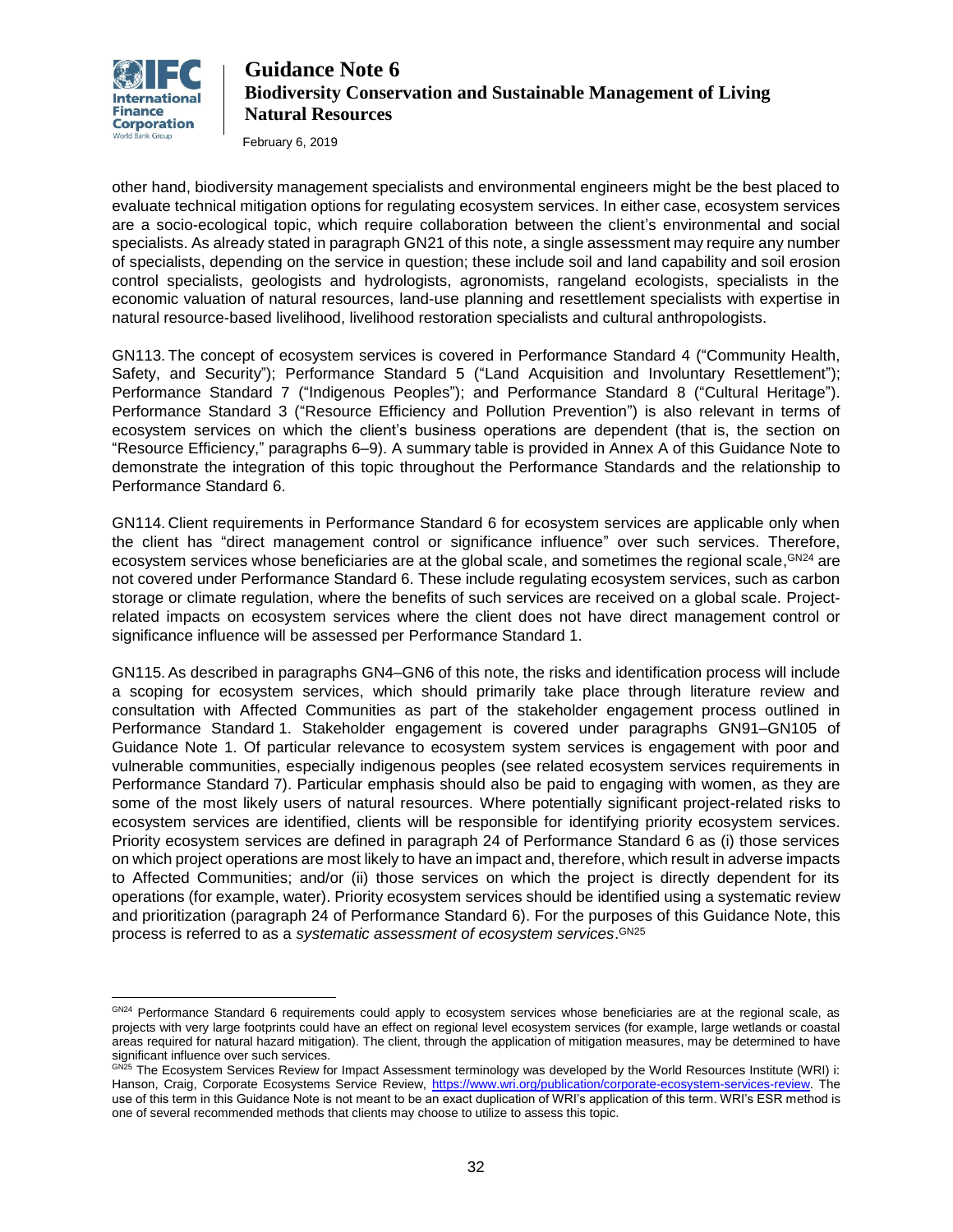other hand, biodiversity management specialists and environmental engineers might be the best placed to evaluate technical mitigation options for regulating ecosystem services. In either case, ecosystem services are a socio-ecological topic, which require collaboration between the client's environmental and social specialists. As already stated in paragraph GN21 of this note, a single assessment may require any number of specialists, depending on the service in question; these include soil and land capability and soil erosion control specialists, geologists and hydrologists, agronomists, rangeland ecologists, specialists in the economic valuation of natural resources, land-use planning and resettlement specialists with expertise in natural resource-based livelihood, livelihood restoration specialists and cultural anthropologists.

GN113. The concept of ecosystem services is covered in Performance Standard 4 ("Community Health, Safety, and Security"); Performance Standard 5 ("Land Acquisition and Involuntary Resettlement"); Performance Standard 7 ("Indigenous Peoples"); and Performance Standard 8 ("Cultural Heritage"). Performance Standard 3 ("Resource Efficiency and Pollution Prevention") is also relevant in terms of ecosystem services on which the client's business operations are dependent (that is, the section on "Resource Efficiency," paragraphs 6–9). A summary table is provided in Annex A of this Guidance Note to demonstrate the integration of this topic throughout the Performance Standards and the relationship to Performance Standard 6.

GN114. Client requirements in Performance Standard 6 for ecosystem services are applicable only when the client has "direct management control or significance influence" over such services. Therefore, ecosystem services whose beneficiaries are at the global scale, and sometimes the regional scale,[GN24] are not covered under Performance Standard 6. These include regulating ecosystem services, such as carbon storage or climate regulation, where the benefits of such services are received on a global scale. Project-related impacts on ecosystem services where the client does not have direct management control or significance influence will be assessed per Performance Standard 1.

GN115. As described in paragraphs GN4–GN6 of this note, the risks and identification process will include a scoping for ecosystem services, which should primarily take place through literature review and consultation with Affected Communities as part of the stakeholder engagement process outlined in Performance Standard 1. Stakeholder engagement is covered under paragraphs GN91–GN105 of Guidance Note 1. Of particular relevance to ecosystem system services is engagement with poor and vulnerable communities, especially indigenous peoples (see related ecosystem services requirements in Performance Standard 7). Particular emphasis should also be paid to engaging with women, as they are some of the most likely users of natural resources. Where potentially significant project-related risks to ecosystem services are identified, clients will be responsible for identifying priority ecosystem services. Priority ecosystem services are defined in paragraph 24 of Performance Standard 6 as (i) those services on which project operations are most likely to have an impact and, therefore, which result in adverse impacts to Affected Communities; and/or (ii) those services on which the project is directly dependent for its operations (for example, water). Priority ecosystem services should be identified using a systematic review and prioritization (paragraph 24 of Performance Standard 6). For the purposes of this Guidance Note, this process is referred to as a *systematic assessment of ecosystem services*.[GN25]

---

[GN24] Performance Standard 6 requirements could apply to ecosystem services whose beneficiaries are at the regional scale, as projects with very large footprints could have an effect on regional level ecosystem services (for example, large wetlands or coastal areas required for natural hazard mitigation). The client, through the application of mitigation measures, may be determined to have significant influence over such services.

[GN25] The Ecosystem Services Review for Impact Assessment terminology was developed by the World Resources Institute (WRI) i: Hanson, Craig, Corporate Ecosystems Service Review, https://www.wri.org/publication/corporate-ecosystem-services-review. The use of this term in this Guidance Note is not meant to be an exact duplication of WRI's application of this term. WRI's ESR method is one of several recommended methods that clients may choose to utilize to assess this topic.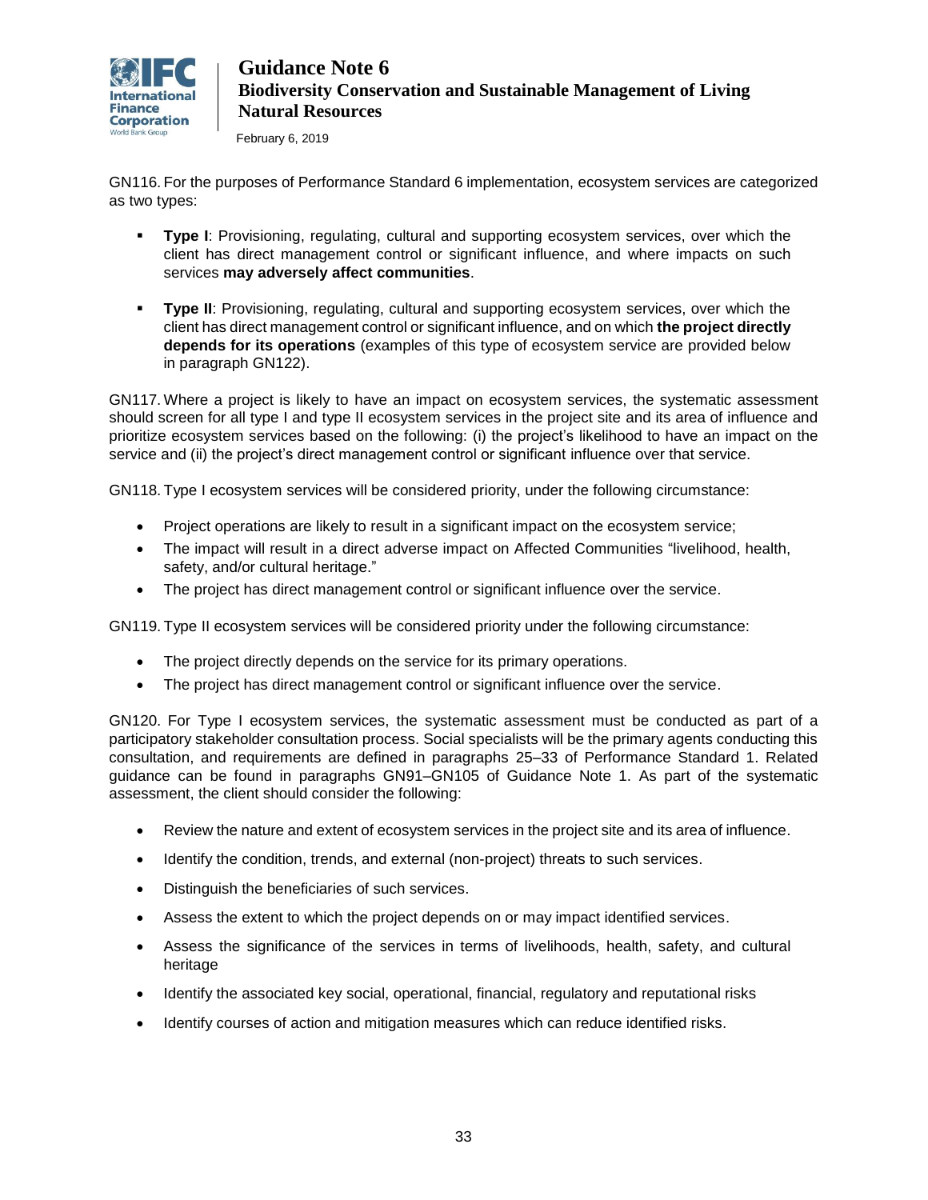GN116. For the purposes of Performance Standard 6 implementation, ecosystem services are categorized as two types:

- **Type I**: Provisioning, regulating, cultural and supporting ecosystem services, over which the client has direct management control or significant influence, and where impacts on such services **may adversely affect communities**.

- **Type II**: Provisioning, regulating, cultural and supporting ecosystem services, over which the client has direct management control or significant influence, and on which **the project directly depends for its operations** (examples of this type of ecosystem service are provided below in paragraph GN122).

GN117. Where a project is likely to have an impact on ecosystem services, the systematic assessment should screen for all type I and type II ecosystem services in the project site and its area of influence and prioritize ecosystem services based on the following: (i) the project's likelihood to have an impact on the service and (ii) the project's direct management control or significant influence over that service.

GN118. Type I ecosystem services will be considered priority, under the following circumstance:

- Project operations are likely to result in a significant impact on the ecosystem service;
- The impact will result in a direct adverse impact on Affected Communities "livelihood, health, safety, and/or cultural heritage."
- The project has direct management control or significant influence over the service.

GN119. Type II ecosystem services will be considered priority under the following circumstance:

- The project directly depends on the service for its primary operations.
- The project has direct management control or significant influence over the service.

GN120. For Type I ecosystem services, the systematic assessment must be conducted as part of a participatory stakeholder consultation process. Social specialists will be the primary agents conducting this consultation, and requirements are defined in paragraphs 25–33 of Performance Standard 1. Related guidance can be found in paragraphs GN91–GN105 of Guidance Note 1. As part of the systematic assessment, the client should consider the following:

- Review the nature and extent of ecosystem services in the project site and its area of influence.
- Identify the condition, trends, and external (non-project) threats to such services.
- Distinguish the beneficiaries of such services.
- Assess the extent to which the project depends on or may impact identified services.
- Assess the significance of the services in terms of livelihoods, health, safety, and cultural heritage
- Identify the associated key social, operational, financial, regulatory and reputational risks
- Identify courses of action and mitigation measures which can reduce identified risks.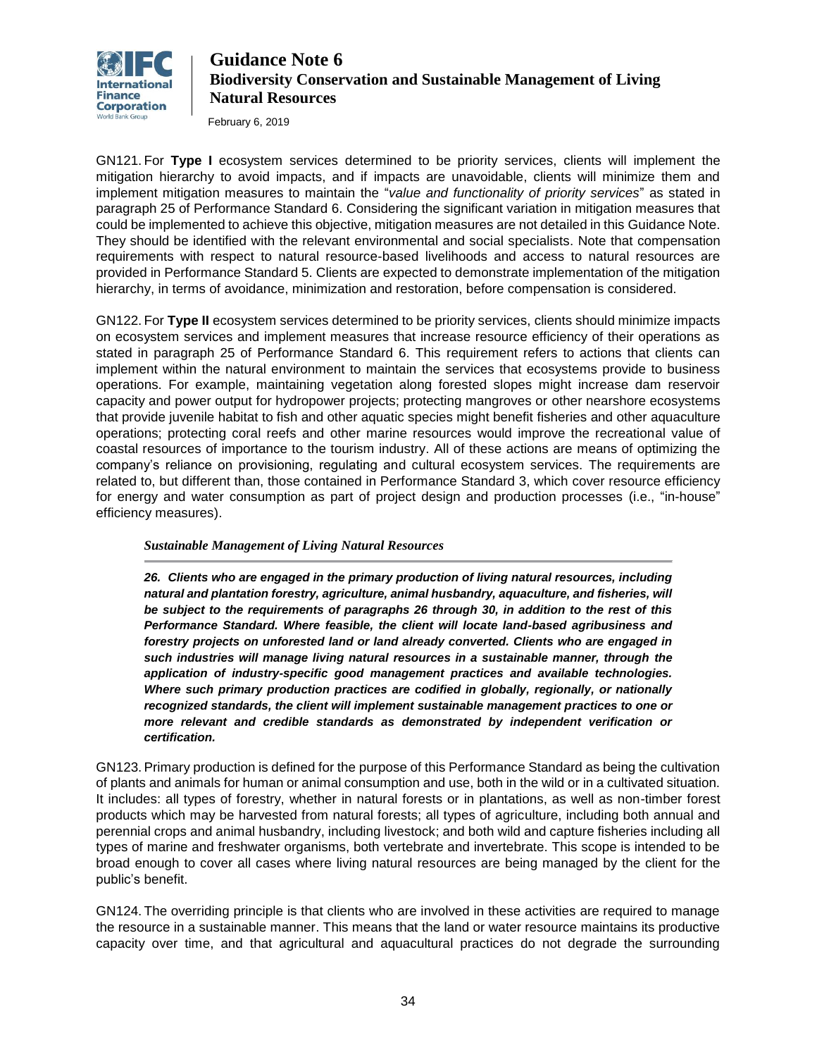GN121. For **Type I** ecosystem services determined to be priority services, clients will implement the mitigation hierarchy to avoid impacts, and if impacts are unavoidable, clients will minimize them and implement mitigation measures to maintain the "*value and functionality of priority services*" as stated in paragraph 25 of Performance Standard 6. Considering the significant variation in mitigation measures that could be implemented to achieve this objective, mitigation measures are not detailed in this Guidance Note. They should be identified with the relevant environmental and social specialists. Note that compensation requirements with respect to natural resource-based livelihoods and access to natural resources are provided in Performance Standard 5. Clients are expected to demonstrate implementation of the mitigation hierarchy, in terms of avoidance, minimization and restoration, before compensation is considered.

GN122. For **Type II** ecosystem services determined to be priority services, clients should minimize impacts on ecosystem services and implement measures that increase resource efficiency of their operations as stated in paragraph 25 of Performance Standard 6. This requirement refers to actions that clients can implement within the natural environment to maintain the services that ecosystems provide to business operations. For example, maintaining vegetation along forested slopes might increase dam reservoir capacity and power output for hydropower projects; protecting mangroves or other nearshore ecosystems that provide juvenile habitat to fish and other aquatic species might benefit fisheries and other aquaculture operations; protecting coral reefs and other marine resources would improve the recreational value of coastal resources of importance to the tourism industry. All of these actions are means of optimizing the company's reliance on provisioning, regulating and cultural ecosystem services. The requirements are related to, but different than, those contained in Performance Standard 3, which cover resource efficiency for energy and water consumption as part of project design and production processes (i.e., "in-house" efficiency measures).

### *Sustainable Management of Living Natural Resources*

***26. Clients who are engaged in the primary production of living natural resources, including natural and plantation forestry, agriculture, animal husbandry, aquaculture, and fisheries, will be subject to the requirements of paragraphs 26 through 30, in addition to the rest of this Performance Standard. Where feasible, the client will locate land-based agribusiness and forestry projects on unforested land or land already converted. Clients who are engaged in such industries will manage living natural resources in a sustainable manner, through the application of industry-specific good management practices and available technologies. Where such primary production practices are codified in globally, regionally, or nationally recognized standards, the client will implement sustainable management practices to one or more relevant and credible standards as demonstrated by independent verification or certification.***

GN123. Primary production is defined for the purpose of this Performance Standard as being the cultivation of plants and animals for human or animal consumption and use, both in the wild or in a cultivated situation. It includes: all types of forestry, whether in natural forests or in plantations, as well as non-timber forest products which may be harvested from natural forests; all types of agriculture, including both annual and perennial crops and animal husbandry, including livestock; and both wild and capture fisheries including all types of marine and freshwater organisms, both vertebrate and invertebrate. This scope is intended to be broad enough to cover all cases where living natural resources are being managed by the client for the public's benefit.

GN124. The overriding principle is that clients who are involved in these activities are required to manage the resource in a sustainable manner. This means that the land or water resource maintains its productive capacity over time, and that agricultural and aquacultural practices do not degrade the surrounding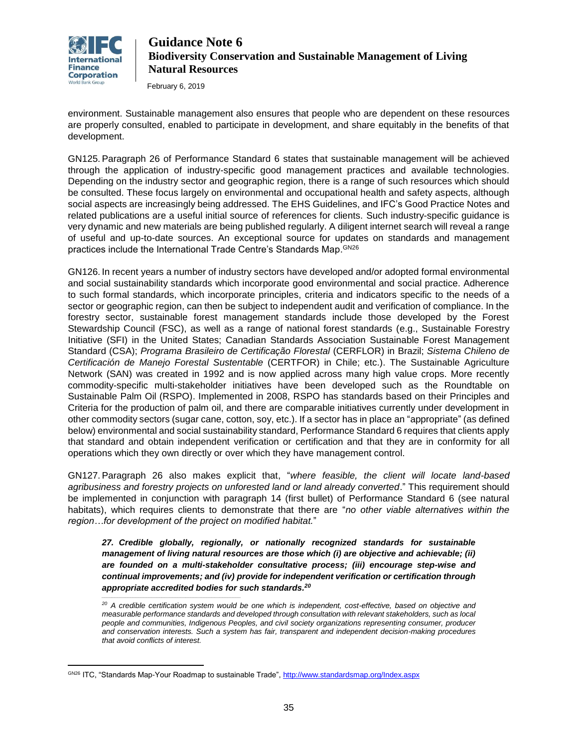environment. Sustainable management also ensures that people who are dependent on these resources are properly consulted, enabled to participate in development, and share equitably in the benefits of that development.

GN125. Paragraph 26 of Performance Standard 6 states that sustainable management will be achieved through the application of industry-specific good management practices and available technologies. Depending on the industry sector and geographic region, there is a range of such resources which should be consulted. These focus largely on environmental and occupational health and safety aspects, although social aspects are increasingly being addressed. The EHS Guidelines, and IFC's Good Practice Notes and related publications are a useful initial source of references for clients. Such industry-specific guidance is very dynamic and new materials are being published regularly. A diligent internet search will reveal a range of useful and up-to-date sources. An exceptional source for updates on standards and management practices include the International Trade Centre's Standards Map.[GN26]

GN126. In recent years a number of industry sectors have developed and/or adopted formal environmental and social sustainability standards which incorporate good environmental and social practice. Adherence to such formal standards, which incorporate principles, criteria and indicators specific to the needs of a sector or geographic region, can then be subject to independent audit and verification of compliance. In the forestry sector, sustainable forest management standards include those developed by the Forest Stewardship Council (FSC), as well as a range of national forest standards (e.g., Sustainable Forestry Initiative (SFI) in the United States; Canadian Standards Association Sustainable Forest Management Standard (CSA); *Programa Brasileiro de Certificação Florestal* (CERFLOR) in Brazil; *Sistema Chileno de Certificación de Manejo Forestal Sustentable* (CERTFOR) in Chile; etc.). The Sustainable Agriculture Network (SAN) was created in 1992 and is now applied across many high value crops. More recently commodity-specific multi-stakeholder initiatives have been developed such as the Roundtable on Sustainable Palm Oil (RSPO). Implemented in 2008, RSPO has standards based on their Principles and Criteria for the production of palm oil, and there are comparable initiatives currently under development in other commodity sectors (sugar cane, cotton, soy, etc.). If a sector has in place an "appropriate" (as defined below) environmental and social sustainability standard, Performance Standard 6 requires that clients apply that standard and obtain independent verification or certification and that they are in conformity for all operations which they own directly or over which they have management control.

GN127. Paragraph 26 also makes explicit that, "*where feasible, the client will locate land-based agribusiness and forestry projects on unforested land or land already converted*." This requirement should be implemented in conjunction with paragraph 14 (first bullet) of Performance Standard 6 (see natural habitats), which requires clients to demonstrate that there are "*no other viable alternatives within the region…for development of the project on modified habitat.*"

> ***27. Credible globally, regionally, or nationally recognized standards for sustainable management of living natural resources are those which (i) are objective and achievable; (ii) are founded on a multi-stakeholder consultative process; (iii) encourage step-wise and continual improvements; and (iv) provide for independent verification or certification through appropriate accredited bodies for such standards.[20]***
>
> *[20] A credible certification system would be one which is independent, cost-effective, based on objective and measurable performance standards and developed through consultation with relevant stakeholders, such as local people and communities, Indigenous Peoples, and civil society organizations representing consumer, producer and conservation interests. Such a system has fair, transparent and independent decision-making procedures that avoid conflicts of interest.*

[GN26] ITC, "Standards Map-Your Roadmap to sustainable Trade", http://www.standardsmap.org/Index.aspx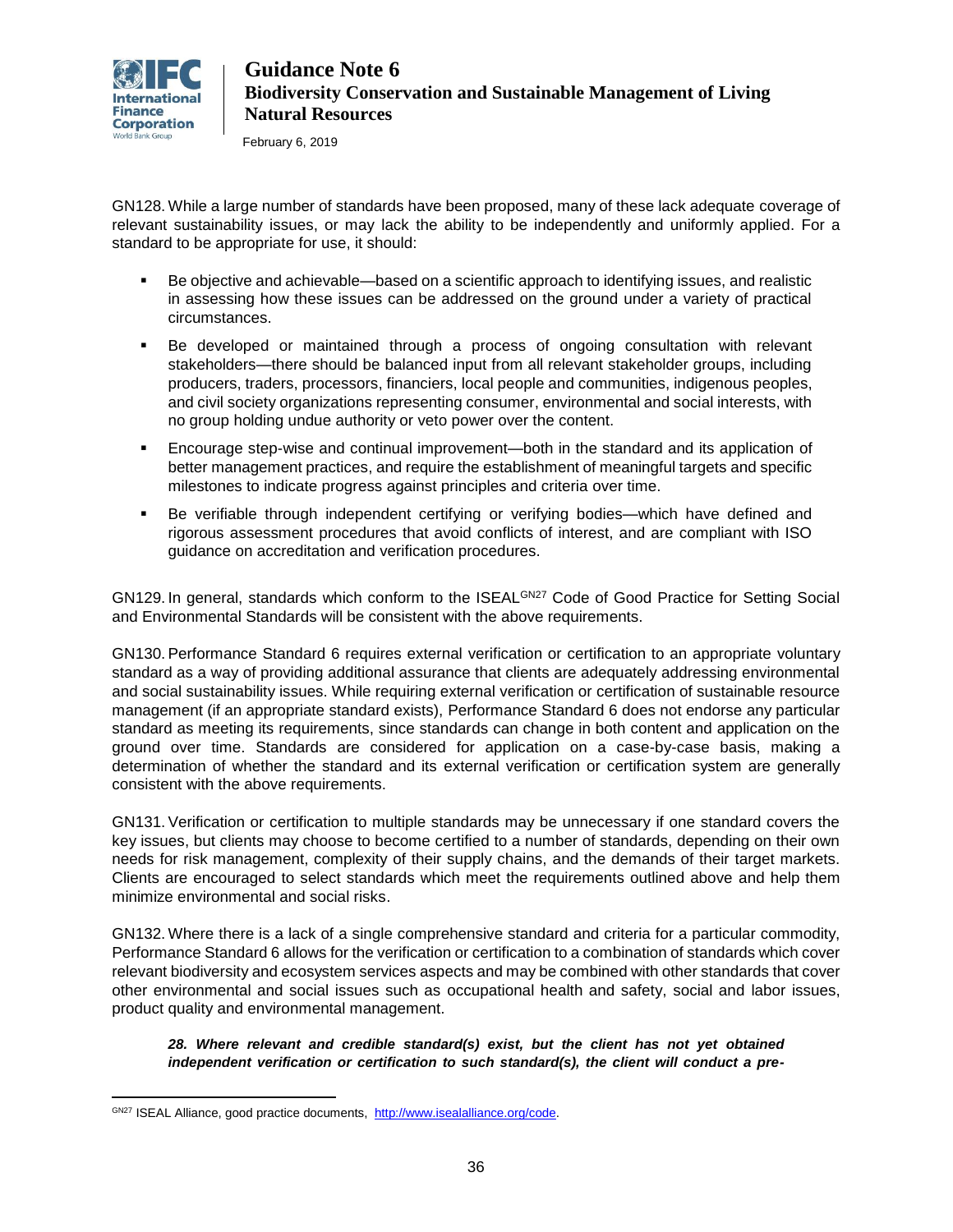GN128. While a large number of standards have been proposed, many of these lack adequate coverage of relevant sustainability issues, or may lack the ability to be independently and uniformly applied. For a standard to be appropriate for use, it should:

- Be objective and achievable—based on a scientific approach to identifying issues, and realistic in assessing how these issues can be addressed on the ground under a variety of practical circumstances.
- Be developed or maintained through a process of ongoing consultation with relevant stakeholders—there should be balanced input from all relevant stakeholder groups, including producers, traders, processors, financiers, local people and communities, indigenous peoples, and civil society organizations representing consumer, environmental and social interests, with no group holding undue authority or veto power over the content.
- Encourage step-wise and continual improvement—both in the standard and its application of better management practices, and require the establishment of meaningful targets and specific milestones to indicate progress against principles and criteria over time.
- Be verifiable through independent certifying or verifying bodies—which have defined and rigorous assessment procedures that avoid conflicts of interest, and are compliant with ISO guidance on accreditation and verification procedures.

GN129. In general, standards which conform to the ISEAL[GN27] Code of Good Practice for Setting Social and Environmental Standards will be consistent with the above requirements.

GN130. Performance Standard 6 requires external verification or certification to an appropriate voluntary standard as a way of providing additional assurance that clients are adequately addressing environmental and social sustainability issues. While requiring external verification or certification of sustainable resource management (if an appropriate standard exists), Performance Standard 6 does not endorse any particular standard as meeting its requirements, since standards can change in both content and application on the ground over time. Standards are considered for application on a case-by-case basis, making a determination of whether the standard and its external verification or certification system are generally consistent with the above requirements.

GN131. Verification or certification to multiple standards may be unnecessary if one standard covers the key issues, but clients may choose to become certified to a number of standards, depending on their own needs for risk management, complexity of their supply chains, and the demands of their target markets. Clients are encouraged to select standards which meet the requirements outlined above and help them minimize environmental and social risks.

GN132. Where there is a lack of a single comprehensive standard and criteria for a particular commodity, Performance Standard 6 allows for the verification or certification to a combination of standards which cover relevant biodiversity and ecosystem services aspects and may be combined with other standards that cover other environmental and social issues such as occupational health and safety, social and labor issues, product quality and environmental management.

> ***28. Where relevant and credible standard(s) exist, but the client has not yet obtained independent verification or certification to such standard(s), the client will conduct a pre-***

---

[GN27] ISEAL Alliance, good practice documents, http://www.isealalliance.org/code.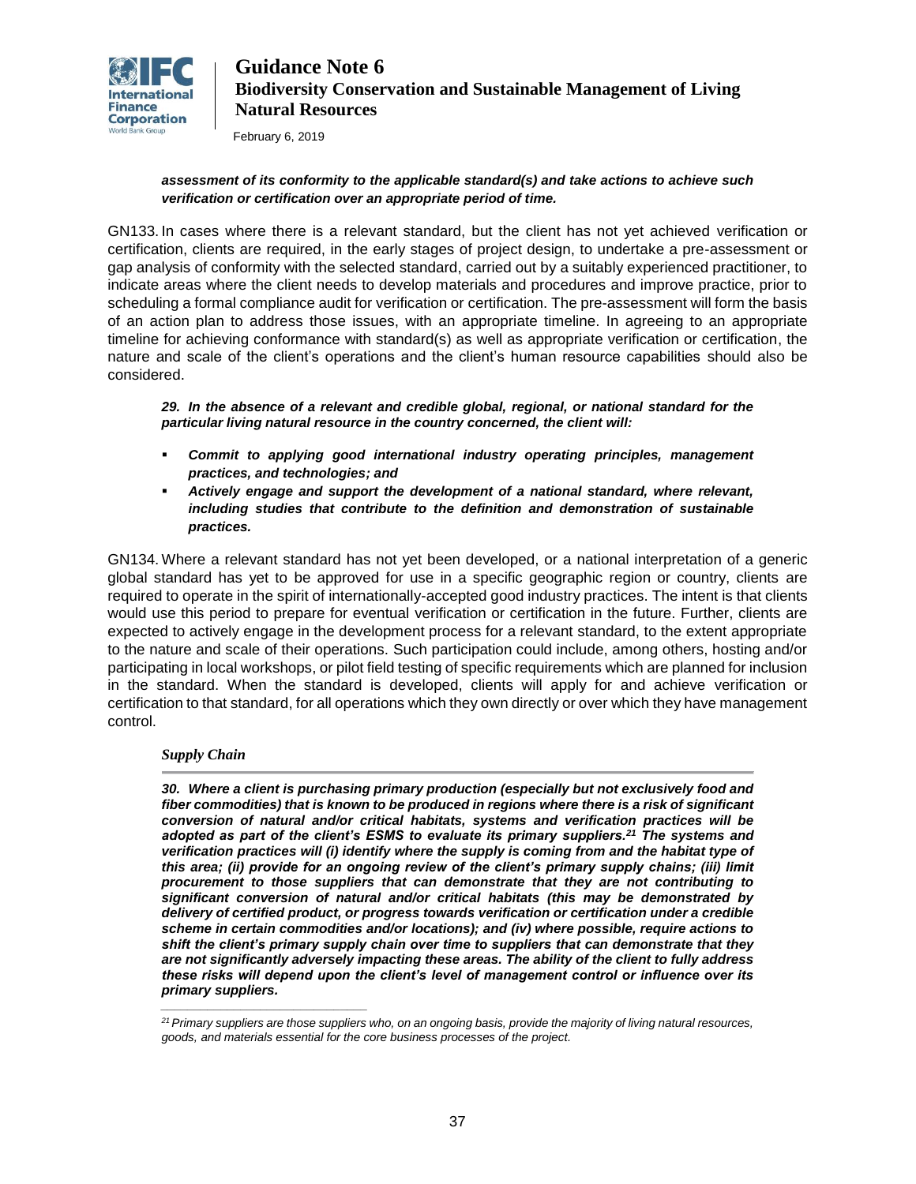***assessment of its conformity to the applicable standard(s) and take actions to achieve such verification or certification over an appropriate period of time.***

GN133. In cases where there is a relevant standard, but the client has not yet achieved verification or certification, clients are required, in the early stages of project design, to undertake a pre-assessment or gap analysis of conformity with the selected standard, carried out by a suitably experienced practitioner, to indicate areas where the client needs to develop materials and procedures and improve practice, prior to scheduling a formal compliance audit for verification or certification. The pre-assessment will form the basis of an action plan to address those issues, with an appropriate timeline. In agreeing to an appropriate timeline for achieving conformance with standard(s) as well as appropriate verification or certification, the nature and scale of the client's operations and the client's human resource capabilities should also be considered.

***29. In the absence of a relevant and credible global, regional, or national standard for the particular living natural resource in the country concerned, the client will:***

- ***Commit to applying good international industry operating principles, management practices, and technologies; and***
- ***Actively engage and support the development of a national standard, where relevant, including studies that contribute to the definition and demonstration of sustainable practices.***

GN134. Where a relevant standard has not yet been developed, or a national interpretation of a generic global standard has yet to be approved for use in a specific geographic region or country, clients are required to operate in the spirit of internationally-accepted good industry practices. The intent is that clients would use this period to prepare for eventual verification or certification in the future. Further, clients are expected to actively engage in the development process for a relevant standard, to the extent appropriate to the nature and scale of their operations. Such participation could include, among others, hosting and/or participating in local workshops, or pilot field testing of specific requirements which are planned for inclusion in the standard. When the standard is developed, clients will apply for and achieve verification or certification to that standard, for all operations which they own directly or over which they have management control.

### *Supply Chain*

***30. Where a client is purchasing primary production (especially but not exclusively food and fiber commodities) that is known to be produced in regions where there is a risk of significant conversion of natural and/or critical habitats, systems and verification practices will be adopted as part of the client's ESMS to evaluate its primary suppliers.[21] The systems and verification practices will (i) identify where the supply is coming from and the habitat type of this area; (ii) provide for an ongoing review of the client's primary supply chains; (iii) limit procurement to those suppliers that can demonstrate that they are not contributing to significant conversion of natural and/or critical habitats (this may be demonstrated by delivery of certified product, or progress towards verification or certification under a credible scheme in certain commodities and/or locations); and (iv) where possible, require actions to shift the client's primary supply chain over time to suppliers that can demonstrate that they are not significantly adversely impacting these areas. The ability of the client to fully address these risks will depend upon the client's level of management control or influence over its primary suppliers.***

*[21] Primary suppliers are those suppliers who, on an ongoing basis, provide the majority of living natural resources, goods, and materials essential for the core business processes of the project.*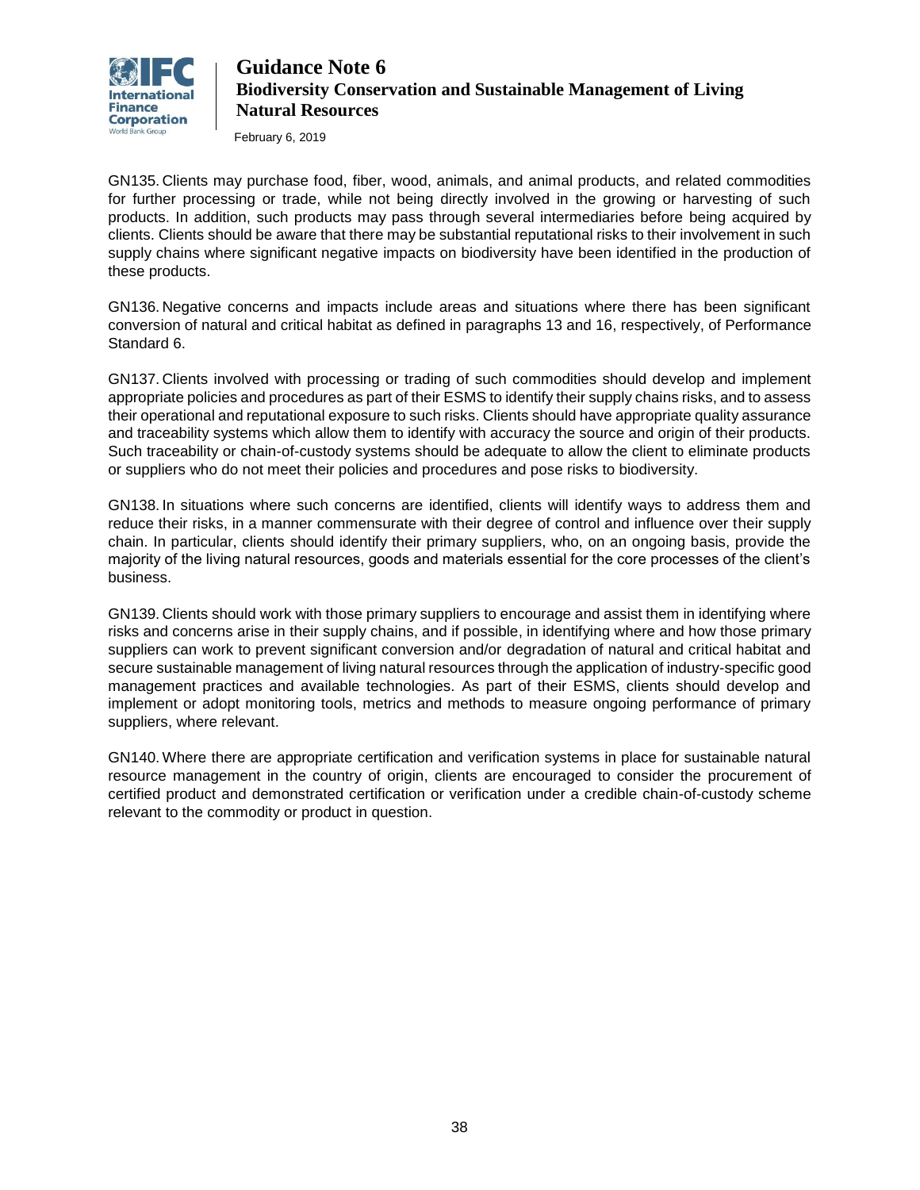GN135. Clients may purchase food, fiber, wood, animals, and animal products, and related commodities for further processing or trade, while not being directly involved in the growing or harvesting of such products. In addition, such products may pass through several intermediaries before being acquired by clients. Clients should be aware that there may be substantial reputational risks to their involvement in such supply chains where significant negative impacts on biodiversity have been identified in the production of these products.

GN136. Negative concerns and impacts include areas and situations where there has been significant conversion of natural and critical habitat as defined in paragraphs 13 and 16, respectively, of Performance Standard 6.

GN137. Clients involved with processing or trading of such commodities should develop and implement appropriate policies and procedures as part of their ESMS to identify their supply chains risks, and to assess their operational and reputational exposure to such risks. Clients should have appropriate quality assurance and traceability systems which allow them to identify with accuracy the source and origin of their products. Such traceability or chain-of-custody systems should be adequate to allow the client to eliminate products or suppliers who do not meet their policies and procedures and pose risks to biodiversity.

GN138. In situations where such concerns are identified, clients will identify ways to address them and reduce their risks, in a manner commensurate with their degree of control and influence over their supply chain. In particular, clients should identify their primary suppliers, who, on an ongoing basis, provide the majority of the living natural resources, goods and materials essential for the core processes of the client's business.

GN139. Clients should work with those primary suppliers to encourage and assist them in identifying where risks and concerns arise in their supply chains, and if possible, in identifying where and how those primary suppliers can work to prevent significant conversion and/or degradation of natural and critical habitat and secure sustainable management of living natural resources through the application of industry-specific good management practices and available technologies. As part of their ESMS, clients should develop and implement or adopt monitoring tools, metrics and methods to measure ongoing performance of primary suppliers, where relevant.

GN140. Where there are appropriate certification and verification systems in place for sustainable natural resource management in the country of origin, clients are encouraged to consider the procurement of certified product and demonstrated certification or verification under a credible chain-of-custody scheme relevant to the commodity or product in question.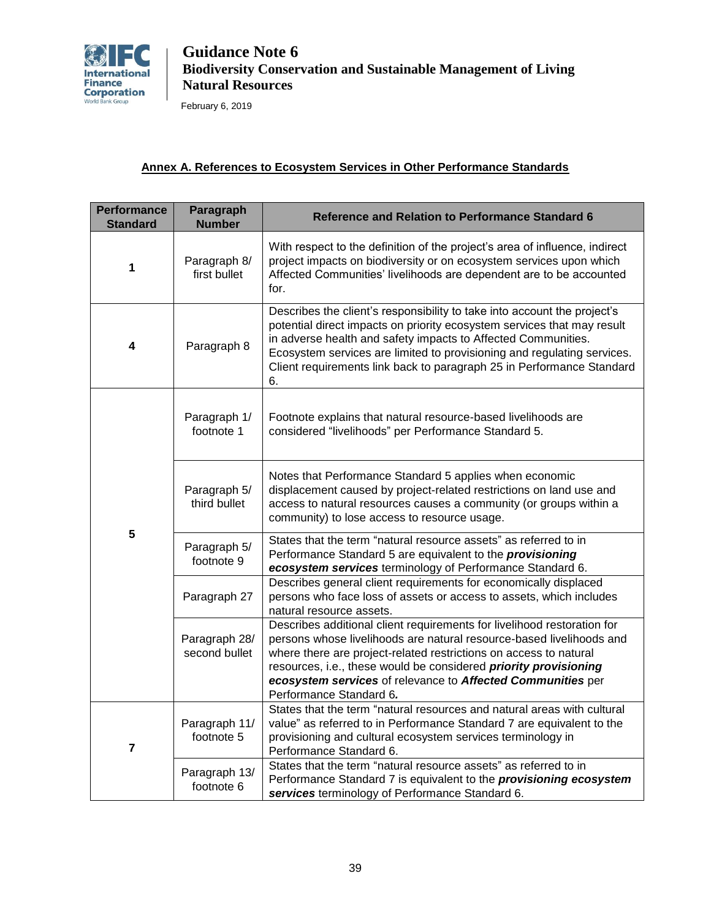## Annex A. References to Ecosystem Services in Other Performance Standards

| Performance Standard | Paragraph Number | Reference and Relation to Performance Standard 6 |
|---|---|---|
| 1 | Paragraph 8/ first bullet | With respect to the definition of the project's area of influence, indirect project impacts on biodiversity or on ecosystem services upon which Affected Communities' livelihoods are dependent are to be accounted for. |
| 4 | Paragraph 8 | Describes the client's responsibility to take into account the project's potential direct impacts on priority ecosystem services that may result in adverse health and safety impacts to Affected Communities. Ecosystem services are limited to provisioning and regulating services. Client requirements link back to paragraph 25 in Performance Standard 6. |
| 5 | Paragraph 1/ footnote 1 | Footnote explains that natural resource-based livelihoods are considered "livelihoods" per Performance Standard 5. |
| | Paragraph 5/ third bullet | Notes that Performance Standard 5 applies when economic displacement caused by project-related restrictions on land use and access to natural resources causes a community (or groups within a community) to lose access to resource usage. |
| | Paragraph 5/ footnote 9 | States that the term "natural resource assets" as referred to in Performance Standard 5 are equivalent to the ***provisioning ecosystem services*** terminology of Performance Standard 6. |
| | Paragraph 27 | Describes general client requirements for economically displaced persons who face loss of assets or access to assets, which includes natural resource assets. |
| | Paragraph 28/ second bullet | Describes additional client requirements for livelihood restoration for persons whose livelihoods are natural resource-based livelihoods and where there are project-related restrictions on access to natural resources, i.e., these would be considered ***priority provisioning ecosystem services*** of relevance to ***Affected Communities*** per Performance Standard 6. |
| 7 | Paragraph 11/ footnote 5 | States that the term "natural resources and natural areas with cultural value" as referred to in Performance Standard 7 are equivalent to the provisioning and cultural ecosystem services terminology in Performance Standard 6. |
| | Paragraph 13/ footnote 6 | States that the term "natural resource assets" as referred to in Performance Standard 7 is equivalent to the ***provisioning ecosystem services*** terminology of Performance Standard 6. |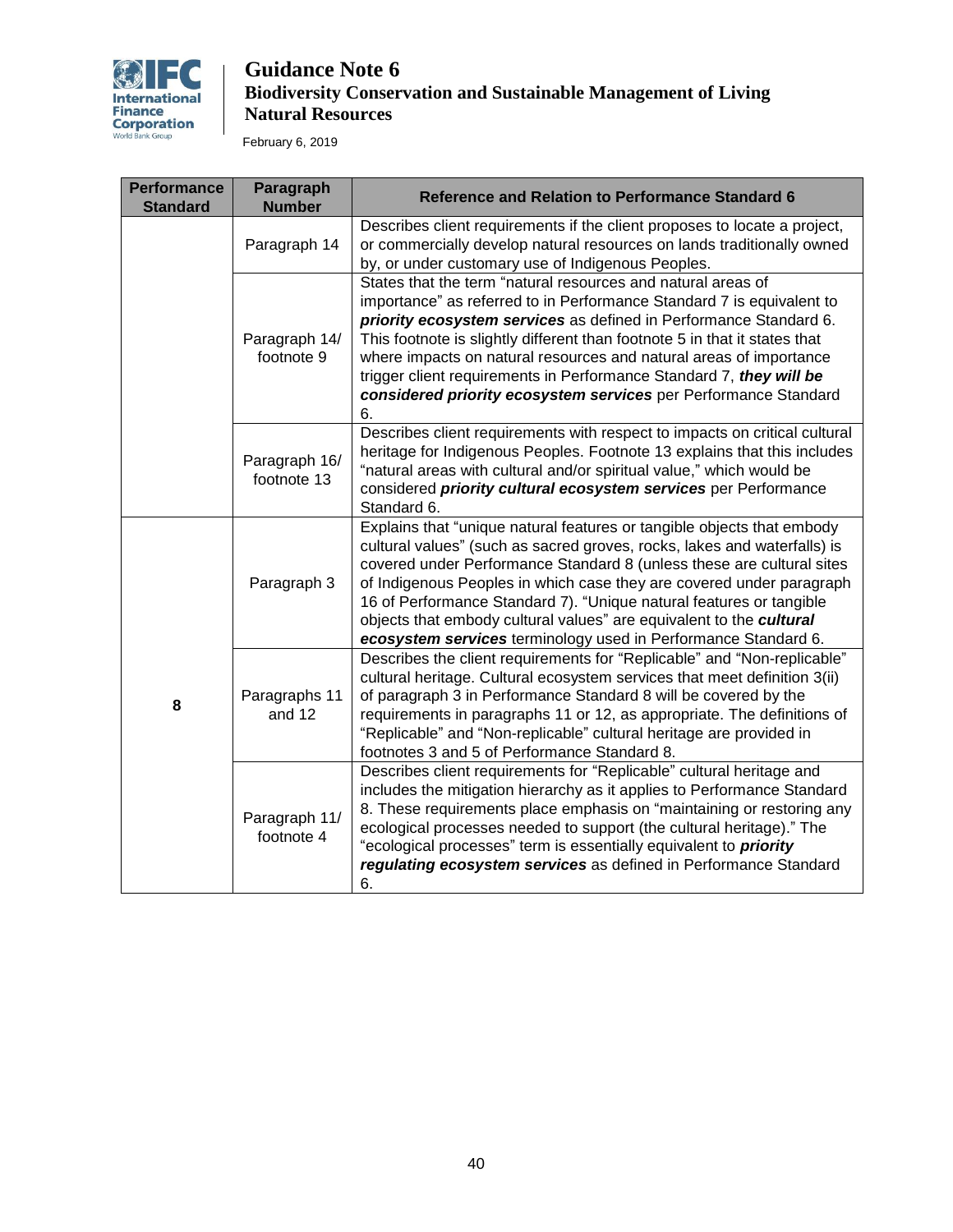| Performance Standard | Paragraph Number | Reference and Relation to Performance Standard 6 |
|---|---|---|
| | Paragraph 14 | Describes client requirements if the client proposes to locate a project, or commercially develop natural resources on lands traditionally owned by, or under customary use of Indigenous Peoples. |
| | Paragraph 14/ footnote 9 | States that the term "natural resources and natural areas of importance" as referred to in Performance Standard 7 is equivalent to ***priority ecosystem services*** as defined in Performance Standard 6. This footnote is slightly different than footnote 5 in that it states that where impacts on natural resources and natural areas of importance trigger client requirements in Performance Standard 7, ***they will be considered priority ecosystem services*** per Performance Standard 6. |
| | Paragraph 16/ footnote 13 | Describes client requirements with respect to impacts on critical cultural heritage for Indigenous Peoples. Footnote 13 explains that this includes "natural areas with cultural and/or spiritual value," which would be considered ***priority cultural ecosystem services*** per Performance Standard 6. |
| 8 | Paragraph 3 | Explains that "unique natural features or tangible objects that embody cultural values" (such as sacred groves, rocks, lakes and waterfalls) is covered under Performance Standard 8 (unless these are cultural sites of Indigenous Peoples in which case they are covered under paragraph 16 of Performance Standard 7). "Unique natural features or tangible objects that embody cultural values" are equivalent to the ***cultural ecosystem services*** terminology used in Performance Standard 6. |
| | Paragraphs 11 and 12 | Describes the client requirements for "Replicable" and "Non-replicable" cultural heritage. Cultural ecosystem services that meet definition 3(ii) of paragraph 3 in Performance Standard 8 will be covered by the requirements in paragraphs 11 or 12, as appropriate. The definitions of "Replicable" and "Non-replicable" cultural heritage are provided in footnotes 3 and 5 of Performance Standard 8. |
| | Paragraph 11/ footnote 4 | Describes client requirements for "Replicable" cultural heritage and includes the mitigation hierarchy as it applies to Performance Standard 8. These requirements place emphasis on "maintaining or restoring any ecological processes needed to support (the cultural heritage)." The "ecological processes" term is essentially equivalent to ***priority regulating ecosystem services*** as defined in Performance Standard 6. |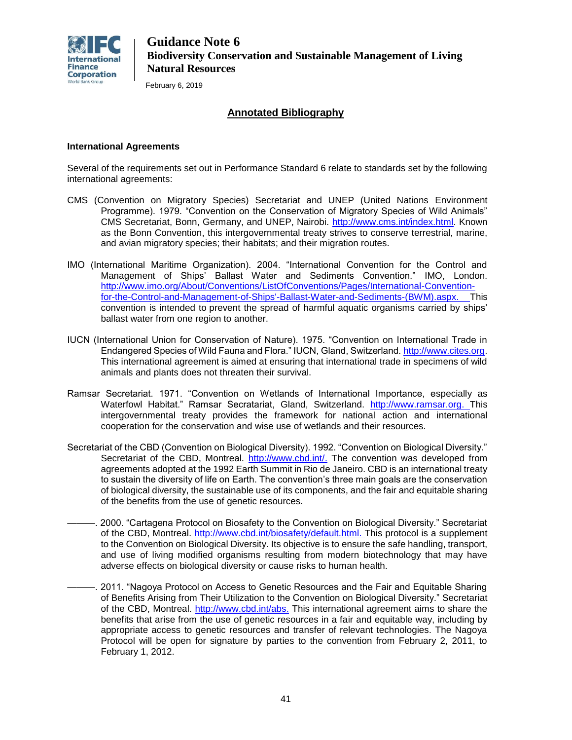## Annotated Bibliography

### International Agreements

Several of the requirements set out in Performance Standard 6 relate to standards set by the following international agreements:

CMS (Convention on Migratory Species) Secretariat and UNEP (United Nations Environment Programme). 1979. "Convention on the Conservation of Migratory Species of Wild Animals" CMS Secretariat, Bonn, Germany, and UNEP, Nairobi. http://www.cms.int/index.html. Known as the Bonn Convention, this intergovernmental treaty strives to conserve terrestrial, marine, and avian migratory species; their habitats; and their migration routes.

IMO (International Maritime Organization). 2004. "International Convention for the Control and Management of Ships' Ballast Water and Sediments Convention." IMO, London. http://www.imo.org/About/Conventions/ListOfConventions/Pages/International-Convention-for-the-Control-and-Management-of-Ships'-Ballast-Water-and-Sediments-(BWM).aspx. This convention is intended to prevent the spread of harmful aquatic organisms carried by ships' ballast water from one region to another.

IUCN (International Union for Conservation of Nature). 1975. "Convention on International Trade in Endangered Species of Wild Fauna and Flora." IUCN, Gland, Switzerland. http://www.cites.org. This international agreement is aimed at ensuring that international trade in specimens of wild animals and plants does not threaten their survival.

Ramsar Secretariat. 1971. "Convention on Wetlands of International Importance, especially as Waterfowl Habitat." Ramsar Secrataríat, Gland, Switzerland. http://www.ramsar.org. This intergovernmental treaty provides the framework for national action and international cooperation for the conservation and wise use of wetlands and their resources.

Secretariat of the CBD (Convention on Biological Diversity). 1992. "Convention on Biological Diversity." Secretariat of the CBD, Montreal. http://www.cbd.int/. The convention was developed from agreements adopted at the 1992 Earth Summit in Rio de Janeiro. CBD is an international treaty to sustain the diversity of life on Earth. The convention's three main goals are the conservation of biological diversity, the sustainable use of its components, and the fair and equitable sharing of the benefits from the use of genetic resources.

———. 2000. "Cartagena Protocol on Biosafety to the Convention on Biological Diversity." Secretariat of the CBD, Montreal. http://www.cbd.int/biosafety/default.html. This protocol is a supplement to the Convention on Biological Diversity. Its objective is to ensure the safe handling, transport, and use of living modified organisms resulting from modern biotechnology that may have adverse effects on biological diversity or cause risks to human health.

———. 2011. "Nagoya Protocol on Access to Genetic Resources and the Fair and Equitable Sharing of Benefits Arising from Their Utilization to the Convention on Biological Diversity." Secretariat of the CBD, Montreal. http://www.cbd.int/abs. This international agreement aims to share the benefits that arise from the use of genetic resources in a fair and equitable way, including by appropriate access to genetic resources and transfer of relevant technologies. The Nagoya Protocol will be open for signature by parties to the convention from February 2, 2011, to February 1, 2012.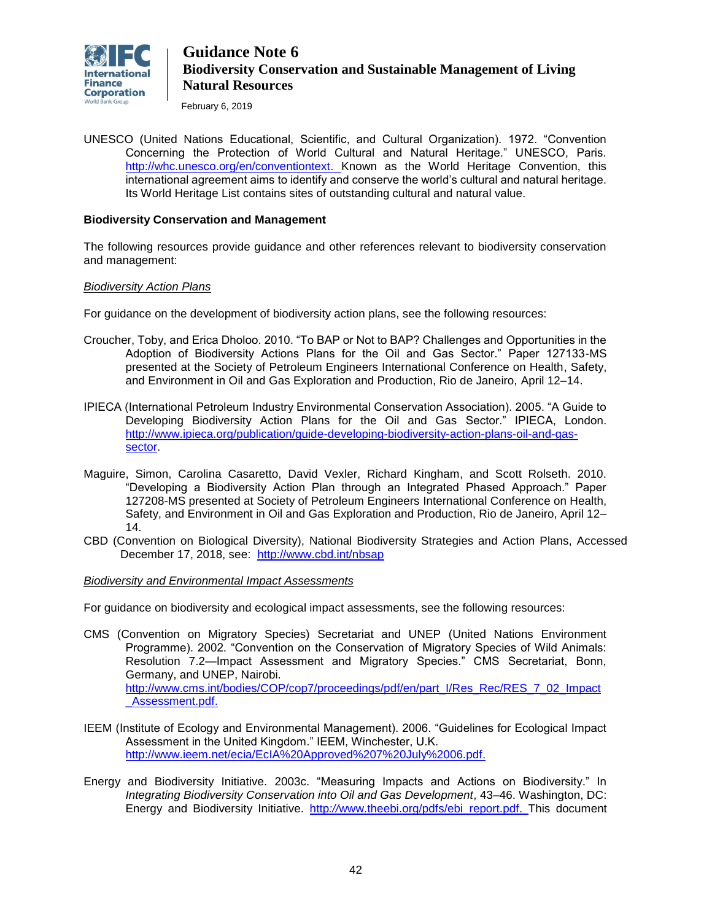UNESCO (United Nations Educational, Scientific, and Cultural Organization). 1972. "Convention Concerning the Protection of World Cultural and Natural Heritage." UNESCO, Paris. http://whc.unesco.org/en/conventiontext. Known as the World Heritage Convention, this international agreement aims to identify and conserve the world's cultural and natural heritage. Its World Heritage List contains sites of outstanding cultural and natural value.

**Biodiversity Conservation and Management**

The following resources provide guidance and other references relevant to biodiversity conservation and management:

*Biodiversity Action Plans*

For guidance on the development of biodiversity action plans, see the following resources:

Croucher, Toby, and Erica Dholoo. 2010. "To BAP or Not to BAP? Challenges and Opportunities in the Adoption of Biodiversity Actions Plans for the Oil and Gas Sector." Paper 127133-MS presented at the Society of Petroleum Engineers International Conference on Health, Safety, and Environment in Oil and Gas Exploration and Production, Rio de Janeiro, April 12–14.

IPIECA (International Petroleum Industry Environmental Conservation Association). 2005. "A Guide to Developing Biodiversity Action Plans for the Oil and Gas Sector." IPIECA, London. http://www.ipieca.org/publication/guide-developing-biodiversity-action-plans-oil-and-gas-sector.

Maguire, Simon, Carolina Casaretto, David Vexler, Richard Kingham, and Scott Rolseth. 2010. "Developing a Biodiversity Action Plan through an Integrated Phased Approach." Paper 127208-MS presented at Society of Petroleum Engineers International Conference on Health, Safety, and Environment in Oil and Gas Exploration and Production, Rio de Janeiro, April 12–14.

CBD (Convention on Biological Diversity), National Biodiversity Strategies and Action Plans, Accessed December 17, 2018, see: http://www.cbd.int/nbsap

*Biodiversity and Environmental Impact Assessments*

For guidance on biodiversity and ecological impact assessments, see the following resources:

CMS (Convention on Migratory Species) Secretariat and UNEP (United Nations Environment Programme). 2002. "Convention on the Conservation of Migratory Species of Wild Animals: Resolution 7.2—Impact Assessment and Migratory Species." CMS Secretariat, Bonn, Germany, and UNEP, Nairobi. http://www.cms.int/bodies/COP/cop7/proceedings/pdf/en/part_I/Res_Rec/RES_7_02_Impact_Assessment.pdf.

IEEM (Institute of Ecology and Environmental Management). 2006. "Guidelines for Ecological Impact Assessment in the United Kingdom." IEEM, Winchester, U.K. http://www.ieem.net/ecia/EcIA%20Approved%207%20July%2006.pdf.

Energy and Biodiversity Initiative. 2003c. "Measuring Impacts and Actions on Biodiversity." In *Integrating Biodiversity Conservation into Oil and Gas Development*, 43–46. Washington, DC: Energy and Biodiversity Initiative. http://www.theebi.org/pdfs/ebi_report.pdf. This document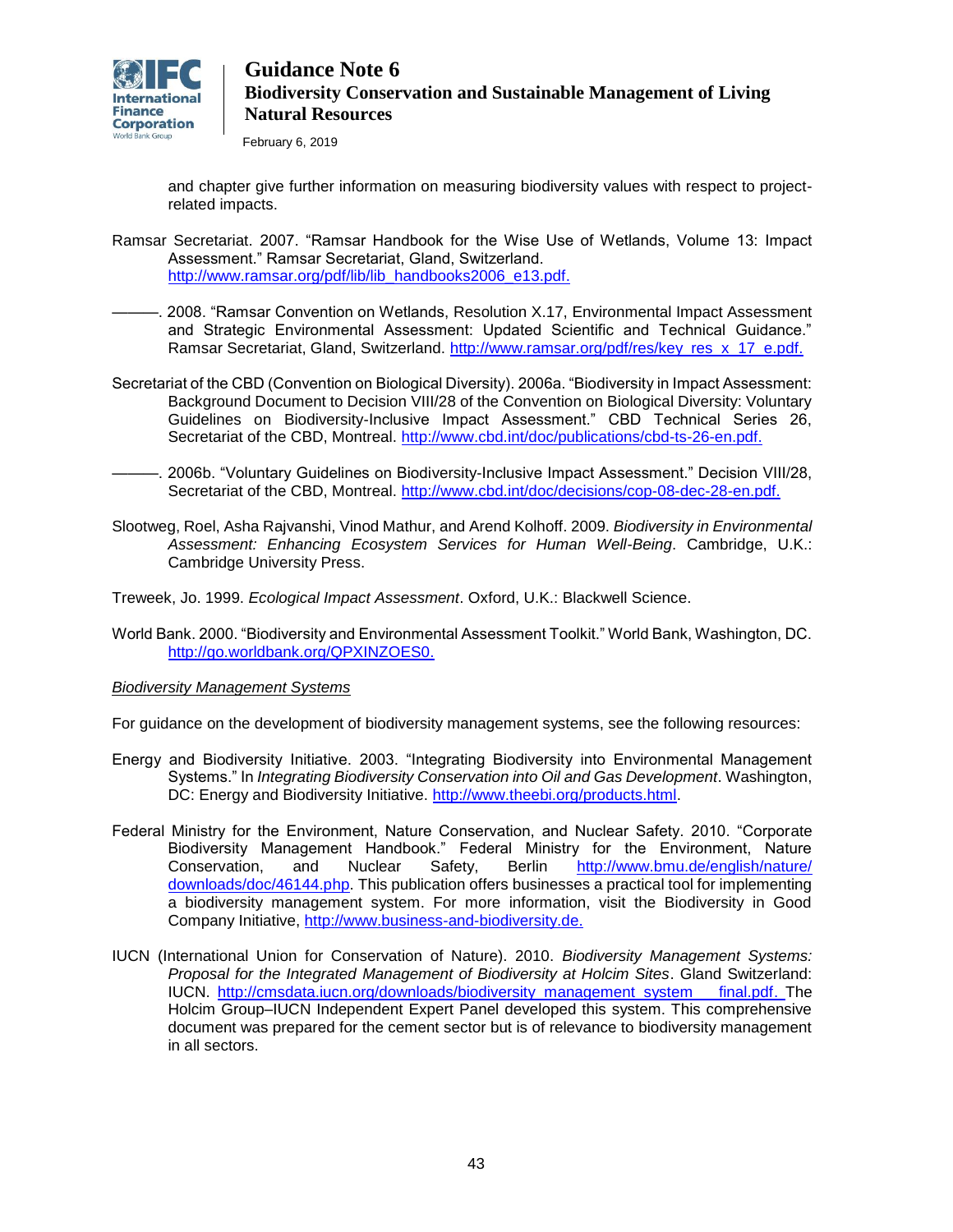and chapter give further information on measuring biodiversity values with respect to project-related impacts.

Ramsar Secretariat. 2007. "Ramsar Handbook for the Wise Use of Wetlands, Volume 13: Impact Assessment." Ramsar Secretariat, Gland, Switzerland. http://www.ramsar.org/pdf/lib/lib_handbooks2006_e13.pdf.

———. 2008. "Ramsar Convention on Wetlands, Resolution X.17, Environmental Impact Assessment and Strategic Environmental Assessment: Updated Scientific and Technical Guidance." Ramsar Secretariat, Gland, Switzerland. http://www.ramsar.org/pdf/res/key_res_x_17_e.pdf.

Secretariat of the CBD (Convention on Biological Diversity). 2006a. "Biodiversity in Impact Assessment: Background Document to Decision VIII/28 of the Convention on Biological Diversity: Voluntary Guidelines on Biodiversity-Inclusive Impact Assessment." CBD Technical Series 26, Secretariat of the CBD, Montreal. http://www.cbd.int/doc/publications/cbd-ts-26-en.pdf.

———. 2006b. "Voluntary Guidelines on Biodiversity-Inclusive Impact Assessment." Decision VIII/28, Secretariat of the CBD, Montreal. http://www.cbd.int/doc/decisions/cop-08-dec-28-en.pdf.

Slootweg, Roel, Asha Rajvanshi, Vinod Mathur, and Arend Kolhoff. 2009. *Biodiversity in Environmental Assessment: Enhancing Ecosystem Services for Human Well-Being*. Cambridge, U.K.: Cambridge University Press.

Treweek, Jo. 1999. *Ecological Impact Assessment*. Oxford, U.K.: Blackwell Science.

World Bank. 2000. "Biodiversity and Environmental Assessment Toolkit." World Bank, Washington, DC. http://go.worldbank.org/QPXINZOES0.

*Biodiversity Management Systems*

For guidance on the development of biodiversity management systems, see the following resources:

Energy and Biodiversity Initiative. 2003. "Integrating Biodiversity into Environmental Management Systems." In *Integrating Biodiversity Conservation into Oil and Gas Development*. Washington, DC: Energy and Biodiversity Initiative. http://www.theebi.org/products.html.

Federal Ministry for the Environment, Nature Conservation, and Nuclear Safety. 2010. "Corporate Biodiversity Management Handbook." Federal Ministry for the Environment, Nature Conservation, and Nuclear Safety, Berlin http://www.bmu.de/english/nature/downloads/doc/46144.php. This publication offers businesses a practical tool for implementing a biodiversity management system. For more information, visit the Biodiversity in Good Company Initiative, http://www.business-and-biodiversity.de.

IUCN (International Union for Conservation of Nature). 2010. *Biodiversity Management Systems: Proposal for the Integrated Management of Biodiversity at Holcim Sites*. Gland Switzerland: IUCN. http://cmsdata.iucn.org/downloads/biodiversity_management_system___final.pdf. The Holcim Group–IUCN Independent Expert Panel developed this system. This comprehensive document was prepared for the cement sector but is of relevance to biodiversity management in all sectors.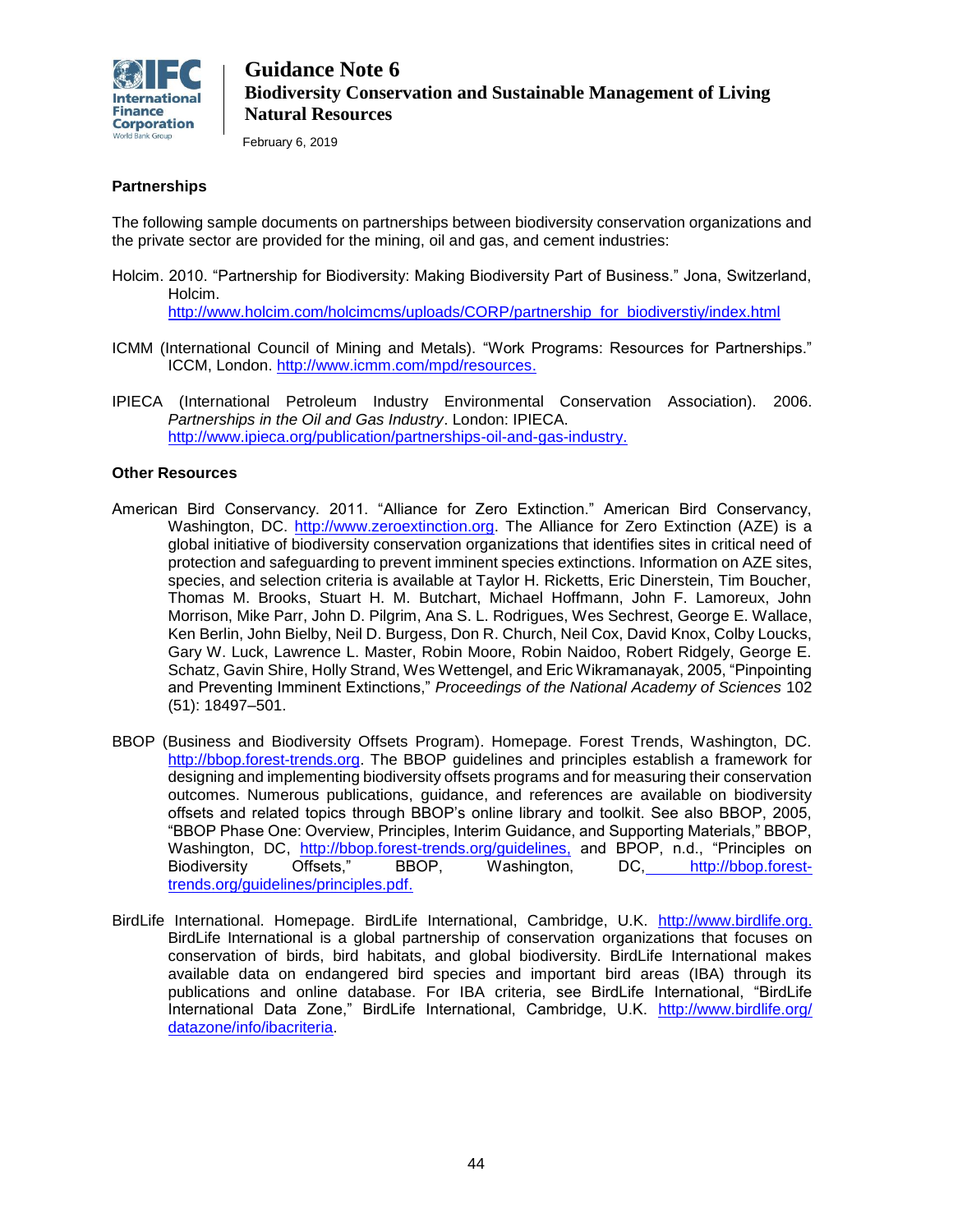**Partnerships**

The following sample documents on partnerships between biodiversity conservation organizations and the private sector are provided for the mining, oil and gas, and cement industries:

Holcim. 2010. "Partnership for Biodiversity: Making Biodiversity Part of Business." Jona, Switzerland, Holcim. http://www.holcim.com/holcimcms/uploads/CORP/partnership_for_biodiverstiy/index.html

ICMM (International Council of Mining and Metals). "Work Programs: Resources for Partnerships." ICCM, London. http://www.icmm.com/mpd/resources.

IPIECA (International Petroleum Industry Environmental Conservation Association). 2006. *Partnerships in the Oil and Gas Industry*. London: IPIECA. http://www.ipieca.org/publication/partnerships-oil-and-gas-industry.

**Other Resources**

American Bird Conservancy. 2011. "Alliance for Zero Extinction." American Bird Conservancy, Washington, DC. http://www.zeroextinction.org. The Alliance for Zero Extinction (AZE) is a global initiative of biodiversity conservation organizations that identifies sites in critical need of protection and safeguarding to prevent imminent species extinctions. Information on AZE sites, species, and selection criteria is available at Taylor H. Ricketts, Eric Dinerstein, Tim Boucher, Thomas M. Brooks, Stuart H. M. Butchart, Michael Hoffmann, John F. Lamoreux, John Morrison, Mike Parr, John D. Pilgrim, Ana S. L. Rodrigues, Wes Sechrest, George E. Wallace, Ken Berlin, John Bielby, Neil D. Burgess, Don R. Church, Neil Cox, David Knox, Colby Loucks, Gary W. Luck, Lawrence L. Master, Robin Moore, Robin Naidoo, Robert Ridgely, George E. Schatz, Gavin Shire, Holly Strand, Wes Wettengel, and Eric Wikramanayak, 2005, "Pinpointing and Preventing Imminent Extinctions," *Proceedings of the National Academy of Sciences* 102 (51): 18497–501.

BBOP (Business and Biodiversity Offsets Program). Homepage. Forest Trends, Washington, DC. http://bbop.forest-trends.org. The BBOP guidelines and principles establish a framework for designing and implementing biodiversity offsets programs and for measuring their conservation outcomes. Numerous publications, guidance, and references are available on biodiversity offsets and related topics through BBOP's online library and toolkit. See also BBOP, 2005, "BBOP Phase One: Overview, Principles, Interim Guidance, and Supporting Materials," BBOP, Washington, DC, http://bbop.forest-trends.org/guidelines, and BPOP, n.d., "Principles on Biodiversity Offsets," BBOP, Washington, DC, http://bbop.forest-trends.org/guidelines/principles.pdf.

BirdLife International. Homepage. BirdLife International, Cambridge, U.K. http://www.birdlife.org. BirdLife International is a global partnership of conservation organizations that focuses on conservation of birds, bird habitats, and global biodiversity. BirdLife International makes available data on endangered bird species and important bird areas (IBA) through its publications and online database. For IBA criteria, see BirdLife International, "BirdLife International Data Zone," BirdLife International, Cambridge, U.K. http://www.birdlife.org/datazone/info/ibacriteria.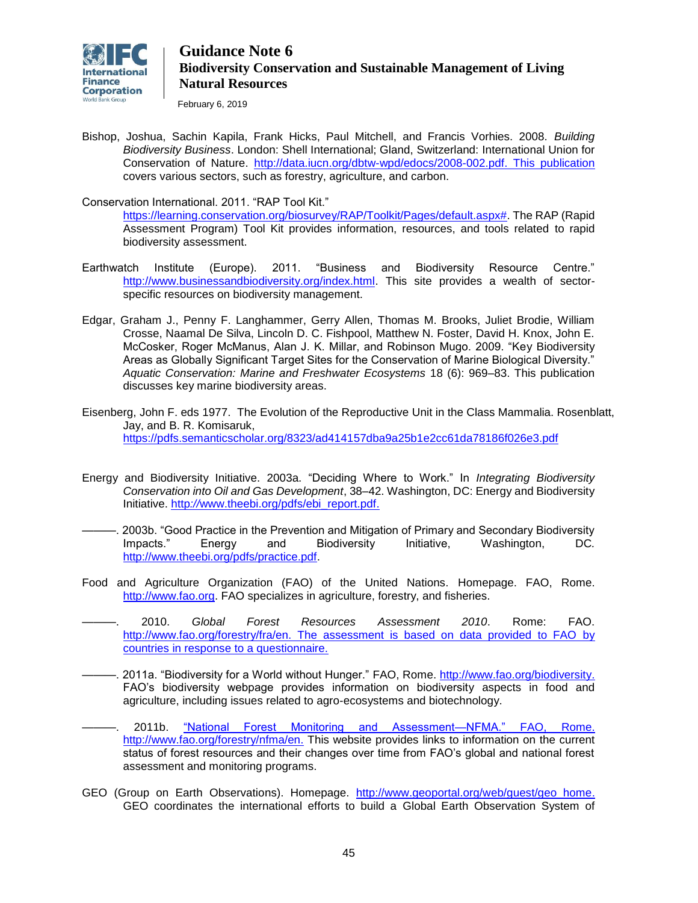Bishop, Joshua, Sachin Kapila, Frank Hicks, Paul Mitchell, and Francis Vorhies. 2008. *Building Biodiversity Business*. London: Shell International; Gland, Switzerland: International Union for Conservation of Nature. http://data.iucn.org/dbtw-wpd/edocs/2008-002.pdf. This publication covers various sectors, such as forestry, agriculture, and carbon.

Conservation International. 2011. "RAP Tool Kit." https://learning.conservation.org/biosurvey/RAP/Toolkit/Pages/default.aspx#. The RAP (Rapid Assessment Program) Tool Kit provides information, resources, and tools related to rapid biodiversity assessment.

Earthwatch Institute (Europe). 2011. "Business and Biodiversity Resource Centre." http://www.businessandbiodiversity.org/index.html. This site provides a wealth of sector-specific resources on biodiversity management.

Edgar, Graham J., Penny F. Langhammer, Gerry Allen, Thomas M. Brooks, Juliet Brodie, William Crosse, Naamal De Silva, Lincoln D. C. Fishpool, Matthew N. Foster, David H. Knox, John E. McCosker, Roger McManus, Alan J. K. Millar, and Robinson Mugo. 2009. "Key Biodiversity Areas as Globally Significant Target Sites for the Conservation of Marine Biological Diversity." *Aquatic Conservation: Marine and Freshwater Ecosystems* 18 (6): 969–83. This publication discusses key marine biodiversity areas.

Eisenberg, John F. eds 1977. The Evolution of the Reproductive Unit in the Class Mammalia. Rosenblatt, Jay, and B. R. Komisaruk, https://pdfs.semanticscholar.org/8323/ad414157dba9a25b1e2cc61da78186f026e3.pdf

Energy and Biodiversity Initiative. 2003a. "Deciding Where to Work." In *Integrating Biodiversity Conservation into Oil and Gas Development*, 38–42. Washington, DC: Energy and Biodiversity Initiative. http://www.theebi.org/pdfs/ebi_report.pdf.

———. 2003b. "Good Practice in the Prevention and Mitigation of Primary and Secondary Biodiversity Impacts." Energy and Biodiversity Initiative, Washington, DC. http://www.theebi.org/pdfs/practice.pdf.

Food and Agriculture Organization (FAO) of the United Nations. Homepage. FAO, Rome. http://www.fao.org. FAO specializes in agriculture, forestry, and fisheries.

———. 2010. *Global Forest Resources Assessment 2010*. Rome: FAO. http://www.fao.org/forestry/fra/en. The assessment is based on data provided to FAO by countries in response to a questionnaire.

———. 2011a. "Biodiversity for a World without Hunger." FAO, Rome. http://www.fao.org/biodiversity. FAO's biodiversity webpage provides information on biodiversity aspects in food and agriculture, including issues related to agro-ecosystems and biotechnology.

———. 2011b. "National Forest Monitoring and Assessment—NFMA." FAO, Rome. http://www.fao.org/forestry/nfma/en. This website provides links to information on the current status of forest resources and their changes over time from FAO's global and national forest assessment and monitoring programs.

GEO (Group on Earth Observations). Homepage. http://www.geoportal.org/web/guest/geo_home. GEO coordinates the international efforts to build a Global Earth Observation System of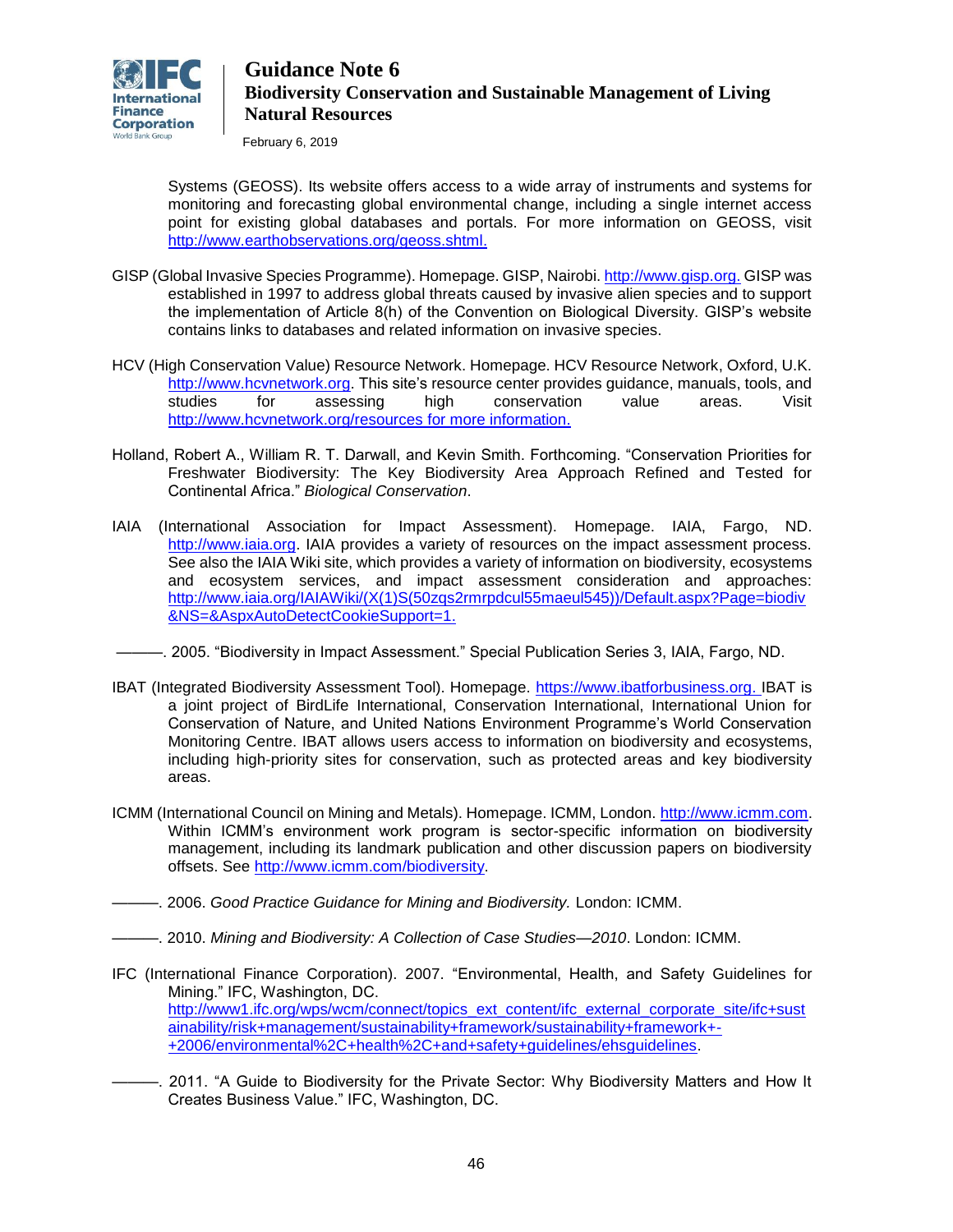Systems (GEOSS). Its website offers access to a wide array of instruments and systems for monitoring and forecasting global environmental change, including a single internet access point for existing global databases and portals. For more information on GEOSS, visit http://www.earthobservations.org/geoss.shtml.

GISP (Global Invasive Species Programme). Homepage. GISP, Nairobi. http://www.gisp.org. GISP was established in 1997 to address global threats caused by invasive alien species and to support the implementation of Article 8(h) of the Convention on Biological Diversity. GISP's website contains links to databases and related information on invasive species.

HCV (High Conservation Value) Resource Network. Homepage. HCV Resource Network, Oxford, U.K. http://www.hcvnetwork.org. This site's resource center provides guidance, manuals, tools, and studies for assessing high conservation value areas. Visit http://www.hcvnetwork.org/resources for more information.

Holland, Robert A., William R. T. Darwall, and Kevin Smith. Forthcoming. "Conservation Priorities for Freshwater Biodiversity: The Key Biodiversity Area Approach Refined and Tested for Continental Africa." *Biological Conservation*.

IAIA (International Association for Impact Assessment). Homepage. IAIA, Fargo, ND. http://www.iaia.org. IAIA provides a variety of resources on the impact assessment process. See also the IAIA Wiki site, which provides a variety of information on biodiversity, ecosystems and ecosystem services, and impact assessment consideration and approaches: http://www.iaia.org/IAIAWiki/(X(1)S(50zqs2rmrpdcul55maeul545))/Default.aspx?Page=biodiv&NS=&AspxAutoDetectCookieSupport=1.

———. 2005. "Biodiversity in Impact Assessment." Special Publication Series 3, IAIA, Fargo, ND.

IBAT (Integrated Biodiversity Assessment Tool). Homepage. https://www.ibatforbusiness.org. IBAT is a joint project of BirdLife International, Conservation International, International Union for Conservation of Nature, and United Nations Environment Programme's World Conservation Monitoring Centre. IBAT allows users access to information on biodiversity and ecosystems, including high-priority sites for conservation, such as protected areas and key biodiversity areas.

ICMM (International Council on Mining and Metals). Homepage. ICMM, London. http://www.icmm.com. Within ICMM's environment work program is sector-specific information on biodiversity management, including its landmark publication and other discussion papers on biodiversity offsets. See http://www.icmm.com/biodiversity.

———. 2006. *Good Practice Guidance for Mining and Biodiversity.* London: ICMM.

———. 2010. *Mining and Biodiversity: A Collection of Case Studies—2010*. London: ICMM.

IFC (International Finance Corporation). 2007. "Environmental, Health, and Safety Guidelines for Mining." IFC, Washington, DC. http://www1.ifc.org/wps/wcm/connect/topics_ext_content/ifc_external_corporate_site/ifc+sustainability/risk+management/sustainability+framework/sustainability+framework+-+2006/environmental%2C+health%2C+and+safety+guidelines/ehsguidelines.

———. 2011. "A Guide to Biodiversity for the Private Sector: Why Biodiversity Matters and How It Creates Business Value." IFC, Washington, DC.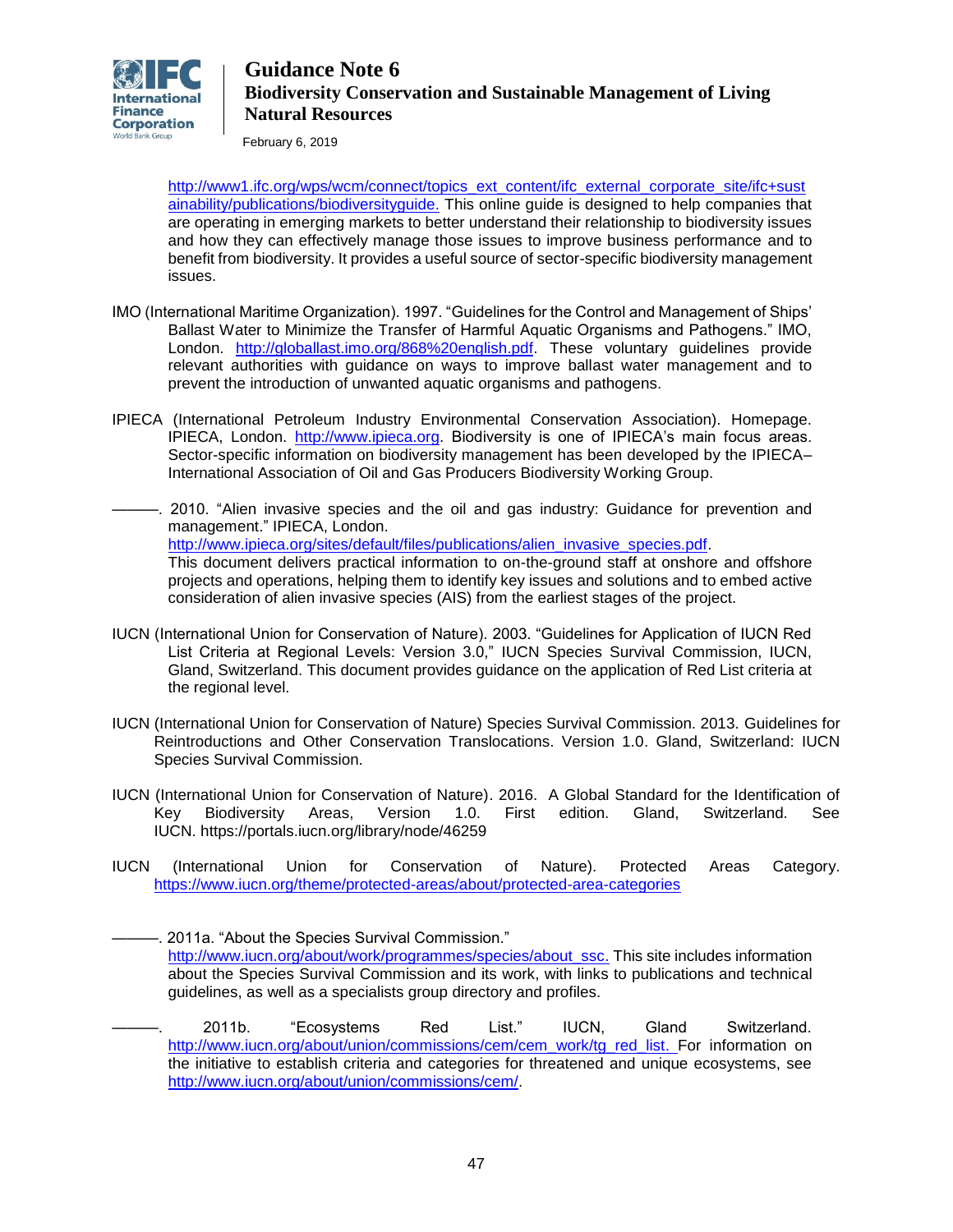http://www1.ifc.org/wps/wcm/connect/topics_ext_content/ifc_external_corporate_site/ifc+sustainability/publications/biodiversityguide. This online guide is designed to help companies that are operating in emerging markets to better understand their relationship to biodiversity issues and how they can effectively manage those issues to improve business performance and to benefit from biodiversity. It provides a useful source of sector-specific biodiversity management issues.

IMO (International Maritime Organization). 1997. "Guidelines for the Control and Management of Ships' Ballast Water to Minimize the Transfer of Harmful Aquatic Organisms and Pathogens." IMO, London. http://globallast.imo.org/868%20english.pdf. These voluntary guidelines provide relevant authorities with guidance on ways to improve ballast water management and to prevent the introduction of unwanted aquatic organisms and pathogens.

IPIECA (International Petroleum Industry Environmental Conservation Association). Homepage. IPIECA, London. http://www.ipieca.org. Biodiversity is one of IPIECA's main focus areas. Sector-specific information on biodiversity management has been developed by the IPIECA–International Association of Oil and Gas Producers Biodiversity Working Group.

———. 2010. "Alien invasive species and the oil and gas industry: Guidance for prevention and management." IPIECA, London. http://www.ipieca.org/sites/default/files/publications/alien_invasive_species.pdf. This document delivers practical information to on-the-ground staff at onshore and offshore projects and operations, helping them to identify key issues and solutions and to embed active consideration of alien invasive species (AIS) from the earliest stages of the project.

IUCN (International Union for Conservation of Nature). 2003. "Guidelines for Application of IUCN Red List Criteria at Regional Levels: Version 3.0," IUCN Species Survival Commission, IUCN, Gland, Switzerland. This document provides guidance on the application of Red List criteria at the regional level.

IUCN (International Union for Conservation of Nature) Species Survival Commission. 2013. Guidelines for Reintroductions and Other Conservation Translocations. Version 1.0. Gland, Switzerland: IUCN Species Survival Commission.

IUCN (International Union for Conservation of Nature). 2016. A Global Standard for the Identification of Key Biodiversity Areas, Version 1.0. First edition. Gland, Switzerland. See IUCN. https://portals.iucn.org/library/node/46259

IUCN (International Union for Conservation of Nature). Protected Areas Category. https://www.iucn.org/theme/protected-areas/about/protected-area-categories

———. 2011a. "About the Species Survival Commission." http://www.iucn.org/about/work/programmes/species/about_ssc. This site includes information about the Species Survival Commission and its work, with links to publications and technical guidelines, as well as a specialists group directory and profiles.

———. 2011b. "Ecosystems Red List." IUCN, Gland Switzerland. http://www.iucn.org/about/union/commissions/cem/cem_work/tg_red_list. For information on the initiative to establish criteria and categories for threatened and unique ecosystems, see http://www.iucn.org/about/union/commissions/cem/.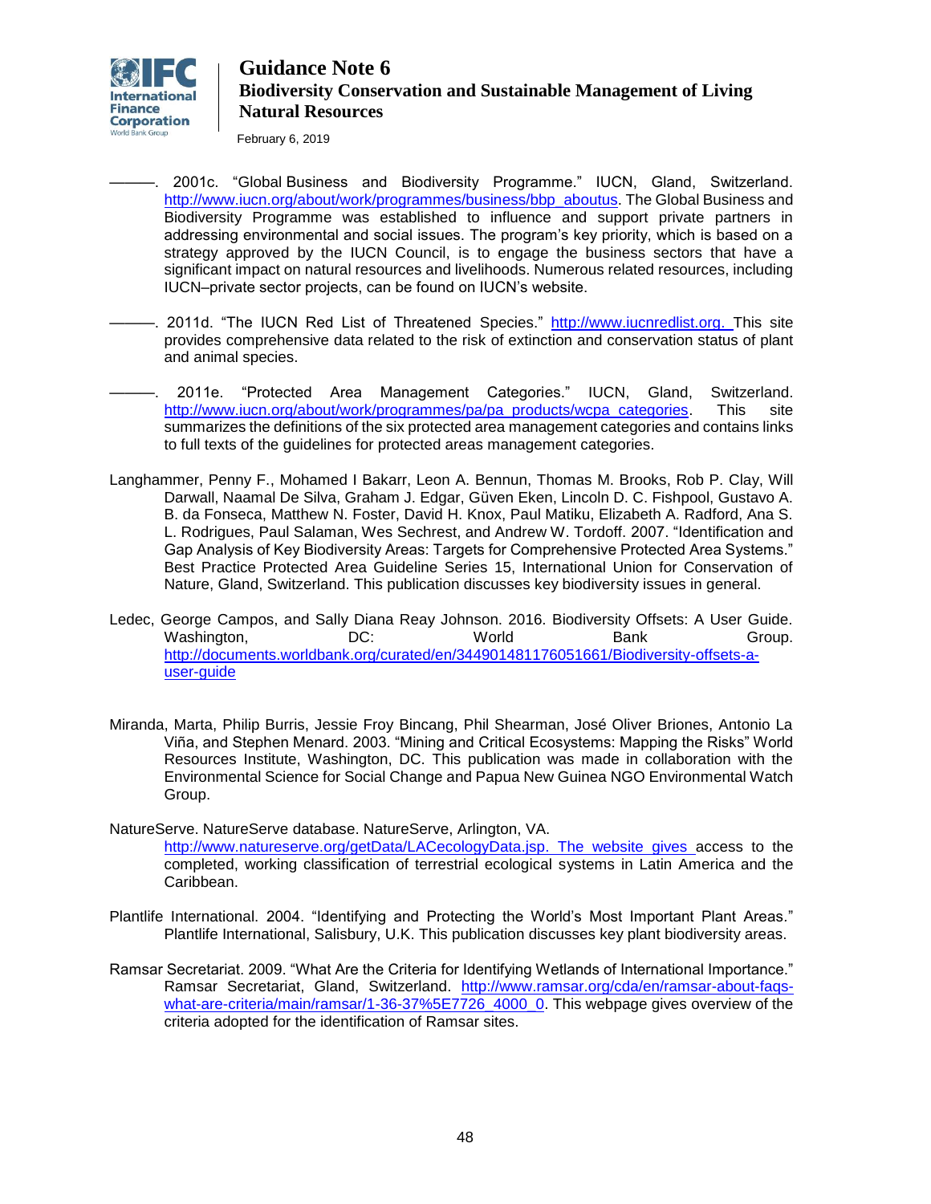———. 2001c. "Global Business and Biodiversity Programme." IUCN, Gland, Switzerland. http://www.iucn.org/about/work/programmes/business/bbp_aboutus. The Global Business and Biodiversity Programme was established to influence and support private partners in addressing environmental and social issues. The program's key priority, which is based on a strategy approved by the IUCN Council, is to engage the business sectors that have a significant impact on natural resources and livelihoods. Numerous related resources, including IUCN–private sector projects, can be found on IUCN's website.

———. 2011d. "The IUCN Red List of Threatened Species." http://www.iucnredlist.org. This site provides comprehensive data related to the risk of extinction and conservation status of plant and animal species.

———. 2011e. "Protected Area Management Categories." IUCN, Gland, Switzerland. http://www.iucn.org/about/work/programmes/pa/pa_products/wcpa_categories. This site summarizes the definitions of the six protected area management categories and contains links to full texts of the guidelines for protected areas management categories.

Langhammer, Penny F., Mohamed I Bakarr, Leon A. Bennun, Thomas M. Brooks, Rob P. Clay, Will Darwall, Naamal De Silva, Graham J. Edgar, Güven Eken, Lincoln D. C. Fishpool, Gustavo A. B. da Fonseca, Matthew N. Foster, David H. Knox, Paul Matiku, Elizabeth A. Radford, Ana S. L. Rodrigues, Paul Salaman, Wes Sechrest, and Andrew W. Tordoff. 2007. "Identification and Gap Analysis of Key Biodiversity Areas: Targets for Comprehensive Protected Area Systems." Best Practice Protected Area Guideline Series 15, International Union for Conservation of Nature, Gland, Switzerland. This publication discusses key biodiversity issues in general.

Ledec, George Campos, and Sally Diana Reay Johnson. 2016. Biodiversity Offsets: A User Guide. Washington, DC: World Bank Group. http://documents.worldbank.org/curated/en/344901481176051661/Biodiversity-offsets-a-user-guide

Miranda, Marta, Philip Burris, Jessie Froy Bincang, Phil Shearman, José Oliver Briones, Antonio La Viña, and Stephen Menard. 2003. "Mining and Critical Ecosystems: Mapping the Risks" World Resources Institute, Washington, DC. This publication was made in collaboration with the Environmental Science for Social Change and Papua New Guinea NGO Environmental Watch Group.

NatureServe. NatureServe database. NatureServe, Arlington, VA. http://www.natureserve.org/getData/LACecologyData.jsp. The website gives access to the completed, working classification of terrestrial ecological systems in Latin America and the Caribbean.

Plantlife International. 2004. "Identifying and Protecting the World's Most Important Plant Areas." Plantlife International, Salisbury, U.K. This publication discusses key plant biodiversity areas.

Ramsar Secretariat. 2009. "What Are the Criteria for Identifying Wetlands of International Importance." Ramsar Secretariat, Gland, Switzerland. http://www.ramsar.org/cda/en/ramsar-about-faqs-what-are-criteria/main/ramsar/1-36-37%5E7726_4000_0. This webpage gives overview of the criteria adopted for the identification of Ramsar sites.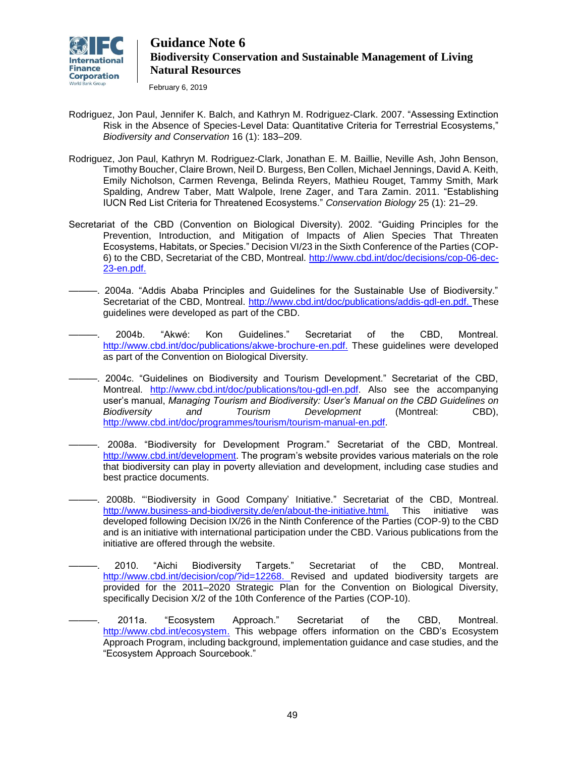Rodriguez, Jon Paul, Jennifer K. Balch, and Kathryn M. Rodriguez-Clark. 2007. "Assessing Extinction Risk in the Absence of Species-Level Data: Quantitative Criteria for Terrestrial Ecosystems," *Biodiversity and Conservation* 16 (1): 183–209.

Rodriguez, Jon Paul, Kathryn M. Rodriguez-Clark, Jonathan E. M. Baillie, Neville Ash, John Benson, Timothy Boucher, Claire Brown, Neil D. Burgess, Ben Collen, Michael Jennings, David A. Keith, Emily Nicholson, Carmen Revenga, Belinda Reyers, Mathieu Rouget, Tammy Smith, Mark Spalding, Andrew Taber, Matt Walpole, Irene Zager, and Tara Zamin. 2011. "Establishing IUCN Red List Criteria for Threatened Ecosystems." *Conservation Biology* 25 (1): 21–29.

Secretariat of the CBD (Convention on Biological Diversity). 2002. "Guiding Principles for the Prevention, Introduction, and Mitigation of Impacts of Alien Species That Threaten Ecosystems, Habitats, or Species." Decision VI/23 in the Sixth Conference of the Parties (COP-6) to the CBD, Secretariat of the CBD, Montreal. http://www.cbd.int/doc/decisions/cop-06-dec-23-en.pdf.

———. 2004a. "Addis Ababa Principles and Guidelines for the Sustainable Use of Biodiversity." Secretariat of the CBD, Montreal. http://www.cbd.int/doc/publications/addis-gdl-en.pdf. These guidelines were developed as part of the CBD.

———. 2004b. "Akwé: Kon Guidelines." Secretariat of the CBD, Montreal. http://www.cbd.int/doc/publications/akwe-brochure-en.pdf. These guidelines were developed as part of the Convention on Biological Diversity.

———. 2004c. "Guidelines on Biodiversity and Tourism Development." Secretariat of the CBD, Montreal. http://www.cbd.int/doc/publications/tou-gdl-en.pdf. Also see the accompanying user's manual, *Managing Tourism and Biodiversity: User's Manual on the CBD Guidelines on Biodiversity and Tourism Development* (Montreal: CBD), http://www.cbd.int/doc/programmes/tourism/tourism-manual-en.pdf.

———. 2008a. "Biodiversity for Development Program." Secretariat of the CBD, Montreal. http://www.cbd.int/development. The program's website provides various materials on the role that biodiversity can play in poverty alleviation and development, including case studies and best practice documents.

———. 2008b. "'Biodiversity in Good Company' Initiative." Secretariat of the CBD, Montreal. http://www.business-and-biodiversity.de/en/about-the-initiative.html. This initiative was developed following Decision IX/26 in the Ninth Conference of the Parties (COP-9) to the CBD and is an initiative with international participation under the CBD. Various publications from the initiative are offered through the website.

———. 2010. "Aichi Biodiversity Targets." Secretariat of the CBD, Montreal. http://www.cbd.int/decision/cop/?id=12268. Revised and updated biodiversity targets are provided for the 2011–2020 Strategic Plan for the Convention on Biological Diversity, specifically Decision X/2 of the 10th Conference of the Parties (COP-10).

———. 2011a. "Ecosystem Approach." Secretariat of the CBD, Montreal. http://www.cbd.int/ecosystem. This webpage offers information on the CBD's Ecosystem Approach Program, including background, implementation guidance and case studies, and the "Ecosystem Approach Sourcebook."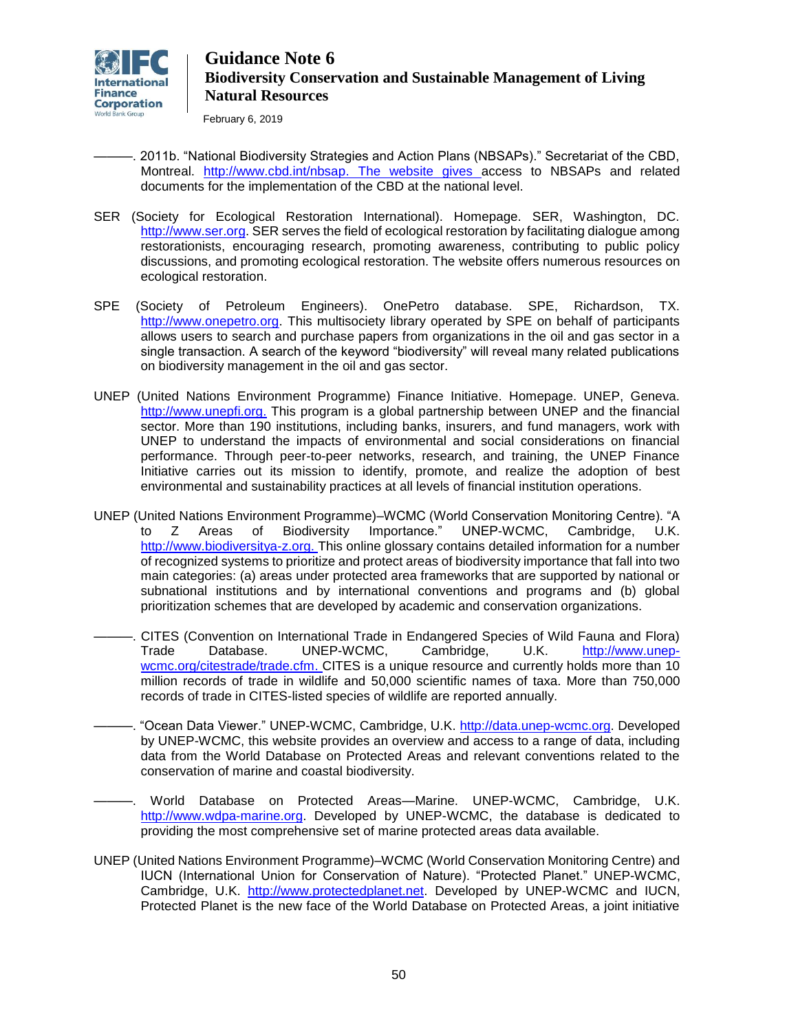———. 2011b. "National Biodiversity Strategies and Action Plans (NBSAPs)." Secretariat of the CBD, Montreal. http://www.cbd.int/nbsap. The website gives access to NBSAPs and related documents for the implementation of the CBD at the national level.

SER (Society for Ecological Restoration International). Homepage. SER, Washington, DC. http://www.ser.org. SER serves the field of ecological restoration by facilitating dialogue among restorationists, encouraging research, promoting awareness, contributing to public policy discussions, and promoting ecological restoration. The website offers numerous resources on ecological restoration.

SPE (Society of Petroleum Engineers). OnePetro database. SPE, Richardson, TX. http://www.onepetro.org. This multisociety library operated by SPE on behalf of participants allows users to search and purchase papers from organizations in the oil and gas sector in a single transaction. A search of the keyword "biodiversity" will reveal many related publications on biodiversity management in the oil and gas sector.

UNEP (United Nations Environment Programme) Finance Initiative. Homepage. UNEP, Geneva. http://www.unepfi.org. This program is a global partnership between UNEP and the financial sector. More than 190 institutions, including banks, insurers, and fund managers, work with UNEP to understand the impacts of environmental and social considerations on financial performance. Through peer-to-peer networks, research, and training, the UNEP Finance Initiative carries out its mission to identify, promote, and realize the adoption of best environmental and sustainability practices at all levels of financial institution operations.

UNEP (United Nations Environment Programme)–WCMC (World Conservation Monitoring Centre). "A to Z Areas of Biodiversity Importance." UNEP-WCMC, Cambridge, U.K. http://www.biodiversitya-z.org. This online glossary contains detailed information for a number of recognized systems to prioritize and protect areas of biodiversity importance that fall into two main categories: (a) areas under protected area frameworks that are supported by national or subnational institutions and by international conventions and programs and (b) global prioritization schemes that are developed by academic and conservation organizations.

———. CITES (Convention on International Trade in Endangered Species of Wild Fauna and Flora) Trade Database. UNEP-WCMC, Cambridge, U.K. http://www.unep-wcmc.org/citestrade/trade.cfm. CITES is a unique resource and currently holds more than 10 million records of trade in wildlife and 50,000 scientific names of taxa. More than 750,000 records of trade in CITES-listed species of wildlife are reported annually.

———. "Ocean Data Viewer." UNEP-WCMC, Cambridge, U.K. http://data.unep-wcmc.org. Developed by UNEP-WCMC, this website provides an overview and access to a range of data, including data from the World Database on Protected Areas and relevant conventions related to the conservation of marine and coastal biodiversity.

———. World Database on Protected Areas—Marine. UNEP-WCMC, Cambridge, U.K. http://www.wdpa-marine.org. Developed by UNEP-WCMC, the database is dedicated to providing the most comprehensive set of marine protected areas data available.

UNEP (United Nations Environment Programme)–WCMC (World Conservation Monitoring Centre) and IUCN (International Union for Conservation of Nature). "Protected Planet." UNEP-WCMC, Cambridge, U.K. http://www.protectedplanet.net. Developed by UNEP-WCMC and IUCN, Protected Planet is the new face of the World Database on Protected Areas, a joint initiative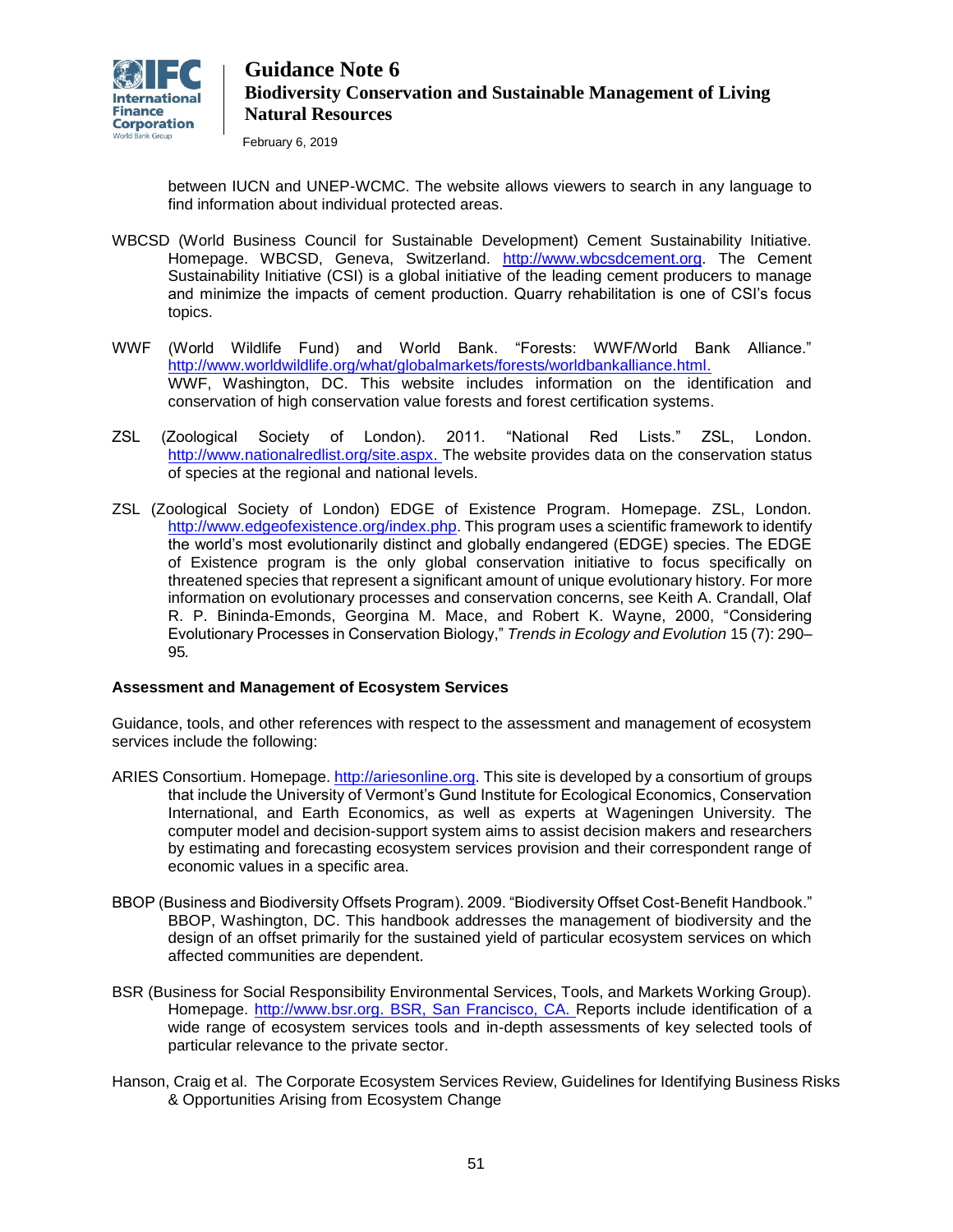between IUCN and UNEP-WCMC. The website allows viewers to search in any language to find information about individual protected areas.

WBCSD (World Business Council for Sustainable Development) Cement Sustainability Initiative. Homepage. WBCSD, Geneva, Switzerland. http://www.wbcsdcement.org. The Cement Sustainability Initiative (CSI) is a global initiative of the leading cement producers to manage and minimize the impacts of cement production. Quarry rehabilitation is one of CSI's focus topics.

WWF (World Wildlife Fund) and World Bank. "Forests: WWF/World Bank Alliance." http://www.worldwildlife.org/what/globalmarkets/forests/worldbankalliance.html. WWF, Washington, DC. This website includes information on the identification and conservation of high conservation value forests and forest certification systems.

ZSL (Zoological Society of London). 2011. "National Red Lists." ZSL, London. http://www.nationalredlist.org/site.aspx. The website provides data on the conservation status of species at the regional and national levels.

ZSL (Zoological Society of London) EDGE of Existence Program. Homepage. ZSL, London. http://www.edgeofexistence.org/index.php. This program uses a scientific framework to identify the world's most evolutionarily distinct and globally endangered (EDGE) species. The EDGE of Existence program is the only global conservation initiative to focus specifically on threatened species that represent a significant amount of unique evolutionary history. For more information on evolutionary processes and conservation concerns, see Keith A. Crandall, Olaf R. P. Bininda-Emonds, Georgina M. Mace, and Robert K. Wayne, 2000, "Considering Evolutionary Processes in Conservation Biology," *Trends in Ecology and Evolution* 15 (7): 290–95*.*

**Assessment and Management of Ecosystem Services**

Guidance, tools, and other references with respect to the assessment and management of ecosystem services include the following:

ARIES Consortium. Homepage. http://ariesonline.org. This site is developed by a consortium of groups that include the University of Vermont's Gund Institute for Ecological Economics, Conservation International, and Earth Economics, as well as experts at Wageningen University. The computer model and decision-support system aims to assist decision makers and researchers by estimating and forecasting ecosystem services provision and their correspondent range of economic values in a specific area.

BBOP (Business and Biodiversity Offsets Program). 2009. "Biodiversity Offset Cost-Benefit Handbook." BBOP, Washington, DC. This handbook addresses the management of biodiversity and the design of an offset primarily for the sustained yield of particular ecosystem services on which affected communities are dependent.

BSR (Business for Social Responsibility Environmental Services, Tools, and Markets Working Group). Homepage. http://www.bsr.org. BSR, San Francisco, CA. Reports include identification of a wide range of ecosystem services tools and in-depth assessments of key selected tools of particular relevance to the private sector.

Hanson, Craig et al. The Corporate Ecosystem Services Review, Guidelines for Identifying Business Risks & Opportunities Arising from Ecosystem Change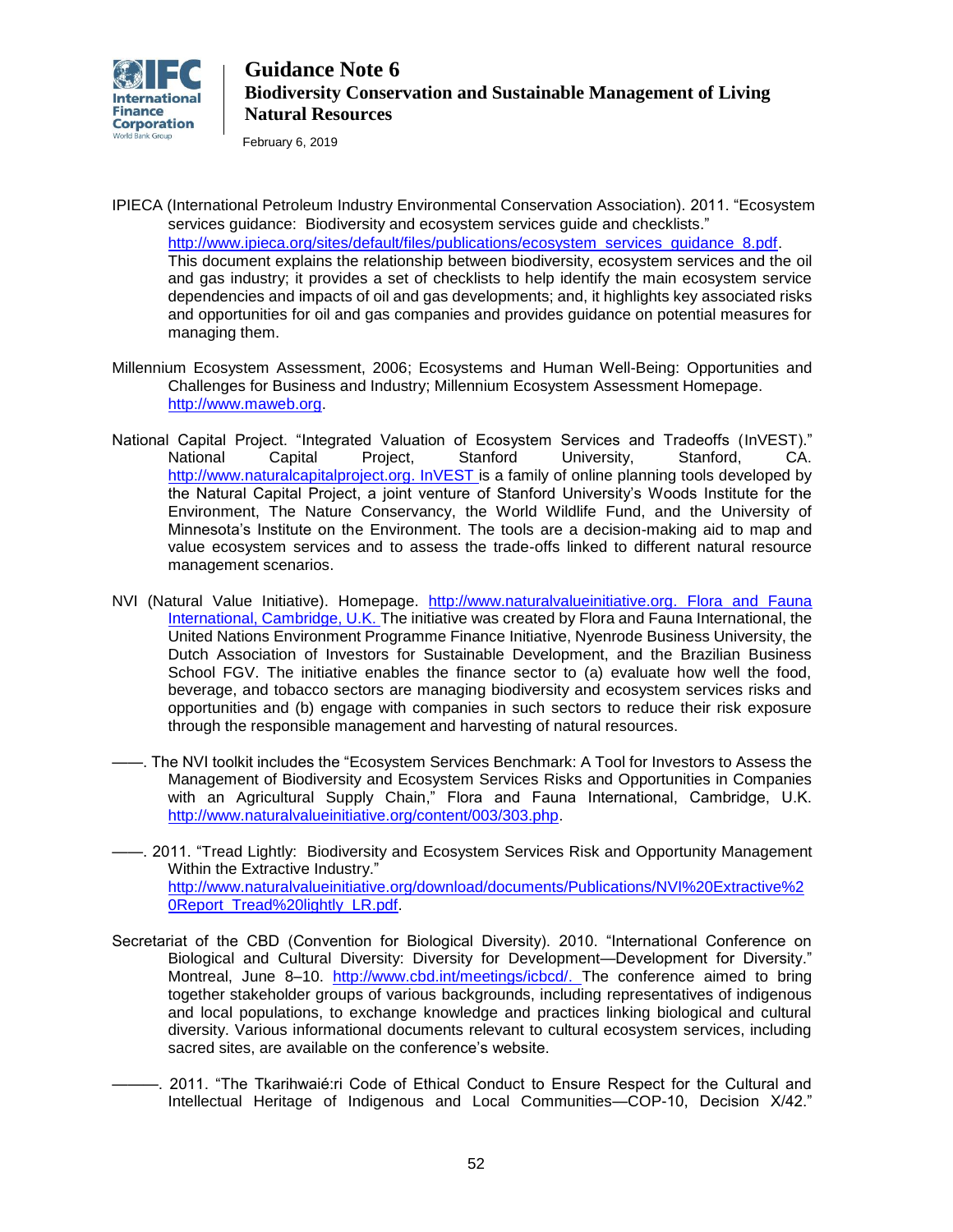IPIECA (International Petroleum Industry Environmental Conservation Association). 2011. "Ecosystem services guidance: Biodiversity and ecosystem services guide and checklists." http://www.ipieca.org/sites/default/files/publications/ecosystem_services_guidance_8.pdf. This document explains the relationship between biodiversity, ecosystem services and the oil and gas industry; it provides a set of checklists to help identify the main ecosystem service dependencies and impacts of oil and gas developments; and, it highlights key associated risks and opportunities for oil and gas companies and provides guidance on potential measures for managing them.

Millennium Ecosystem Assessment, 2006; Ecosystems and Human Well-Being: Opportunities and Challenges for Business and Industry; Millennium Ecosystem Assessment Homepage. http://www.maweb.org.

National Capital Project. "Integrated Valuation of Ecosystem Services and Tradeoffs (InVEST)." National Capital Project, Stanford University, Stanford, CA. http://www.naturalcapitalproject.org. InVEST is a family of online planning tools developed by the Natural Capital Project, a joint venture of Stanford University's Woods Institute for the Environment, The Nature Conservancy, the World Wildlife Fund, and the University of Minnesota's Institute on the Environment. The tools are a decision-making aid to map and value ecosystem services and to assess the trade-offs linked to different natural resource management scenarios.

NVI (Natural Value Initiative). Homepage. http://www.naturalvalueinitiative.org. Flora and Fauna International, Cambridge, U.K. The initiative was created by Flora and Fauna International, the United Nations Environment Programme Finance Initiative, Nyenrode Business University, the Dutch Association of Investors for Sustainable Development, and the Brazilian Business School FGV. The initiative enables the finance sector to (a) evaluate how well the food, beverage, and tobacco sectors are managing biodiversity and ecosystem services risks and opportunities and (b) engage with companies in such sectors to reduce their risk exposure through the responsible management and harvesting of natural resources.

——. The NVI toolkit includes the "Ecosystem Services Benchmark: A Tool for Investors to Assess the Management of Biodiversity and Ecosystem Services Risks and Opportunities in Companies with an Agricultural Supply Chain," Flora and Fauna International, Cambridge, U.K. http://www.naturalvalueinitiative.org/content/003/303.php.

——. 2011. "Tread Lightly: Biodiversity and Ecosystem Services Risk and Opportunity Management Within the Extractive Industry." http://www.naturalvalueinitiative.org/download/documents/Publications/NVI%20Extractive%20Report_Tread%20lightly_LR.pdf.

Secretariat of the CBD (Convention for Biological Diversity). 2010. "International Conference on Biological and Cultural Diversity: Diversity for Development—Development for Diversity." Montreal, June 8–10. http://www.cbd.int/meetings/icbcd/. The conference aimed to bring together stakeholder groups of various backgrounds, including representatives of indigenous and local populations, to exchange knowledge and practices linking biological and cultural diversity. Various informational documents relevant to cultural ecosystem services, including sacred sites, are available on the conference's website.

———. 2011. "The Tkarihwaié:ri Code of Ethical Conduct to Ensure Respect for the Cultural and Intellectual Heritage of Indigenous and Local Communities—COP-10, Decision X/42."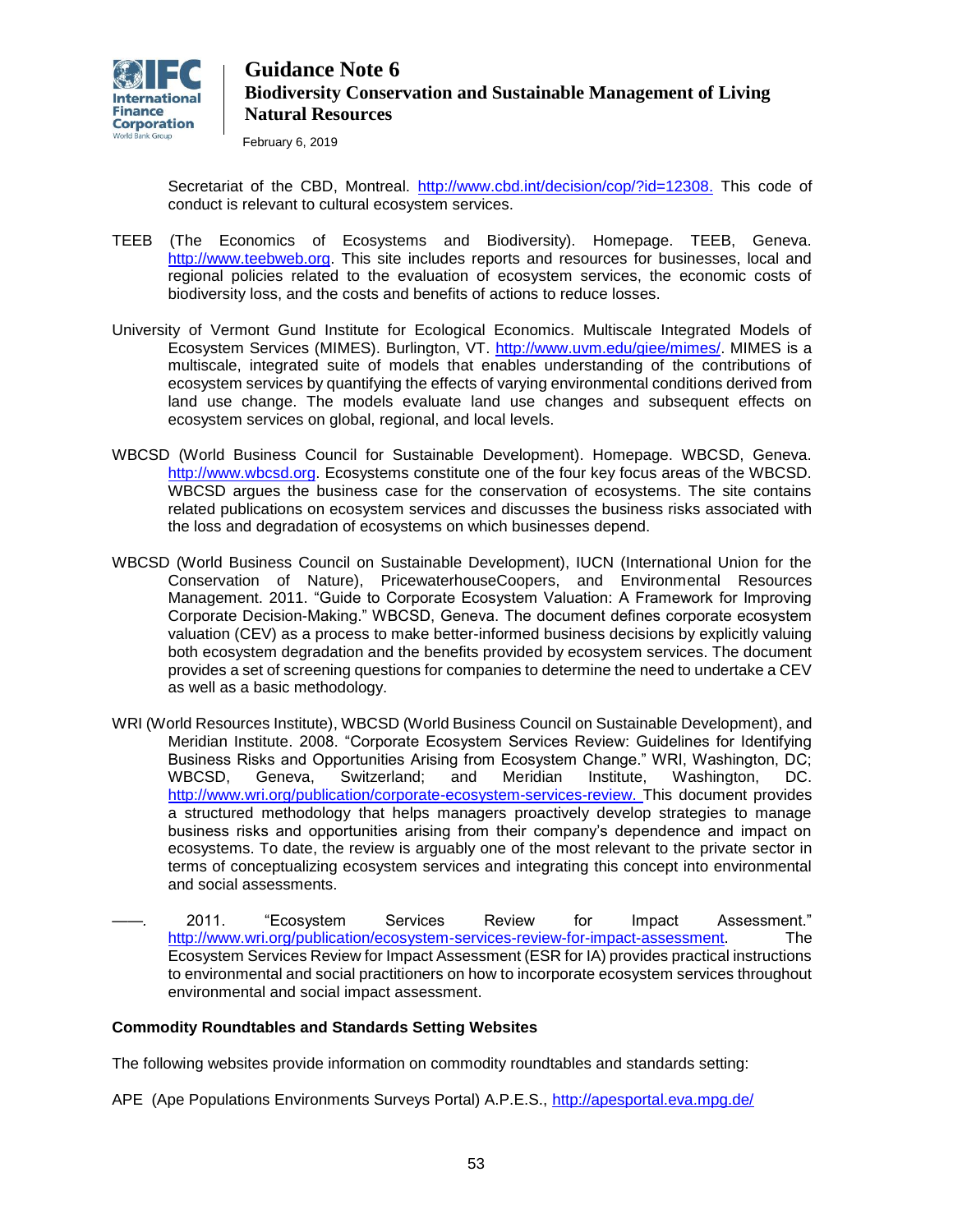Secretariat of the CBD, Montreal. http://www.cbd.int/decision/cop/?id=12308. This code of conduct is relevant to cultural ecosystem services.

TEEB (The Economics of Ecosystems and Biodiversity). Homepage. TEEB, Geneva. http://www.teebweb.org. This site includes reports and resources for businesses, local and regional policies related to the evaluation of ecosystem services, the economic costs of biodiversity loss, and the costs and benefits of actions to reduce losses.

University of Vermont Gund Institute for Ecological Economics. Multiscale Integrated Models of Ecosystem Services (MIMES). Burlington, VT. http://www.uvm.edu/giee/mimes/. MIMES is a multiscale, integrated suite of models that enables understanding of the contributions of ecosystem services by quantifying the effects of varying environmental conditions derived from land use change. The models evaluate land use changes and subsequent effects on ecosystem services on global, regional, and local levels.

WBCSD (World Business Council for Sustainable Development). Homepage. WBCSD, Geneva. http://www.wbcsd.org. Ecosystems constitute one of the four key focus areas of the WBCSD. WBCSD argues the business case for the conservation of ecosystems. The site contains related publications on ecosystem services and discusses the business risks associated with the loss and degradation of ecosystems on which businesses depend.

WBCSD (World Business Council on Sustainable Development), IUCN (International Union for the Conservation of Nature), PricewaterhouseCoopers, and Environmental Resources Management. 2011. "Guide to Corporate Ecosystem Valuation: A Framework for Improving Corporate Decision-Making." WBCSD, Geneva. The document defines corporate ecosystem valuation (CEV) as a process to make better-informed business decisions by explicitly valuing both ecosystem degradation and the benefits provided by ecosystem services. The document provides a set of screening questions for companies to determine the need to undertake a CEV as well as a basic methodology.

WRI (World Resources Institute), WBCSD (World Business Council on Sustainable Development), and Meridian Institute. 2008. "Corporate Ecosystem Services Review: Guidelines for Identifying Business Risks and Opportunities Arising from Ecosystem Change." WRI, Washington, DC; WBCSD, Geneva, Switzerland; and Meridian Institute, Washington, DC. http://www.wri.org/publication/corporate-ecosystem-services-review. This document provides a structured methodology that helps managers proactively develop strategies to manage business risks and opportunities arising from their company's dependence and impact on ecosystems. To date, the review is arguably one of the most relevant to the private sector in terms of conceptualizing ecosystem services and integrating this concept into environmental and social assessments.

——. 2011. "Ecosystem Services Review for Impact Assessment." http://www.wri.org/publication/ecosystem-services-review-for-impact-assessment. The Ecosystem Services Review for Impact Assessment (ESR for IA) provides practical instructions to environmental and social practitioners on how to incorporate ecosystem services throughout environmental and social impact assessment.

**Commodity Roundtables and Standards Setting Websites**

The following websites provide information on commodity roundtables and standards setting:

APE (Ape Populations Environments Surveys Portal) A.P.E.S., http://apesportal.eva.mpg.de/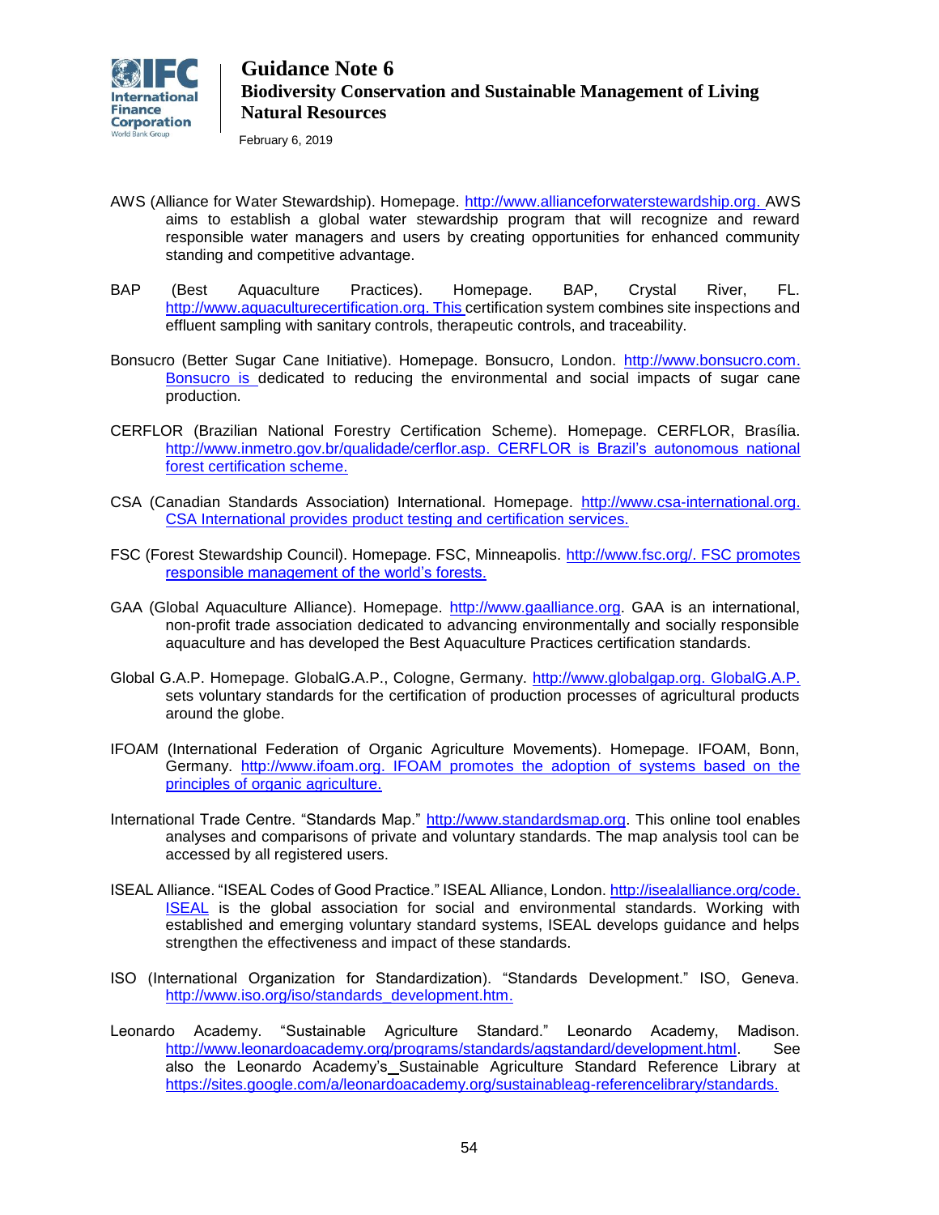AWS (Alliance for Water Stewardship). Homepage. http://www.allianceforwaterstewardship.org. AWS aims to establish a global water stewardship program that will recognize and reward responsible water managers and users by creating opportunities for enhanced community standing and competitive advantage.

BAP (Best Aquaculture Practices). Homepage. BAP, Crystal River, FL. http://www.aquaculturecertification.org. This certification system combines site inspections and effluent sampling with sanitary controls, therapeutic controls, and traceability.

Bonsucro (Better Sugar Cane Initiative). Homepage. Bonsucro, London. http://www.bonsucro.com. Bonsucro is dedicated to reducing the environmental and social impacts of sugar cane production.

CERFLOR (Brazilian National Forestry Certification Scheme). Homepage. CERFLOR, Brasília. http://www.inmetro.gov.br/qualidade/cerflor.asp. CERFLOR is Brazil's autonomous national forest certification scheme.

CSA (Canadian Standards Association) International. Homepage. http://www.csa-international.org. CSA International provides product testing and certification services.

FSC (Forest Stewardship Council). Homepage. FSC, Minneapolis. http://www.fsc.org/. FSC promotes responsible management of the world's forests.

GAA (Global Aquaculture Alliance). Homepage. http://www.gaalliance.org. GAA is an international, non-profit trade association dedicated to advancing environmentally and socially responsible aquaculture and has developed the Best Aquaculture Practices certification standards.

Global G.A.P. Homepage. GlobalG.A.P., Cologne, Germany. http://www.globalgap.org. GlobalG.A.P. sets voluntary standards for the certification of production processes of agricultural products around the globe.

IFOAM (International Federation of Organic Agriculture Movements). Homepage. IFOAM, Bonn, Germany. http://www.ifoam.org. IFOAM promotes the adoption of systems based on the principles of organic agriculture.

International Trade Centre. "Standards Map." http://www.standardsmap.org. This online tool enables analyses and comparisons of private and voluntary standards. The map analysis tool can be accessed by all registered users.

ISEAL Alliance. "ISEAL Codes of Good Practice." ISEAL Alliance, London. http://isealalliance.org/code. ISEAL is the global association for social and environmental standards. Working with established and emerging voluntary standard systems, ISEAL develops guidance and helps strengthen the effectiveness and impact of these standards.

ISO (International Organization for Standardization). "Standards Development." ISO, Geneva. http://www.iso.org/iso/standards_development.htm.

Leonardo Academy. "Sustainable Agriculture Standard." Leonardo Academy, Madison. http://www.leonardoacademy.org/programs/standards/agstandard/development.html. See also the Leonardo Academy's Sustainable Agriculture Standard Reference Library at https://sites.google.com/a/leonardoacademy.org/sustainableag-referencelibrary/standards.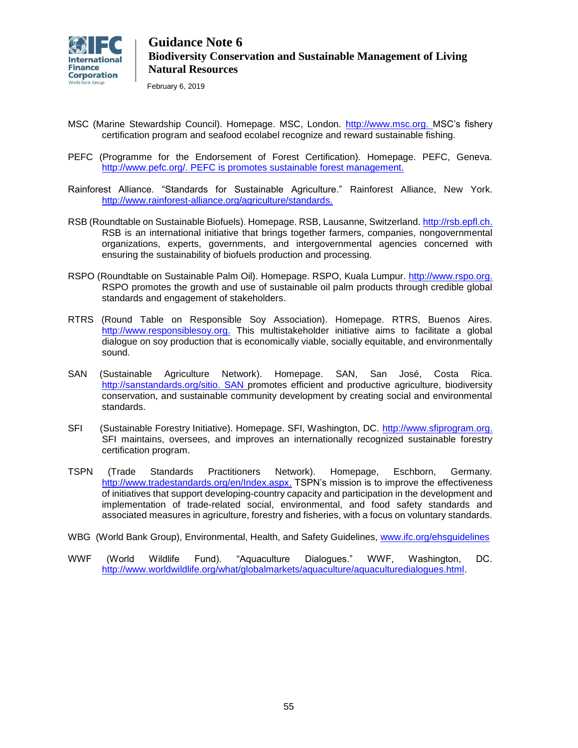MSC (Marine Stewardship Council). Homepage. MSC, London. http://www.msc.org. MSC's fishery certification program and seafood ecolabel recognize and reward sustainable fishing.

PEFC (Programme for the Endorsement of Forest Certification). Homepage. PEFC, Geneva. http://www.pefc.org/. PEFC is promotes sustainable forest management.

Rainforest Alliance. "Standards for Sustainable Agriculture." Rainforest Alliance, New York. http://www.rainforest-alliance.org/agriculture/standards.

RSB (Roundtable on Sustainable Biofuels). Homepage. RSB, Lausanne, Switzerland. http://rsb.epfl.ch. RSB is an international initiative that brings together farmers, companies, nongovernmental organizations, experts, governments, and intergovernmental agencies concerned with ensuring the sustainability of biofuels production and processing.

RSPO (Roundtable on Sustainable Palm Oil). Homepage. RSPO, Kuala Lumpur. http://www.rspo.org. RSPO promotes the growth and use of sustainable oil palm products through credible global standards and engagement of stakeholders.

RTRS (Round Table on Responsible Soy Association). Homepage. RTRS, Buenos Aires. http://www.responsiblesoy.org. This multistakeholder initiative aims to facilitate a global dialogue on soy production that is economically viable, socially equitable, and environmentally sound.

SAN (Sustainable Agriculture Network). Homepage. SAN, San José, Costa Rica. http://sanstandards.org/sitio. SAN promotes efficient and productive agriculture, biodiversity conservation, and sustainable community development by creating social and environmental standards.

SFI (Sustainable Forestry Initiative). Homepage. SFI, Washington, DC. http://www.sfiprogram.org. SFI maintains, oversees, and improves an internationally recognized sustainable forestry certification program.

TSPN (Trade Standards Practitioners Network). Homepage, Eschborn, Germany. http://www.tradestandards.org/en/Index.aspx. TSPN's mission is to improve the effectiveness of initiatives that support developing-country capacity and participation in the development and implementation of trade-related social, environmental, and food safety standards and associated measures in agriculture, forestry and fisheries, with a focus on voluntary standards.

WBG (World Bank Group), Environmental, Health, and Safety Guidelines, www.ifc.org/ehsguidelines

WWF (World Wildlife Fund). "Aquaculture Dialogues." WWF, Washington, DC. http://www.worldwildlife.org/what/globalmarkets/aquaculture/aquaculturedialogues.html.